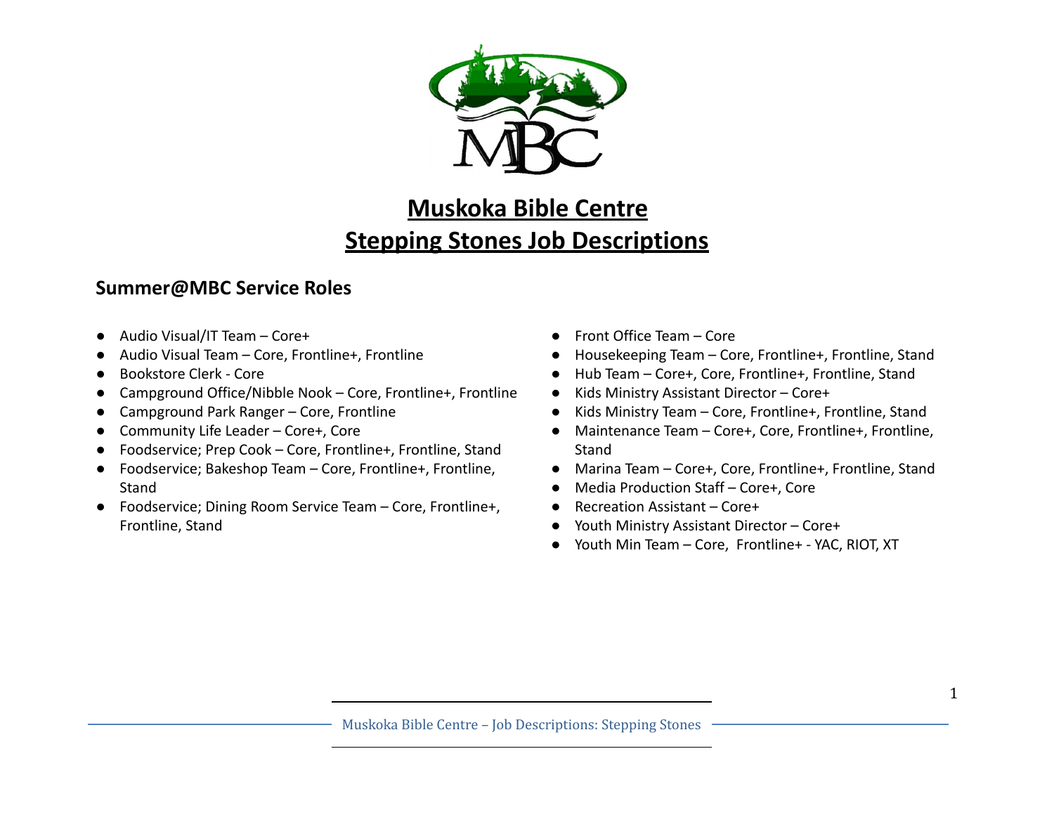# Muskoka Bible Centre
# Stepping Stones Job Descriptions

## Summer@MBC Service Roles

- Audio Visual/IT Team – Core+
- Audio Visual Team – Core, Frontline+, Frontline
- Bookstore Clerk - Core
- Campground Office/Nibble Nook – Core, Frontline+, Frontline
- Campground Park Ranger – Core, Frontline
- Community Life Leader – Core+, Core
- Foodservice; Prep Cook – Core, Frontline+, Frontline, Stand
- Foodservice; Bakeshop Team – Core, Frontline+, Frontline, Stand
- Foodservice; Dining Room Service Team – Core, Frontline+, Frontline, Stand
- Front Office Team – Core
- Housekeeping Team – Core, Frontline+, Frontline, Stand
- Hub Team – Core+, Core, Frontline+, Frontline, Stand
- Kids Ministry Assistant Director – Core+
- Kids Ministry Team – Core, Frontline+, Frontline, Stand
- Maintenance Team – Core+, Core, Frontline+, Frontline, Stand
- Marina Team – Core+, Core, Frontline+, Frontline, Stand
- Media Production Staff – Core+, Core
- Recreation Assistant – Core+
- Youth Ministry Assistant Director – Core+
- Youth Min Team – Core, Frontline+ - YAC, RIOT, XT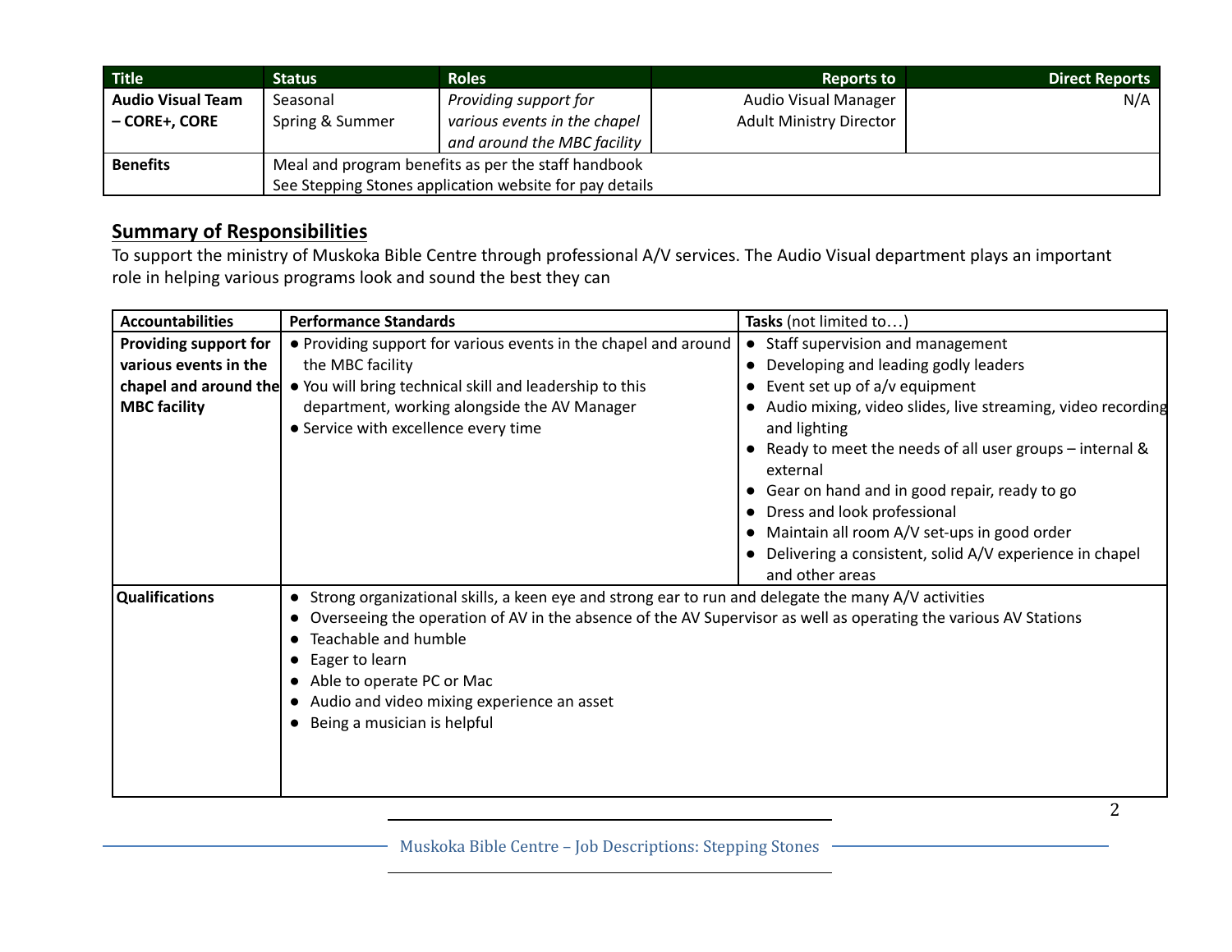| Title | Status | Roles | Reports to | Direct Reports |
|---|---|---|---|---|
| **Audio Visual Team – CORE+, CORE** | Seasonal<br>Spring & Summer | *Providing support for various events in the chapel and around the MBC facility* | Audio Visual Manager<br>Adult Ministry Director | N/A |
| **Benefits** | Meal and program benefits as per the staff handbook<br>See Stepping Stones application website for pay details | | | |

## Summary of Responsibilities

To support the ministry of Muskoka Bible Centre through professional A/V services. The Audio Visual department plays an important role in helping various programs look and sound the best they can

| Accountabilities | Performance Standards | Tasks (not limited to…) |
|---|---|---|
| **Providing support for various events in the chapel and around the MBC facility** | • Providing support for various events in the chapel and around the MBC facility<br>• You will bring technical skill and leadership to this department, working alongside the AV Manager<br>• Service with excellence every time | • Staff supervision and management<br>• Developing and leading godly leaders<br>• Event set up of a/v equipment<br>• Audio mixing, video slides, live streaming, video recording and lighting<br>• Ready to meet the needs of all user groups – internal & external<br>• Gear on hand and in good repair, ready to go<br>• Dress and look professional<br>• Maintain all room A/V set-ups in good order<br>• Delivering a consistent, solid A/V experience in chapel and other areas |
| **Qualifications** | • Strong organizational skills, a keen eye and strong ear to run and delegate the many A/V activities<br>• Overseeing the operation of AV in the absence of the AV Supervisor as well as operating the various AV Stations<br>• Teachable and humble<br>• Eager to learn<br>• Able to operate PC or Mac<br>• Audio and video mixing experience an asset<br>• Being a musician is helpful | |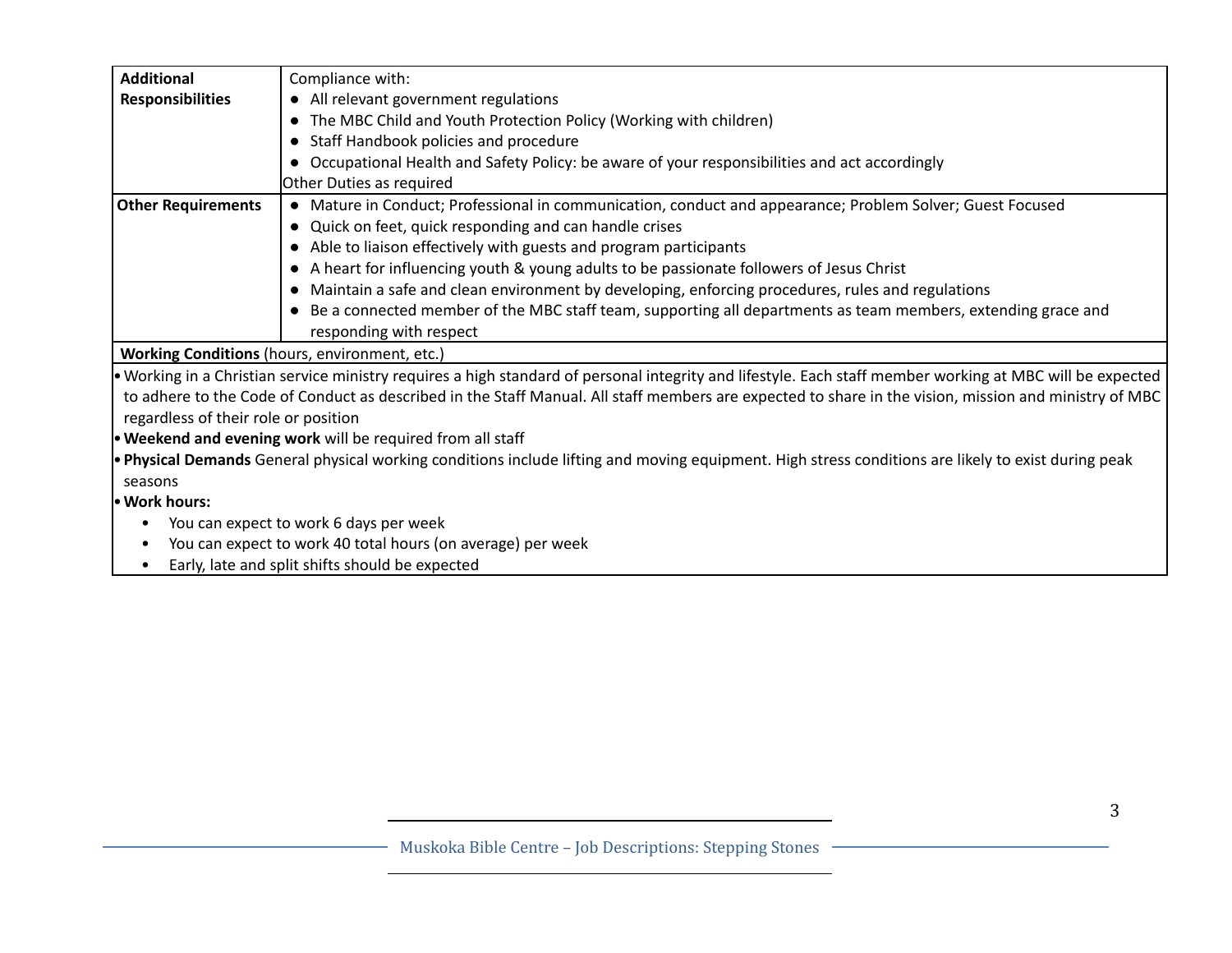| | |
|---|---|
| **Additional Responsibilities** | Compliance with:<br>● All relevant government regulations<br>● The MBC Child and Youth Protection Policy (Working with children)<br>● Staff Handbook policies and procedure<br>● Occupational Health and Safety Policy: be aware of your responsibilities and act accordingly<br>Other Duties as required |
| **Other Requirements** | ● Mature in Conduct; Professional in communication, conduct and appearance; Problem Solver; Guest Focused<br>● Quick on feet, quick responding and can handle crises<br>● Able to liaison effectively with guests and program participants<br>● A heart for influencing youth & young adults to be passionate followers of Jesus Christ<br>● Maintain a safe and clean environment by developing, enforcing procedures, rules and regulations<br>● Be a connected member of the MBC staff team, supporting all departments as team members, extending grace and responding with respect |

**Working Conditions** (hours, environment, etc.)

- Working in a Christian service ministry requires a high standard of personal integrity and lifestyle. Each staff member working at MBC will be expected to adhere to the Code of Conduct as described in the Staff Manual. All staff members are expected to share in the vision, mission and ministry of MBC regardless of their role or position
- **Weekend and evening work** will be required from all staff
- **Physical Demands** General physical working conditions include lifting and moving equipment. High stress conditions are likely to exist during peak seasons
- **Work hours:**
  - You can expect to work 6 days per week
  - You can expect to work 40 total hours (on average) per week
  - Early, late and split shifts should be expected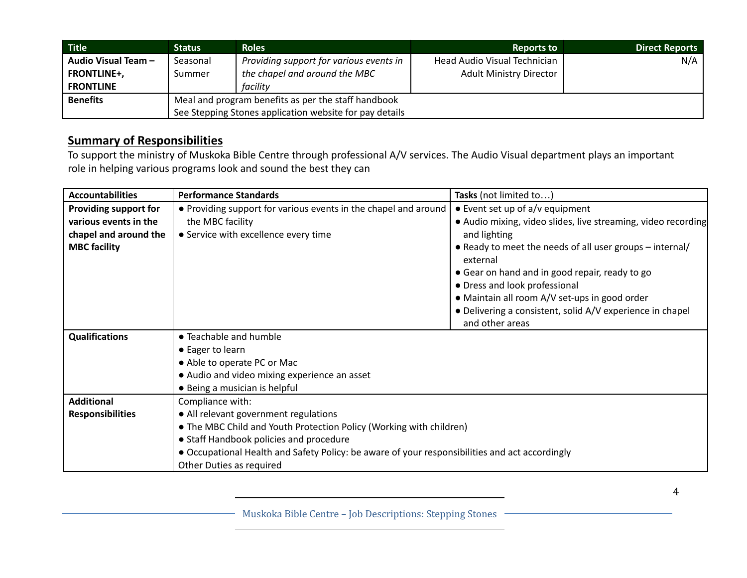| Title | Status | Roles | Reports to | Direct Reports |
|---|---|---|---|---|
| **Audio Visual Team – FRONTLINE+, FRONTLINE** | Seasonal Summer | *Providing support for various events in the chapel and around the MBC facility* | Head Audio Visual Technician<br>Adult Ministry Director | N/A |
| **Benefits** | Meal and program benefits as per the staff handbook<br>See Stepping Stones application website for pay details | | | |

## Summary of Responsibilities

To support the ministry of Muskoka Bible Centre through professional A/V services. The Audio Visual department plays an important role in helping various programs look and sound the best they can

| Accountabilities | Performance Standards | Tasks (not limited to…) |
|---|---|---|
| **Providing support for various events in the chapel and around the MBC facility** | ● Providing support for various events in the chapel and around the MBC facility<br>● Service with excellence every time | ● Event set up of a/v equipment<br>● Audio mixing, video slides, live streaming, video recording and lighting<br>● Ready to meet the needs of all user groups – internal/ external<br>● Gear on hand and in good repair, ready to go<br>● Dress and look professional<br>● Maintain all room A/V set-ups in good order<br>● Delivering a consistent, solid A/V experience in chapel and other areas |
| **Qualifications** | ● Teachable and humble<br>● Eager to learn<br>● Able to operate PC or Mac<br>● Audio and video mixing experience an asset<br>● Being a musician is helpful | |
| **Additional Responsibilities** | Compliance with:<br>● All relevant government regulations<br>● The MBC Child and Youth Protection Policy (Working with children)<br>● Staff Handbook policies and procedure<br>● Occupational Health and Safety Policy: be aware of your responsibilities and act accordingly<br>Other Duties as required | |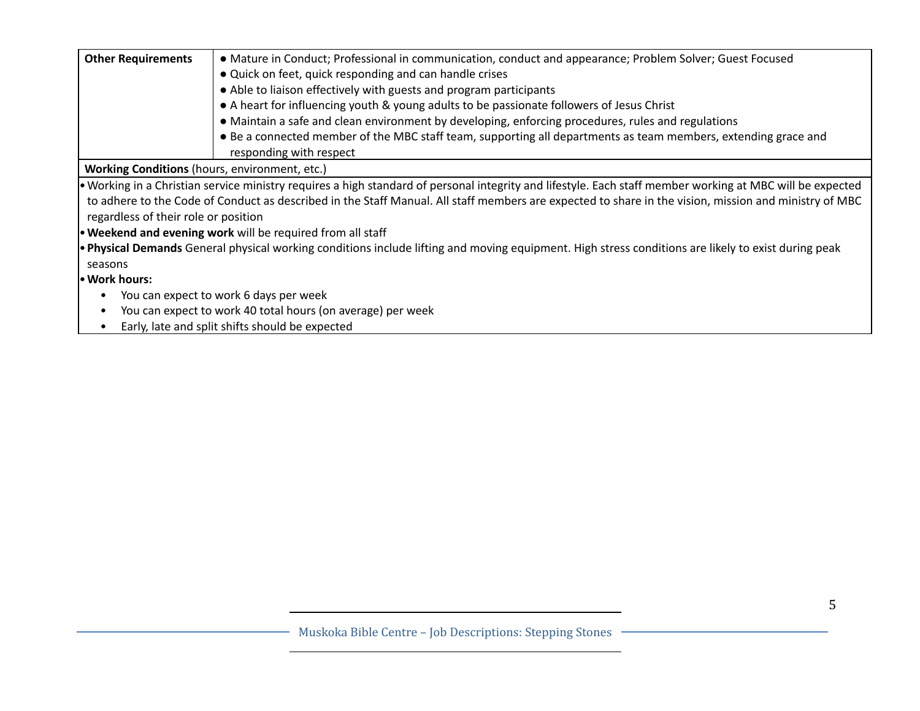| | |
|---|---|
| **Other Requirements** | ● Mature in Conduct; Professional in communication, conduct and appearance; Problem Solver; Guest Focused<br>● Quick on feet, quick responding and can handle crises<br>● Able to liaison effectively with guests and program participants<br>● A heart for influencing youth & young adults to be passionate followers of Jesus Christ<br>● Maintain a safe and clean environment by developing, enforcing procedures, rules and regulations<br>● Be a connected member of the MBC staff team, supporting all departments as team members, extending grace and responding with respect |

**Working Conditions** (hours, environment, etc.)

- Working in a Christian service ministry requires a high standard of personal integrity and lifestyle. Each staff member working at MBC will be expected to adhere to the Code of Conduct as described in the Staff Manual. All staff members are expected to share in the vision, mission and ministry of MBC regardless of their role or position
- **Weekend and evening work** will be required from all staff
- **Physical Demands** General physical working conditions include lifting and moving equipment. High stress conditions are likely to exist during peak seasons
- **Work hours:**
  - You can expect to work 6 days per week
  - You can expect to work 40 total hours (on average) per week
  - Early, late and split shifts should be expected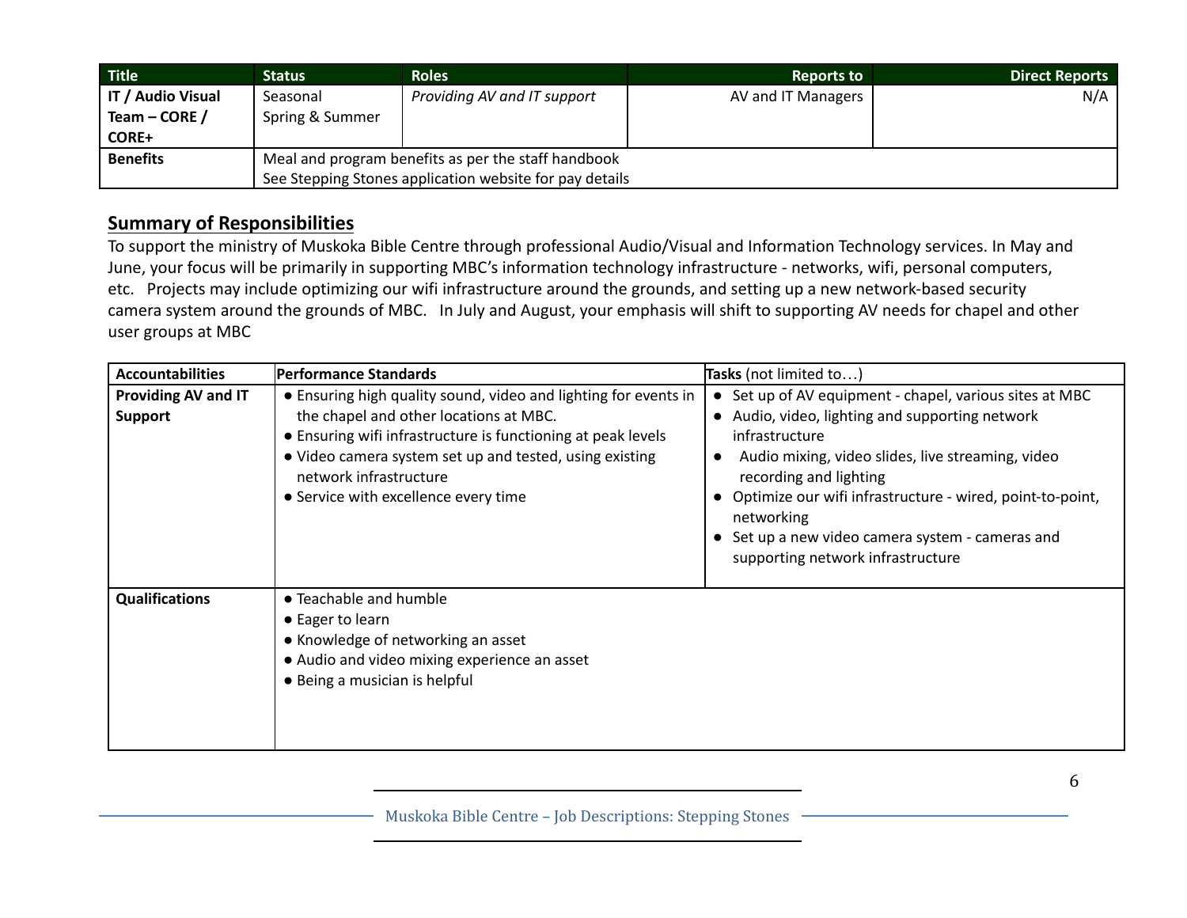| Title | Status | Roles | Reports to | Direct Reports |
|---|---|---|---|---|
| **IT / Audio Visual Team – CORE / CORE+** | Seasonal<br>Spring & Summer | *Providing AV and IT support* | AV and IT Managers | N/A |
| **Benefits** | Meal and program benefits as per the staff handbook<br>See Stepping Stones application website for pay details | | | |

## Summary of Responsibilities

To support the ministry of Muskoka Bible Centre through professional Audio/Visual and Information Technology services. In May and June, your focus will be primarily in supporting MBC's information technology infrastructure - networks, wifi, personal computers, etc. Projects may include optimizing our wifi infrastructure around the grounds, and setting up a new network-based security camera system around the grounds of MBC. In July and August, your emphasis will shift to supporting AV needs for chapel and other user groups at MBC

| Accountabilities | Performance Standards | Tasks (not limited to…) |
|---|---|---|
| **Providing AV and IT Support** | • Ensuring high quality sound, video and lighting for events in the chapel and other locations at MBC.<br>• Ensuring wifi infrastructure is functioning at peak levels<br>• Video camera system set up and tested, using existing network infrastructure<br>• Service with excellence every time | • Set up of AV equipment - chapel, various sites at MBC<br>• Audio, video, lighting and supporting network infrastructure<br>• Audio mixing, video slides, live streaming, video recording and lighting<br>• Optimize our wifi infrastructure - wired, point-to-point, networking<br>• Set up a new video camera system - cameras and supporting network infrastructure |
| **Qualifications** | • Teachable and humble<br>• Eager to learn<br>• Knowledge of networking an asset<br>• Audio and video mixing experience an asset<br>• Being a musician is helpful | |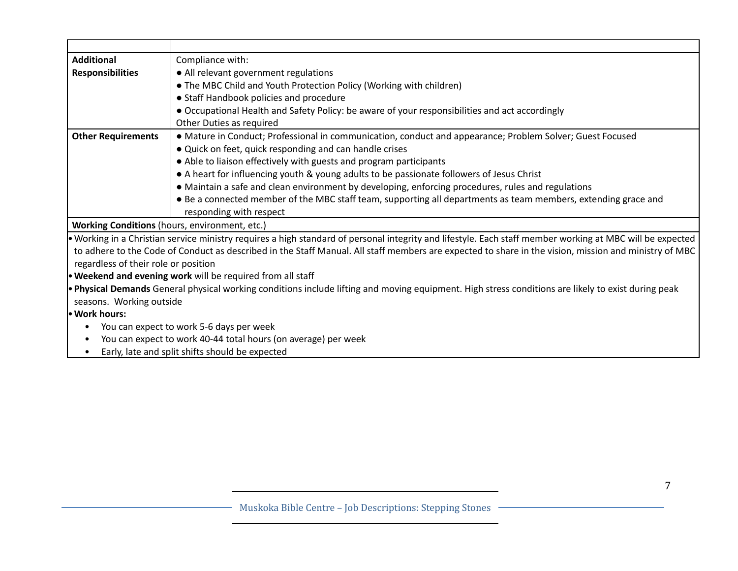| | |
|---|---|
| **Additional Responsibilities** | Compliance with:<br>● All relevant government regulations<br>● The MBC Child and Youth Protection Policy (Working with children)<br>● Staff Handbook policies and procedure<br>● Occupational Health and Safety Policy: be aware of your responsibilities and act accordingly<br>Other Duties as required |
| **Other Requirements** | ● Mature in Conduct; Professional in communication, conduct and appearance; Problem Solver; Guest Focused<br>● Quick on feet, quick responding and can handle crises<br>● Able to liaison effectively with guests and program participants<br>● A heart for influencing youth & young adults to be passionate followers of Jesus Christ<br>● Maintain a safe and clean environment by developing, enforcing procedures, rules and regulations<br>● Be a connected member of the MBC staff team, supporting all departments as team members, extending grace and responding with respect |

**Working Conditions** (hours, environment, etc.)

- Working in a Christian service ministry requires a high standard of personal integrity and lifestyle. Each staff member working at MBC will be expected to adhere to the Code of Conduct as described in the Staff Manual. All staff members are expected to share in the vision, mission and ministry of MBC regardless of their role or position
- **Weekend and evening work** will be required from all staff
- **Physical Demands** General physical working conditions include lifting and moving equipment. High stress conditions are likely to exist during peak seasons. Working outside
- **Work hours:**
  - You can expect to work 5-6 days per week
  - You can expect to work 40-44 total hours (on average) per week
  - Early, late and split shifts should be expected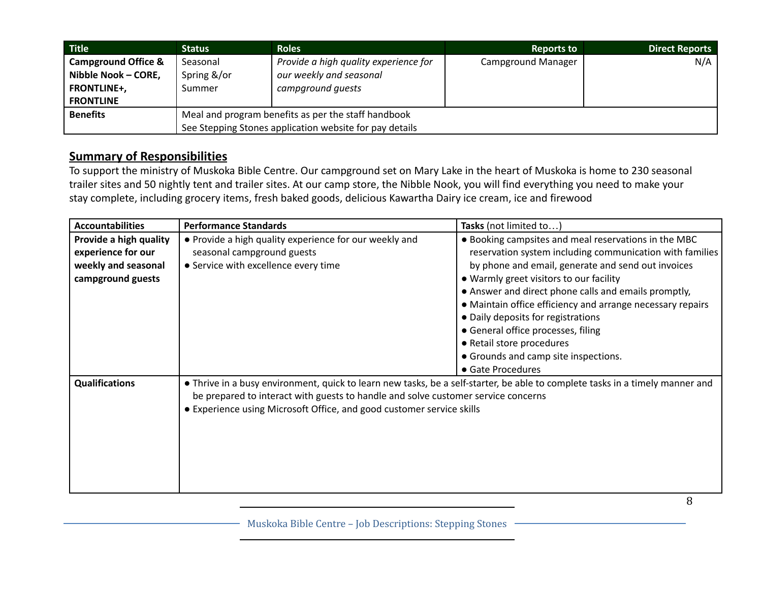| Title | Status | Roles | Reports to | Direct Reports |
|---|---|---|---|---|
| **Campground Office & Nibble Nook – CORE, FRONTLINE+, FRONTLINE** | Seasonal Spring &/or Summer | *Provide a high quality experience for our weekly and seasonal campground guests* | Campground Manager | N/A |
| **Benefits** | Meal and program benefits as per the staff handbook<br>See Stepping Stones application website for pay details | | | |

## Summary of Responsibilities

To support the ministry of Muskoka Bible Centre. Our campground set on Mary Lake in the heart of Muskoka is home to 230 seasonal trailer sites and 50 nightly tent and trailer sites. At our camp store, the Nibble Nook, you will find everything you need to make your stay complete, including grocery items, fresh baked goods, delicious Kawartha Dairy ice cream, ice and firewood

| Accountabilities | Performance Standards | Tasks (not limited to…) |
|---|---|---|
| **Provide a high quality experience for our weekly and seasonal campground guests** | ● Provide a high quality experience for our weekly and seasonal campground guests<br>● Service with excellence every time | ● Booking campsites and meal reservations in the MBC reservation system including communication with families by phone and email, generate and send out invoices<br>● Warmly greet visitors to our facility<br>● Answer and direct phone calls and emails promptly,<br>● Maintain office efficiency and arrange necessary repairs<br>● Daily deposits for registrations<br>● General office processes, filing<br>● Retail store procedures<br>● Grounds and camp site inspections.<br>● Gate Procedures |
| **Qualifications** | ● Thrive in a busy environment, quick to learn new tasks, be a self-starter, be able to complete tasks in a timely manner and be prepared to interact with guests to handle and solve customer service concerns<br>● Experience using Microsoft Office, and good customer service skills | |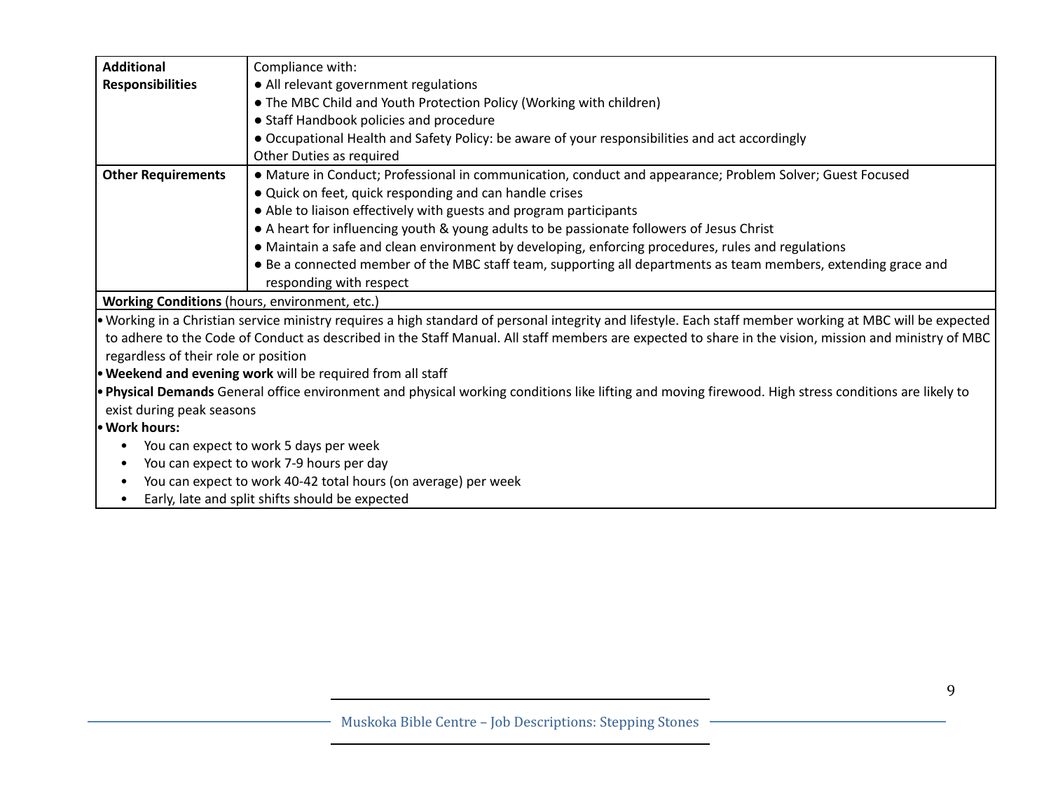| | |
|---|---|
| **Additional Responsibilities** | Compliance with:<br>● All relevant government regulations<br>● The MBC Child and Youth Protection Policy (Working with children)<br>● Staff Handbook policies and procedure<br>● Occupational Health and Safety Policy: be aware of your responsibilities and act accordingly<br>Other Duties as required |
| **Other Requirements** | ● Mature in Conduct; Professional in communication, conduct and appearance; Problem Solver; Guest Focused<br>● Quick on feet, quick responding and can handle crises<br>● Able to liaison effectively with guests and program participants<br>● A heart for influencing youth & young adults to be passionate followers of Jesus Christ<br>● Maintain a safe and clean environment by developing, enforcing procedures, rules and regulations<br>● Be a connected member of the MBC staff team, supporting all departments as team members, extending grace and responding with respect |

**Working Conditions** (hours, environment, etc.)

- Working in a Christian service ministry requires a high standard of personal integrity and lifestyle. Each staff member working at MBC will be expected to adhere to the Code of Conduct as described in the Staff Manual. All staff members are expected to share in the vision, mission and ministry of MBC regardless of their role or position
- **Weekend and evening work** will be required from all staff
- **Physical Demands** General office environment and physical working conditions like lifting and moving firewood. High stress conditions are likely to exist during peak seasons
- **Work hours:**
  - You can expect to work 5 days per week
  - You can expect to work 7-9 hours per day
  - You can expect to work 40-42 total hours (on average) per week
  - Early, late and split shifts should be expected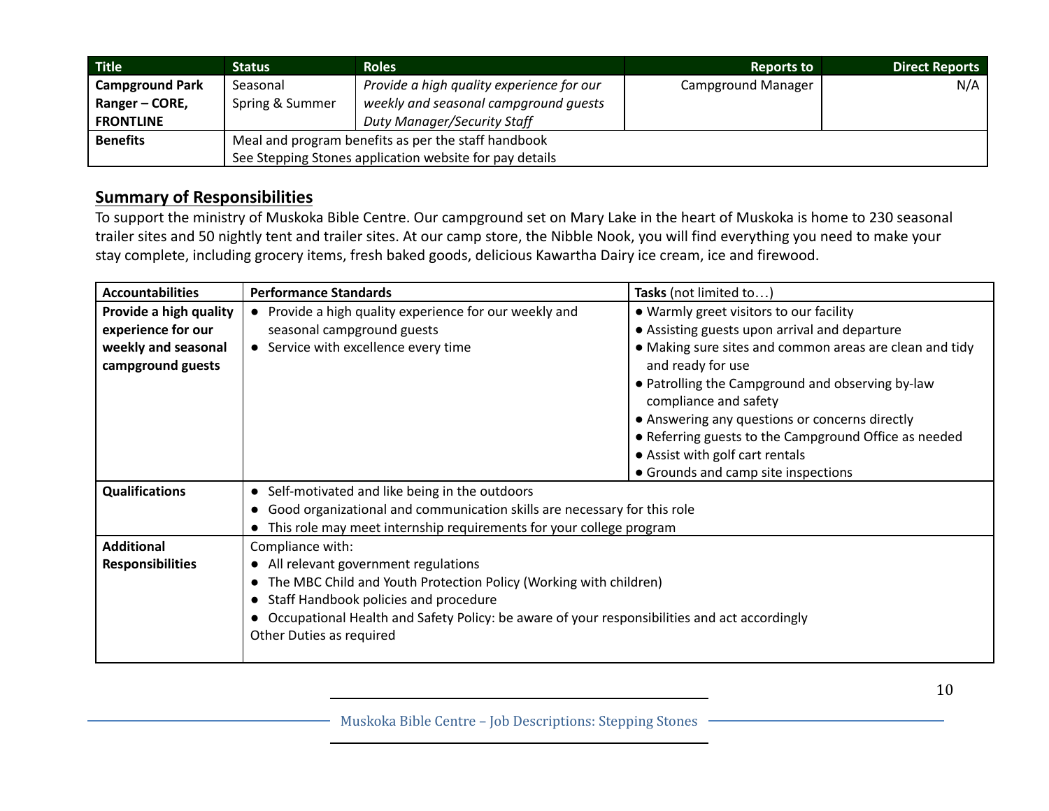| Title | Status | Roles | Reports to | Direct Reports |
|---|---|---|---|---|
| **Campground Park Ranger – CORE, FRONTLINE** | Seasonal Spring & Summer | *Provide a high quality experience for our weekly and seasonal campground guests Duty Manager/Security Staff* | Campground Manager | N/A |
| **Benefits** | Meal and program benefits as per the staff handbook<br>See Stepping Stones application website for pay details | | | |

## Summary of Responsibilities

To support the ministry of Muskoka Bible Centre. Our campground set on Mary Lake in the heart of Muskoka is home to 230 seasonal trailer sites and 50 nightly tent and trailer sites. At our camp store, the Nibble Nook, you will find everything you need to make your stay complete, including grocery items, fresh baked goods, delicious Kawartha Dairy ice cream, ice and firewood.

| **Accountabilities** | **Performance Standards** | **Tasks** (not limited to…) |
|---|---|---|
| **Provide a high quality experience for our weekly and seasonal campground guests** | • Provide a high quality experience for our weekly and seasonal campground guests<br>• Service with excellence every time | • Warmly greet visitors to our facility<br>• Assisting guests upon arrival and departure<br>• Making sure sites and common areas are clean and tidy and ready for use<br>• Patrolling the Campground and observing by-law compliance and safety<br>• Answering any questions or concerns directly<br>• Referring guests to the Campground Office as needed<br>• Assist with golf cart rentals<br>• Grounds and camp site inspections |
| **Qualifications** | • Self-motivated and like being in the outdoors<br>• Good organizational and communication skills are necessary for this role<br>• This role may meet internship requirements for your college program | |
| **Additional Responsibilities** | Compliance with:<br>• All relevant government regulations<br>• The MBC Child and Youth Protection Policy (Working with children)<br>• Staff Handbook policies and procedure<br>• Occupational Health and Safety Policy: be aware of your responsibilities and act accordingly<br>Other Duties as required | |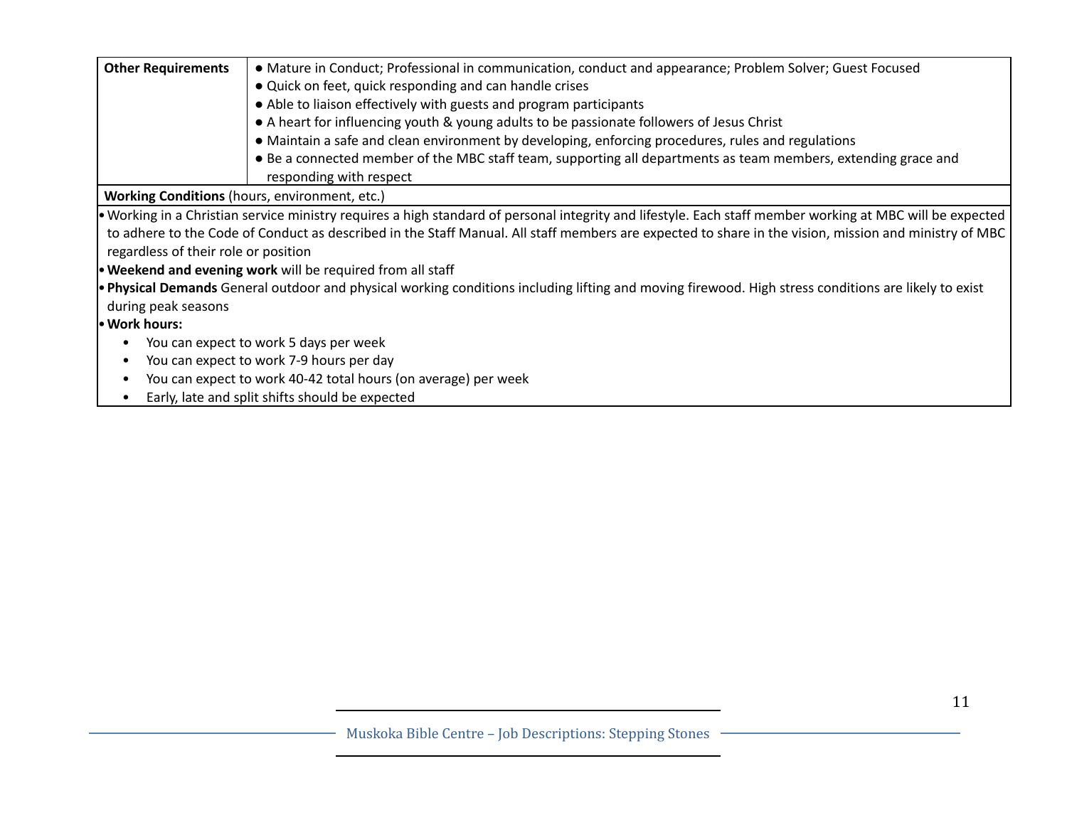| **Other Requirements** | ● Mature in Conduct; Professional in communication, conduct and appearance; Problem Solver; Guest Focused<br>● Quick on feet, quick responding and can handle crises<br>● Able to liaison effectively with guests and program participants<br>● A heart for influencing youth & young adults to be passionate followers of Jesus Christ<br>● Maintain a safe and clean environment by developing, enforcing procedures, rules and regulations<br>● Be a connected member of the MBC staff team, supporting all departments as team members, extending grace and responding with respect |
|---|---|

**Working Conditions** (hours, environment, etc.)

- Working in a Christian service ministry requires a high standard of personal integrity and lifestyle. Each staff member working at MBC will be expected to adhere to the Code of Conduct as described in the Staff Manual. All staff members are expected to share in the vision, mission and ministry of MBC regardless of their role or position
- **Weekend and evening work** will be required from all staff
- **Physical Demands** General outdoor and physical working conditions including lifting and moving firewood. High stress conditions are likely to exist during peak seasons
- **Work hours:**
  - You can expect to work 5 days per week
  - You can expect to work 7-9 hours per day
  - You can expect to work 40-42 total hours (on average) per week
  - Early, late and split shifts should be expected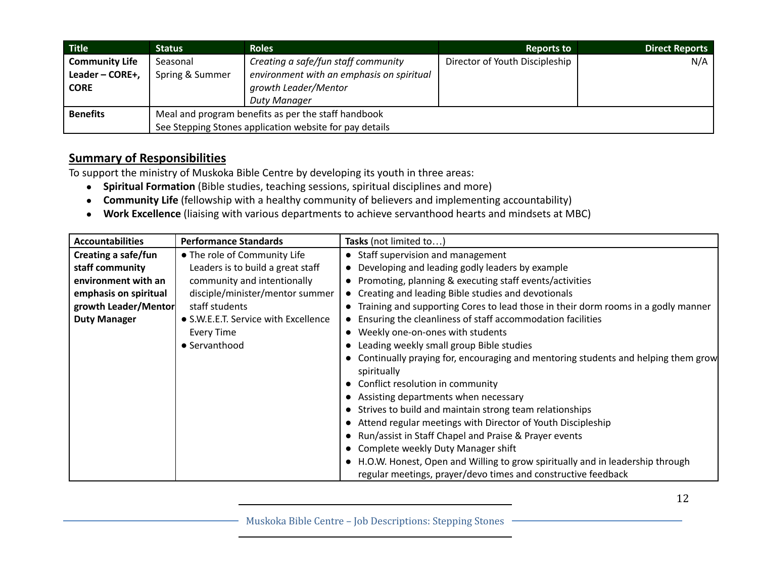| Title | Status | Roles | Reports to | Direct Reports |
|---|---|---|---|---|
| **Community Life Leader – CORE+, CORE** | Seasonal<br>Spring & Summer | *Creating a safe/fun staff community environment with an emphasis on spiritual growth Leader/Mentor*<br>*Duty Manager* | Director of Youth Discipleship | N/A |
| **Benefits** | Meal and program benefits as per the staff handbook<br>See Stepping Stones application website for pay details | | | |

## Summary of Responsibilities

To support the ministry of Muskoka Bible Centre by developing its youth in three areas:

- **Spiritual Formation** (Bible studies, teaching sessions, spiritual disciplines and more)
- **Community Life** (fellowship with a healthy community of believers and implementing accountability)
- **Work Excellence** (liaising with various departments to achieve servanthood hearts and mindsets at MBC)

| Accountabilities | Performance Standards | Tasks (not limited to…) |
|---|---|---|
| **Creating a safe/fun staff community environment with an emphasis on spiritual growth Leader/Mentor Duty Manager** | • The role of Community Life Leaders is to build a great staff community and intentionally disciple/minister/mentor summer staff students<br>• S.W.E.E.T. Service with Excellence Every Time<br>• Servanthood | • Staff supervision and management<br>• Developing and leading godly leaders by example<br>• Promoting, planning & executing staff events/activities<br>• Creating and leading Bible studies and devotionals<br>• Training and supporting Cores to lead those in their dorm rooms in a godly manner<br>• Ensuring the cleanliness of staff accommodation facilities<br>• Weekly one-on-ones with students<br>• Leading weekly small group Bible studies<br>• Continually praying for, encouraging and mentoring students and helping them grow spiritually<br>• Conflict resolution in community<br>• Assisting departments when necessary<br>• Strives to build and maintain strong team relationships<br>• Attend regular meetings with Director of Youth Discipleship<br>• Run/assist in Staff Chapel and Praise & Prayer events<br>• Complete weekly Duty Manager shift<br>• H.O.W. Honest, Open and Willing to grow spiritually and in leadership through regular meetings, prayer/devo times and constructive feedback |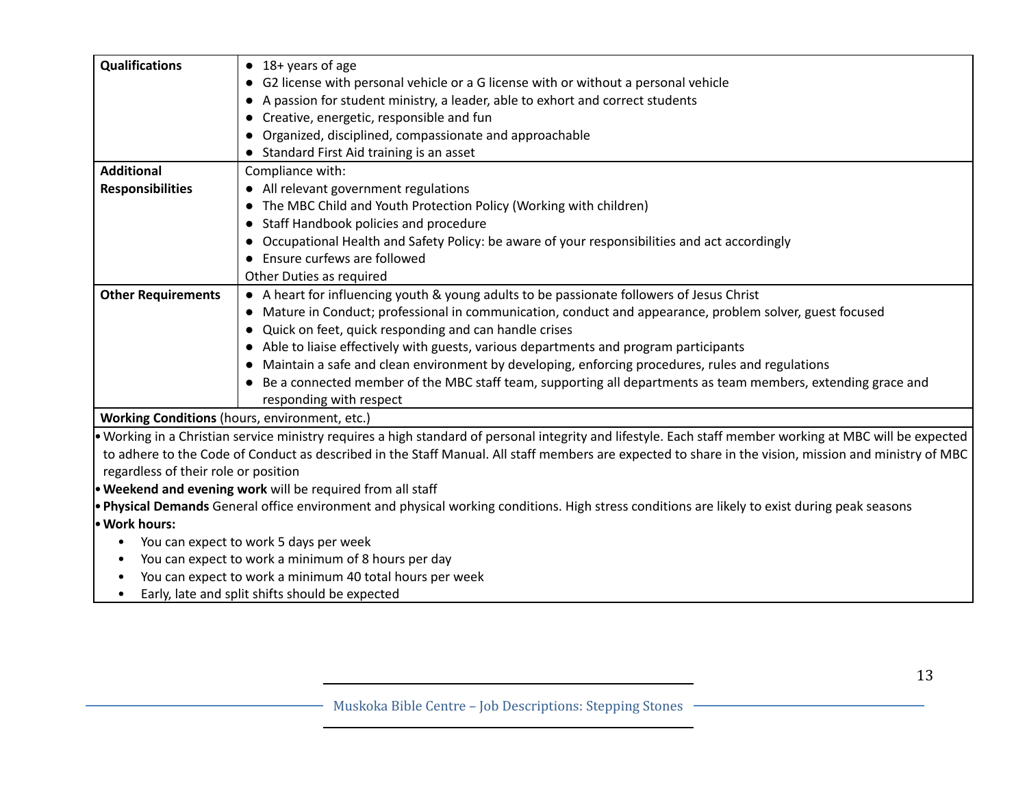| Qualifications | • 18+ years of age<br>• G2 license with personal vehicle or a G license with or without a personal vehicle<br>• A passion for student ministry, a leader, able to exhort and correct students<br>• Creative, energetic, responsible and fun<br>• Organized, disciplined, compassionate and approachable<br>• Standard First Aid training is an asset |
|---|---|
| **Additional Responsibilities** | Compliance with:<br>• All relevant government regulations<br>• The MBC Child and Youth Protection Policy (Working with children)<br>• Staff Handbook policies and procedure<br>• Occupational Health and Safety Policy: be aware of your responsibilities and act accordingly<br>• Ensure curfews are followed<br>Other Duties as required |
| **Other Requirements** | • A heart for influencing youth & young adults to be passionate followers of Jesus Christ<br>• Mature in Conduct; professional in communication, conduct and appearance, problem solver, guest focused<br>• Quick on feet, quick responding and can handle crises<br>• Able to liaise effectively with guests, various departments and program participants<br>• Maintain a safe and clean environment by developing, enforcing procedures, rules and regulations<br>• Be a connected member of the MBC staff team, supporting all departments as team members, extending grace and responding with respect |

**Working Conditions** (hours, environment, etc.)

- Working in a Christian service ministry requires a high standard of personal integrity and lifestyle. Each staff member working at MBC will be expected to adhere to the Code of Conduct as described in the Staff Manual. All staff members are expected to share in the vision, mission and ministry of MBC regardless of their role or position
- **Weekend and evening work** will be required from all staff
- **Physical Demands** General office environment and physical working conditions. High stress conditions are likely to exist during peak seasons
- **Work hours:**
  - You can expect to work 5 days per week
  - You can expect to work a minimum of 8 hours per day
  - You can expect to work a minimum 40 total hours per week
  - Early, late and split shifts should be expected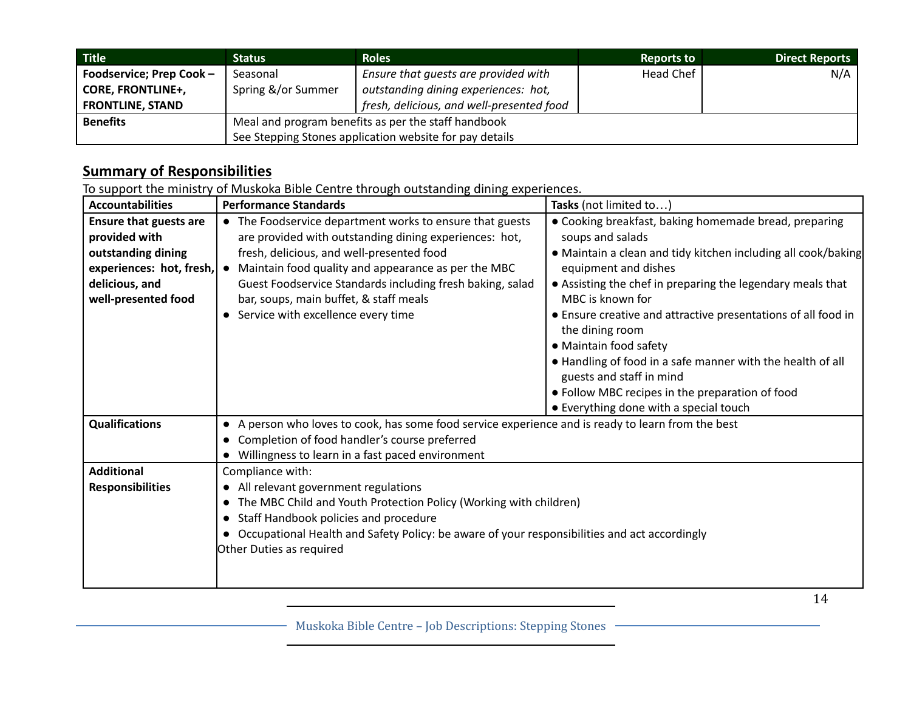| Title | Status | Roles | Reports to | Direct Reports |
|---|---|---|---|---|
| **Foodservice; Prep Cook – CORE, FRONTLINE+, FRONTLINE, STAND** | Seasonal<br>Spring &/or Summer | *Ensure that guests are provided with outstanding dining experiences: hot, fresh, delicious, and well-presented food* | Head Chef | N/A |
| **Benefits** | Meal and program benefits as per the staff handbook<br>See Stepping Stones application website for pay details | | | |

## Summary of Responsibilities

To support the ministry of Muskoka Bible Centre through outstanding dining experiences.

| Accountabilities | Performance Standards | Tasks (not limited to…) |
|---|---|---|
| **Ensure that guests are provided with outstanding dining experiences: hot, fresh, delicious, and well-presented food** | • The Foodservice department works to ensure that guests are provided with outstanding dining experiences: hot, fresh, delicious, and well-presented food<br>• Maintain food quality and appearance as per the MBC Guest Foodservice Standards including fresh baking, salad bar, soups, main buffet, & staff meals<br>• Service with excellence every time | • Cooking breakfast, baking homemade bread, preparing soups and salads<br>• Maintain a clean and tidy kitchen including all cook/baking equipment and dishes<br>• Assisting the chef in preparing the legendary meals that MBC is known for<br>• Ensure creative and attractive presentations of all food in the dining room<br>• Maintain food safety<br>• Handling of food in a safe manner with the health of all guests and staff in mind<br>• Follow MBC recipes in the preparation of food<br>• Everything done with a special touch |
| **Qualifications** | • A person who loves to cook, has some food service experience and is ready to learn from the best<br>• Completion of food handler's course preferred<br>• Willingness to learn in a fast paced environment | |
| **Additional Responsibilities** | Compliance with:<br>• All relevant government regulations<br>• The MBC Child and Youth Protection Policy (Working with children)<br>• Staff Handbook policies and procedure<br>• Occupational Health and Safety Policy: be aware of your responsibilities and act accordingly<br>Other Duties as required | |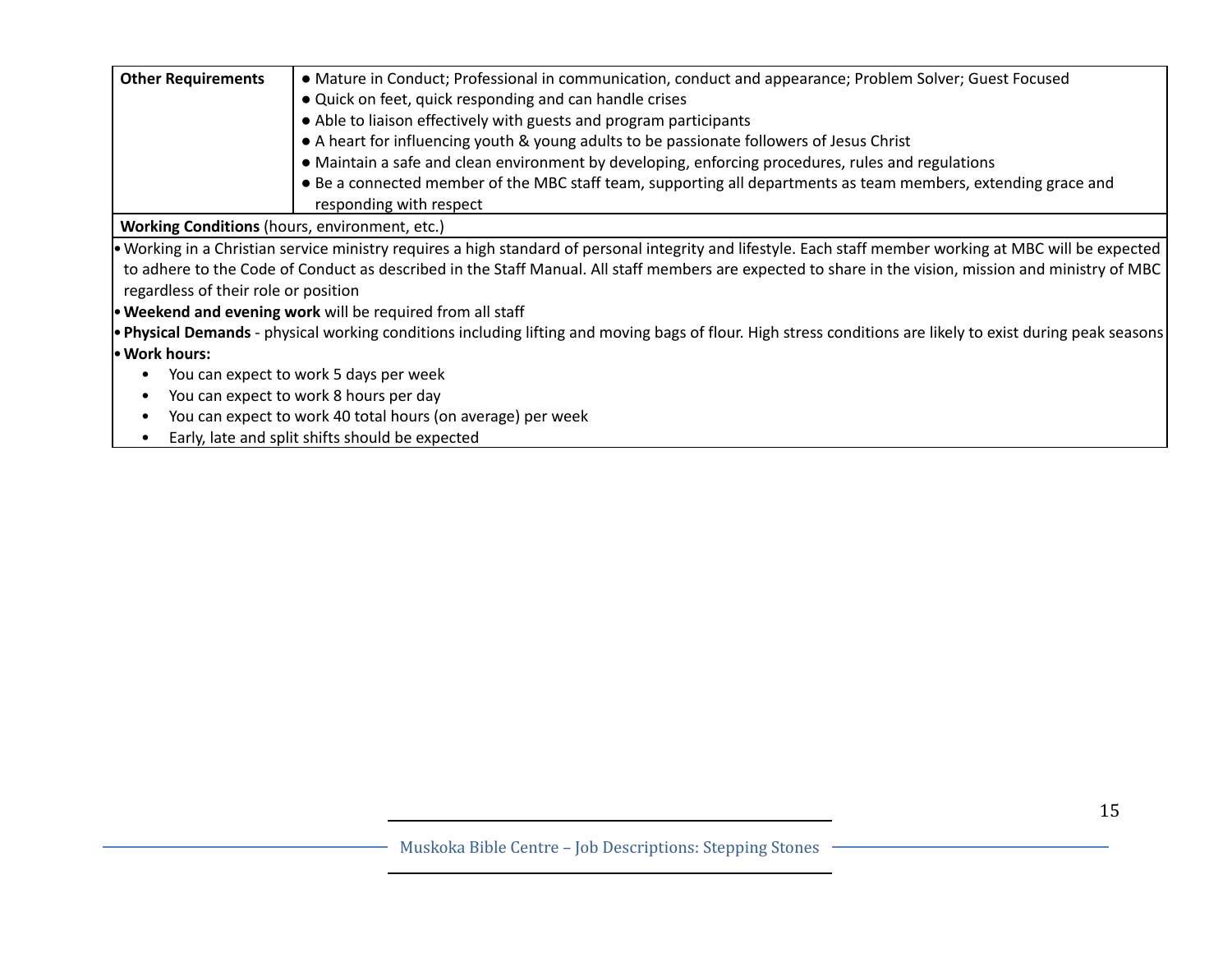| **Other Requirements** | • Mature in Conduct; Professional in communication, conduct and appearance; Problem Solver; Guest Focused<br>• Quick on feet, quick responding and can handle crises<br>• Able to liaison effectively with guests and program participants<br>• A heart for influencing youth & young adults to be passionate followers of Jesus Christ<br>• Maintain a safe and clean environment by developing, enforcing procedures, rules and regulations<br>• Be a connected member of the MBC staff team, supporting all departments as team members, extending grace and responding with respect |
|---|---|

**Working Conditions** (hours, environment, etc.)

- Working in a Christian service ministry requires a high standard of personal integrity and lifestyle. Each staff member working at MBC will be expected to adhere to the Code of Conduct as described in the Staff Manual. All staff members are expected to share in the vision, mission and ministry of MBC regardless of their role or position
- **Weekend and evening work** will be required from all staff
- **Physical Demands** - physical working conditions including lifting and moving bags of flour. High stress conditions are likely to exist during peak seasons
- **Work hours:**
  - You can expect to work 5 days per week
  - You can expect to work 8 hours per day
  - You can expect to work 40 total hours (on average) per week
  - Early, late and split shifts should be expected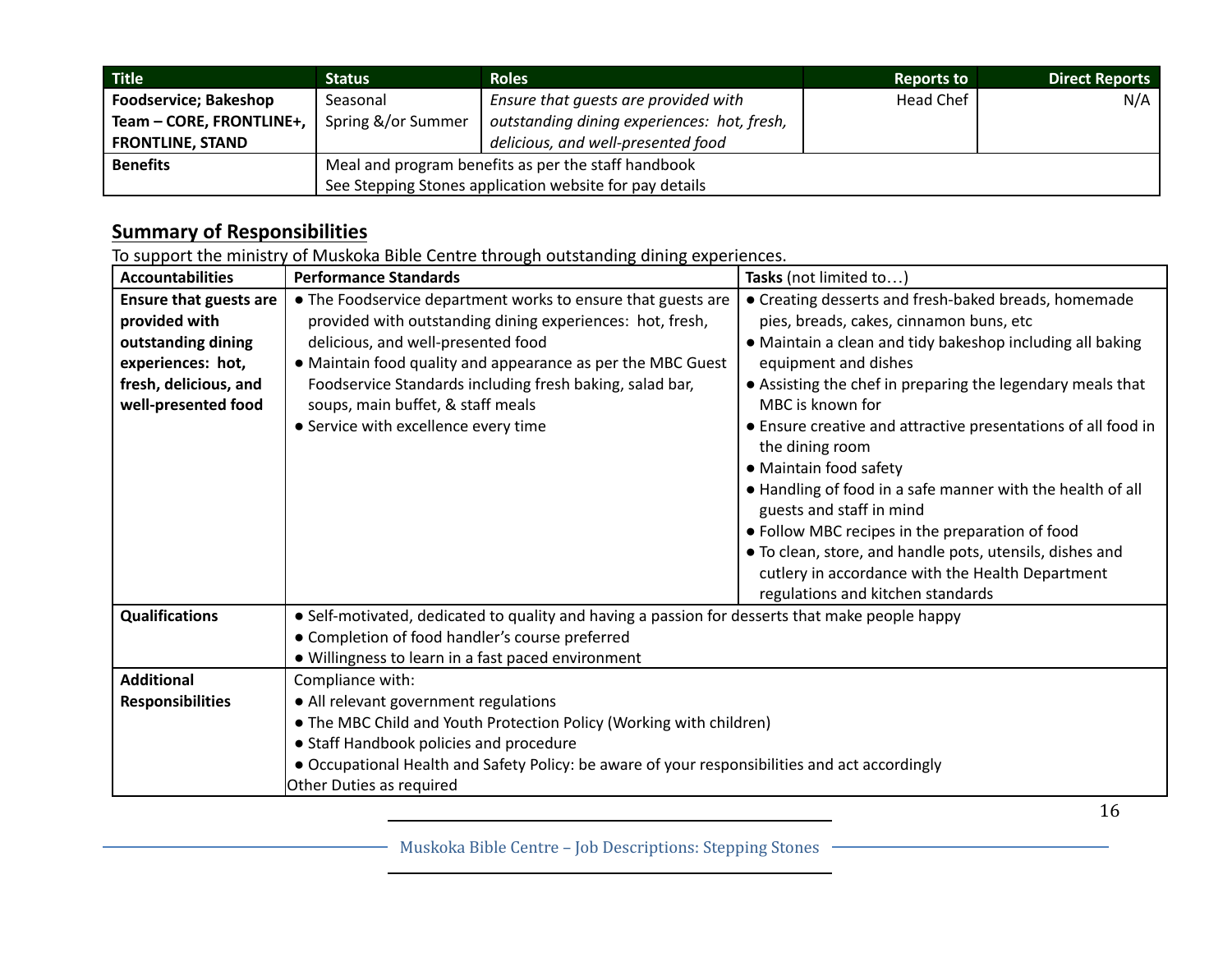| Title | Status | Roles | Reports to | Direct Reports |
|---|---|---|---|---|
| **Foodservice; Bakeshop Team – CORE, FRONTLINE+, FRONTLINE, STAND** | Seasonal<br>Spring &/or Summer | *Ensure that guests are provided with outstanding dining experiences: hot, fresh, delicious, and well-presented food* | Head Chef | N/A |
| **Benefits** | Meal and program benefits as per the staff handbook<br>See Stepping Stones application website for pay details | | | |

## Summary of Responsibilities

To support the ministry of Muskoka Bible Centre through outstanding dining experiences.

| Accountabilities | Performance Standards | Tasks (not limited to…) |
|---|---|---|
| **Ensure that guests are provided with outstanding dining experiences: hot, fresh, delicious, and well-presented food** | ● The Foodservice department works to ensure that guests are provided with outstanding dining experiences: hot, fresh, delicious, and well-presented food<br>● Maintain food quality and appearance as per the MBC Guest Foodservice Standards including fresh baking, salad bar, soups, main buffet, & staff meals<br>● Service with excellence every time | ● Creating desserts and fresh-baked breads, homemade pies, breads, cakes, cinnamon buns, etc<br>● Maintain a clean and tidy bakeshop including all baking equipment and dishes<br>● Assisting the chef in preparing the legendary meals that MBC is known for<br>● Ensure creative and attractive presentations of all food in the dining room<br>● Maintain food safety<br>● Handling of food in a safe manner with the health of all guests and staff in mind<br>● Follow MBC recipes in the preparation of food<br>● To clean, store, and handle pots, utensils, dishes and cutlery in accordance with the Health Department regulations and kitchen standards |
| **Qualifications** | ● Self-motivated, dedicated to quality and having a passion for desserts that make people happy<br>● Completion of food handler's course preferred<br>● Willingness to learn in a fast paced environment | |
| **Additional Responsibilities** | Compliance with:<br>● All relevant government regulations<br>● The MBC Child and Youth Protection Policy (Working with children)<br>● Staff Handbook policies and procedure<br>● Occupational Health and Safety Policy: be aware of your responsibilities and act accordingly<br>Other Duties as required | |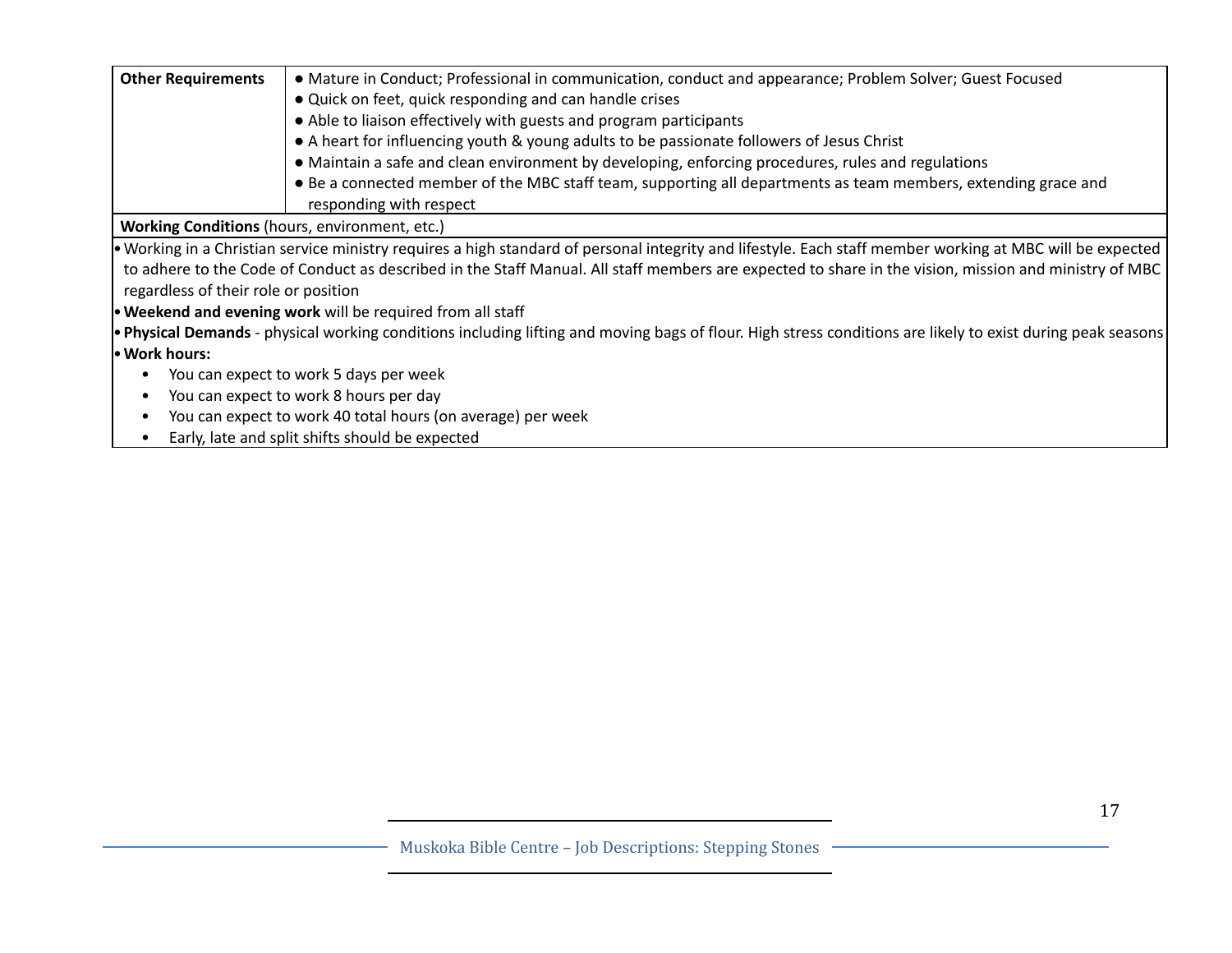| **Other Requirements** | ● Mature in Conduct; Professional in communication, conduct and appearance; Problem Solver; Guest Focused<br>● Quick on feet, quick responding and can handle crises<br>● Able to liaison effectively with guests and program participants<br>● A heart for influencing youth & young adults to be passionate followers of Jesus Christ<br>● Maintain a safe and clean environment by developing, enforcing procedures, rules and regulations<br>● Be a connected member of the MBC staff team, supporting all departments as team members, extending grace and responding with respect |
|---|---|

**Working Conditions** (hours, environment, etc.)

- Working in a Christian service ministry requires a high standard of personal integrity and lifestyle. Each staff member working at MBC will be expected to adhere to the Code of Conduct as described in the Staff Manual. All staff members are expected to share in the vision, mission and ministry of MBC regardless of their role or position
- **Weekend and evening work** will be required from all staff
- **Physical Demands** - physical working conditions including lifting and moving bags of flour. High stress conditions are likely to exist during peak seasons
- **Work hours:**
  - You can expect to work 5 days per week
  - You can expect to work 8 hours per day
  - You can expect to work 40 total hours (on average) per week
  - Early, late and split shifts should be expected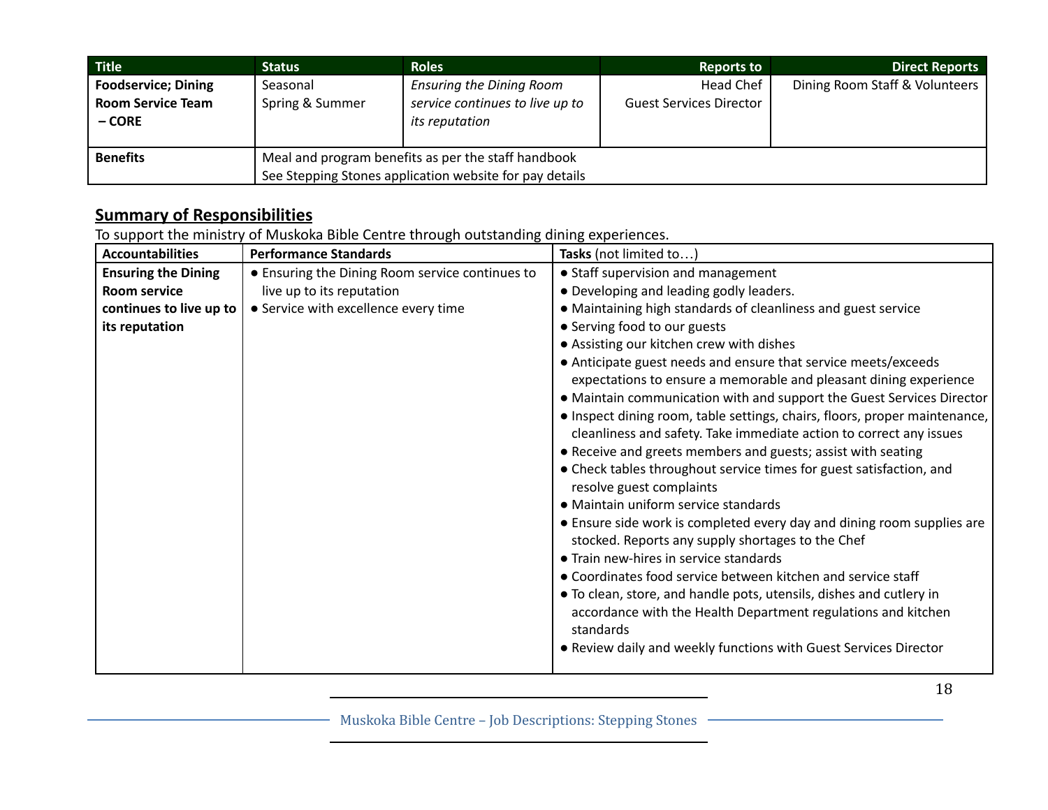| Title | Status | Roles | Reports to | Direct Reports |
|---|---|---|---|---|
| **Foodservice; Dining Room Service Team – CORE** | Seasonal<br>Spring & Summer | *Ensuring the Dining Room service continues to live up to its reputation* | Head Chef<br>Guest Services Director | Dining Room Staff & Volunteers |
| **Benefits** | Meal and program benefits as per the staff handbook<br>See Stepping Stones application website for pay details | | | |

## Summary of Responsibilities

To support the ministry of Muskoka Bible Centre through outstanding dining experiences.

| Accountabilities | Performance Standards | Tasks (not limited to…) |
|---|---|---|
| **Ensuring the Dining Room service continues to live up to its reputation** | ● Ensuring the Dining Room service continues to live up to its reputation<br>● Service with excellence every time | ● Staff supervision and management<br>● Developing and leading godly leaders.<br>● Maintaining high standards of cleanliness and guest service<br>● Serving food to our guests<br>● Assisting our kitchen crew with dishes<br>● Anticipate guest needs and ensure that service meets/exceeds expectations to ensure a memorable and pleasant dining experience<br>● Maintain communication with and support the Guest Services Director<br>● Inspect dining room, table settings, chairs, floors, proper maintenance, cleanliness and safety. Take immediate action to correct any issues<br>● Receive and greets members and guests; assist with seating<br>● Check tables throughout service times for guest satisfaction, and resolve guest complaints<br>● Maintain uniform service standards<br>● Ensure side work is completed every day and dining room supplies are stocked. Reports any supply shortages to the Chef<br>● Train new-hires in service standards<br>● Coordinates food service between kitchen and service staff<br>● To clean, store, and handle pots, utensils, dishes and cutlery in accordance with the Health Department regulations and kitchen standards<br>● Review daily and weekly functions with Guest Services Director |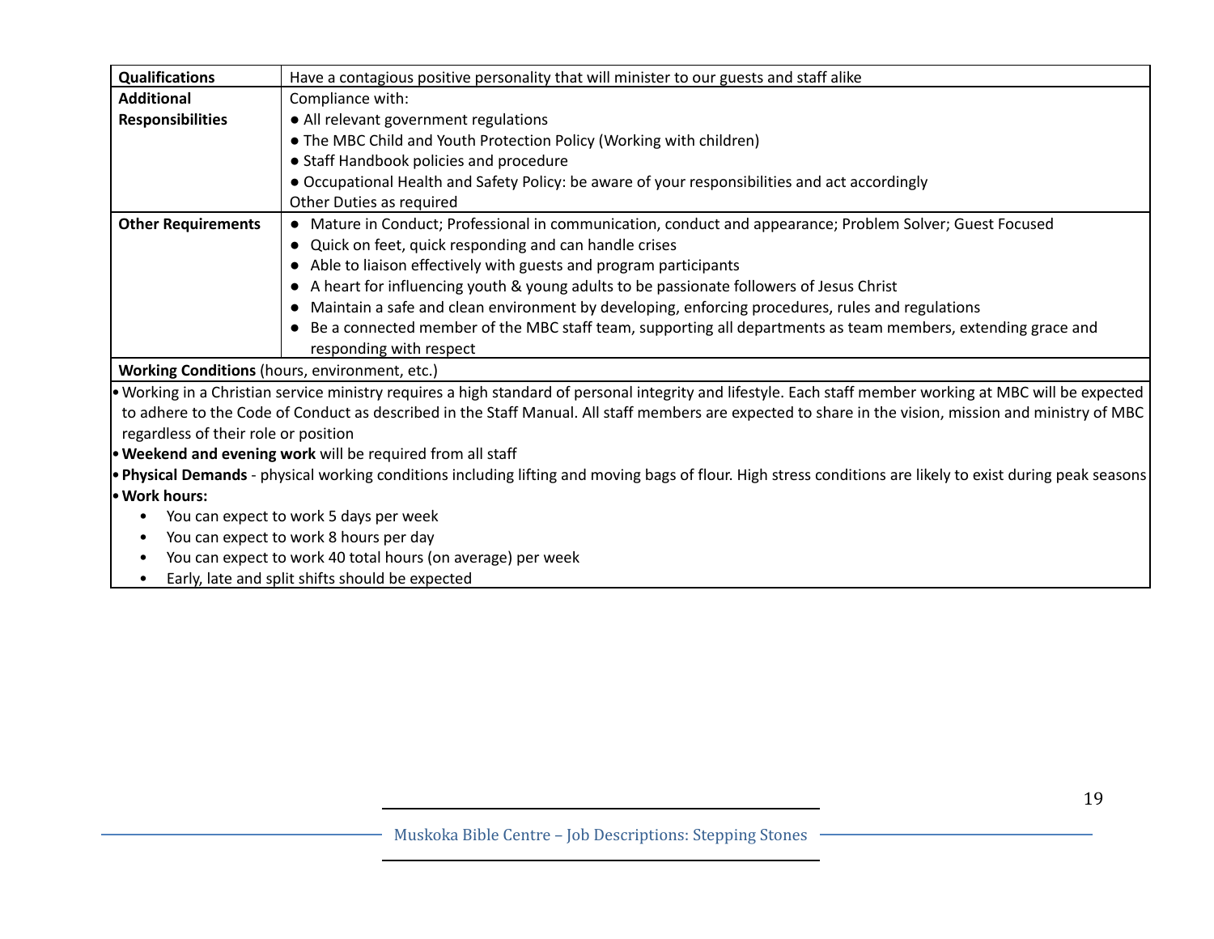| **Qualifications** | Have a contagious positive personality that will minister to our guests and staff alike |
|---|---|
| **Additional Responsibilities** | Compliance with:<br>● All relevant government regulations<br>● The MBC Child and Youth Protection Policy (Working with children)<br>● Staff Handbook policies and procedure<br>● Occupational Health and Safety Policy: be aware of your responsibilities and act accordingly<br>Other Duties as required |
| **Other Requirements** | ● Mature in Conduct; Professional in communication, conduct and appearance; Problem Solver; Guest Focused<br>● Quick on feet, quick responding and can handle crises<br>● Able to liaison effectively with guests and program participants<br>● A heart for influencing youth & young adults to be passionate followers of Jesus Christ<br>● Maintain a safe and clean environment by developing, enforcing procedures, rules and regulations<br>● Be a connected member of the MBC staff team, supporting all departments as team members, extending grace and responding with respect |

**Working Conditions** (hours, environment, etc.)

- Working in a Christian service ministry requires a high standard of personal integrity and lifestyle. Each staff member working at MBC will be expected to adhere to the Code of Conduct as described in the Staff Manual. All staff members are expected to share in the vision, mission and ministry of MBC regardless of their role or position
- **Weekend and evening work** will be required from all staff
- **Physical Demands** - physical working conditions including lifting and moving bags of flour. High stress conditions are likely to exist during peak seasons
- **Work hours:**
  - You can expect to work 5 days per week
  - You can expect to work 8 hours per day
  - You can expect to work 40 total hours (on average) per week
  - Early, late and split shifts should be expected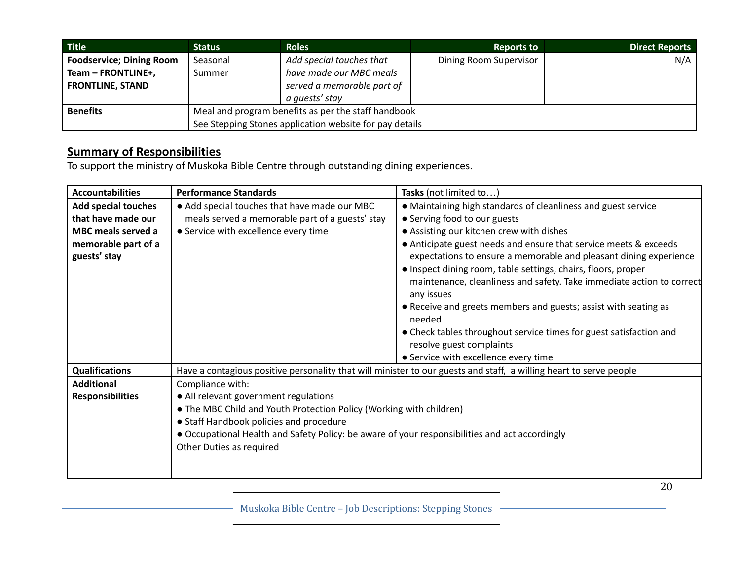| Title | Status | Roles | Reports to | Direct Reports |
|---|---|---|---|---|
| **Foodservice; Dining Room Team – FRONTLINE+, FRONTLINE, STAND** | Seasonal Summer | *Add special touches that have made our MBC meals served a memorable part of a guests' stay* | Dining Room Supervisor | N/A |
| **Benefits** | Meal and program benefits as per the staff handbook<br>See Stepping Stones application website for pay details | | | |

## Summary of Responsibilities

To support the ministry of Muskoka Bible Centre through outstanding dining experiences.

| Accountabilities | Performance Standards | Tasks (not limited to…) |
|---|---|---|
| **Add special touches that have made our MBC meals served a memorable part of a guests' stay** | ● Add special touches that have made our MBC meals served a memorable part of a guests' stay<br>● Service with excellence every time | ● Maintaining high standards of cleanliness and guest service<br>● Serving food to our guests<br>● Assisting our kitchen crew with dishes<br>● Anticipate guest needs and ensure that service meets & exceeds expectations to ensure a memorable and pleasant dining experience<br>● Inspect dining room, table settings, chairs, floors, proper maintenance, cleanliness and safety. Take immediate action to correct any issues<br>● Receive and greets members and guests; assist with seating as needed<br>● Check tables throughout service times for guest satisfaction and resolve guest complaints<br>● Service with excellence every time |
| **Qualifications** | Have a contagious positive personality that will minister to our guests and staff, a willing heart to serve people | |
| **Additional Responsibilities** | Compliance with:<br>● All relevant government regulations<br>● The MBC Child and Youth Protection Policy (Working with children)<br>● Staff Handbook policies and procedure<br>● Occupational Health and Safety Policy: be aware of your responsibilities and act accordingly<br>Other Duties as required | |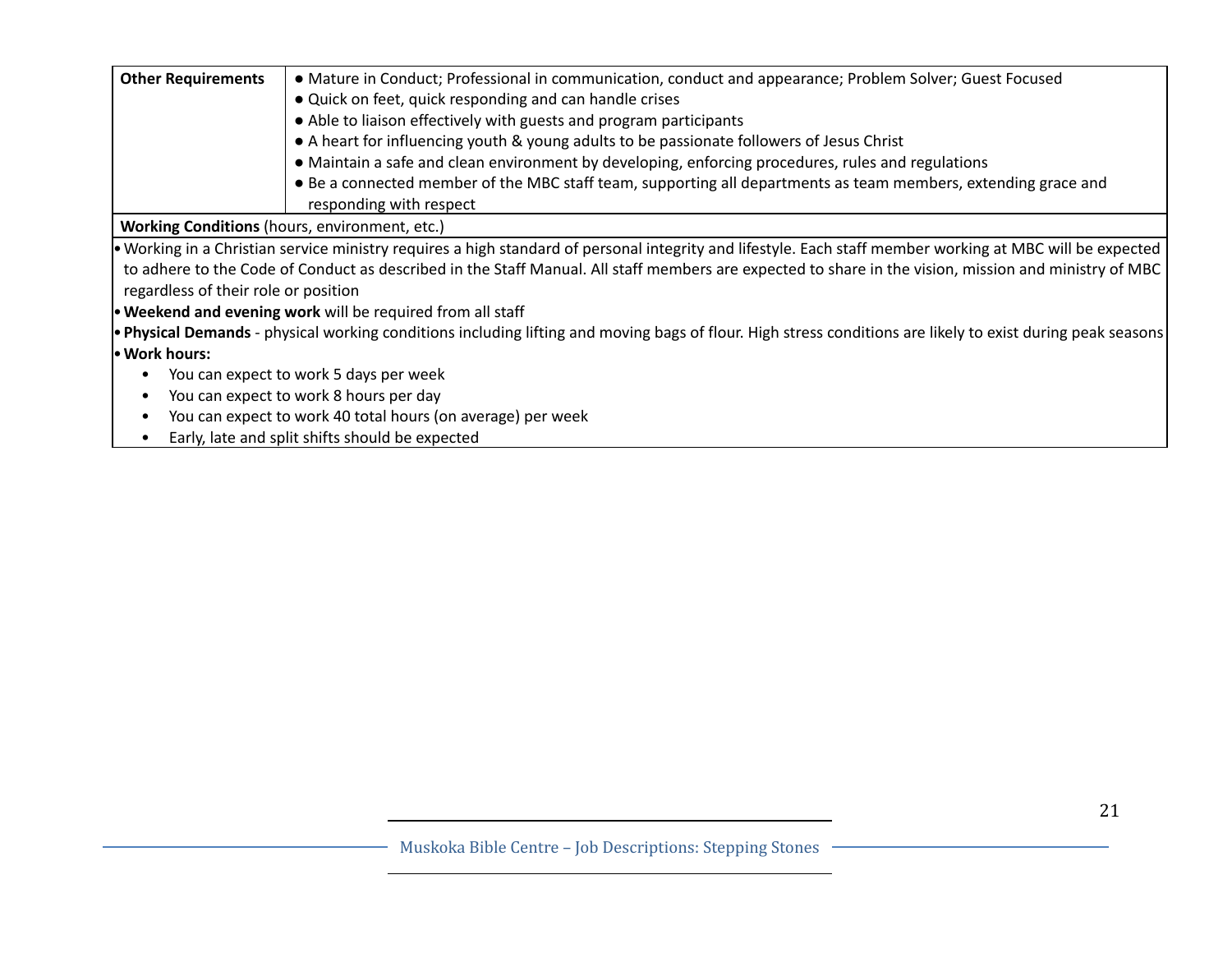| **Other Requirements** | • Mature in Conduct; Professional in communication, conduct and appearance; Problem Solver; Guest Focused<br>• Quick on feet, quick responding and can handle crises<br>• Able to liaison effectively with guests and program participants<br>• A heart for influencing youth & young adults to be passionate followers of Jesus Christ<br>• Maintain a safe and clean environment by developing, enforcing procedures, rules and regulations<br>• Be a connected member of the MBC staff team, supporting all departments as team members, extending grace and responding with respect |
|---|---|

**Working Conditions** (hours, environment, etc.)

- Working in a Christian service ministry requires a high standard of personal integrity and lifestyle. Each staff member working at MBC will be expected to adhere to the Code of Conduct as described in the Staff Manual. All staff members are expected to share in the vision, mission and ministry of MBC regardless of their role or position
- **Weekend and evening work** will be required from all staff
- **Physical Demands** - physical working conditions including lifting and moving bags of flour. High stress conditions are likely to exist during peak seasons
- **Work hours:**
  - You can expect to work 5 days per week
  - You can expect to work 8 hours per day
  - You can expect to work 40 total hours (on average) per week
  - Early, late and split shifts should be expected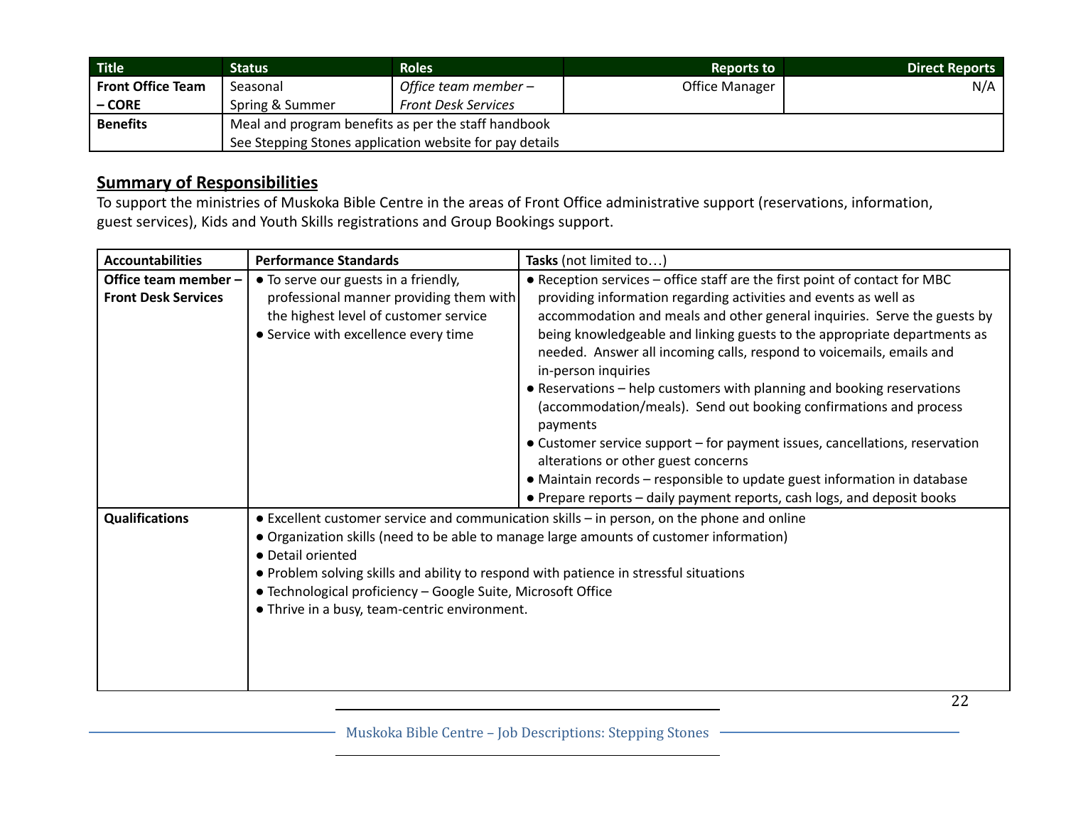| Title | Status | Roles | Reports to | Direct Reports |
|---|---|---|---|---|
| **Front Office Team – CORE** | Seasonal<br>Spring & Summer | *Office team member – Front Desk Services* | Office Manager | N/A |
| **Benefits** | Meal and program benefits as per the staff handbook<br>See Stepping Stones application website for pay details | | | |

## Summary of Responsibilities

To support the ministries of Muskoka Bible Centre in the areas of Front Office administrative support (reservations, information, guest services), Kids and Youth Skills registrations and Group Bookings support.

| Accountabilities | Performance Standards | **Tasks** (not limited to…) |
|---|---|---|
| **Office team member – Front Desk Services** | ● To serve our guests in a friendly, professional manner providing them with the highest level of customer service<br>● Service with excellence every time | ● Reception services – office staff are the first point of contact for MBC providing information regarding activities and events as well as accommodation and meals and other general inquiries. Serve the guests by being knowledgeable and linking guests to the appropriate departments as needed. Answer all incoming calls, respond to voicemails, emails and in-person inquiries<br>● Reservations – help customers with planning and booking reservations (accommodation/meals). Send out booking confirmations and process payments<br>● Customer service support – for payment issues, cancellations, reservation alterations or other guest concerns<br>● Maintain records – responsible to update guest information in database<br>● Prepare reports – daily payment reports, cash logs, and deposit books |
| **Qualifications** | ● Excellent customer service and communication skills – in person, on the phone and online<br>● Organization skills (need to be able to manage large amounts of customer information)<br>● Detail oriented<br>● Problem solving skills and ability to respond with patience in stressful situations<br>● Technological proficiency – Google Suite, Microsoft Office<br>● Thrive in a busy, team-centric environment. | |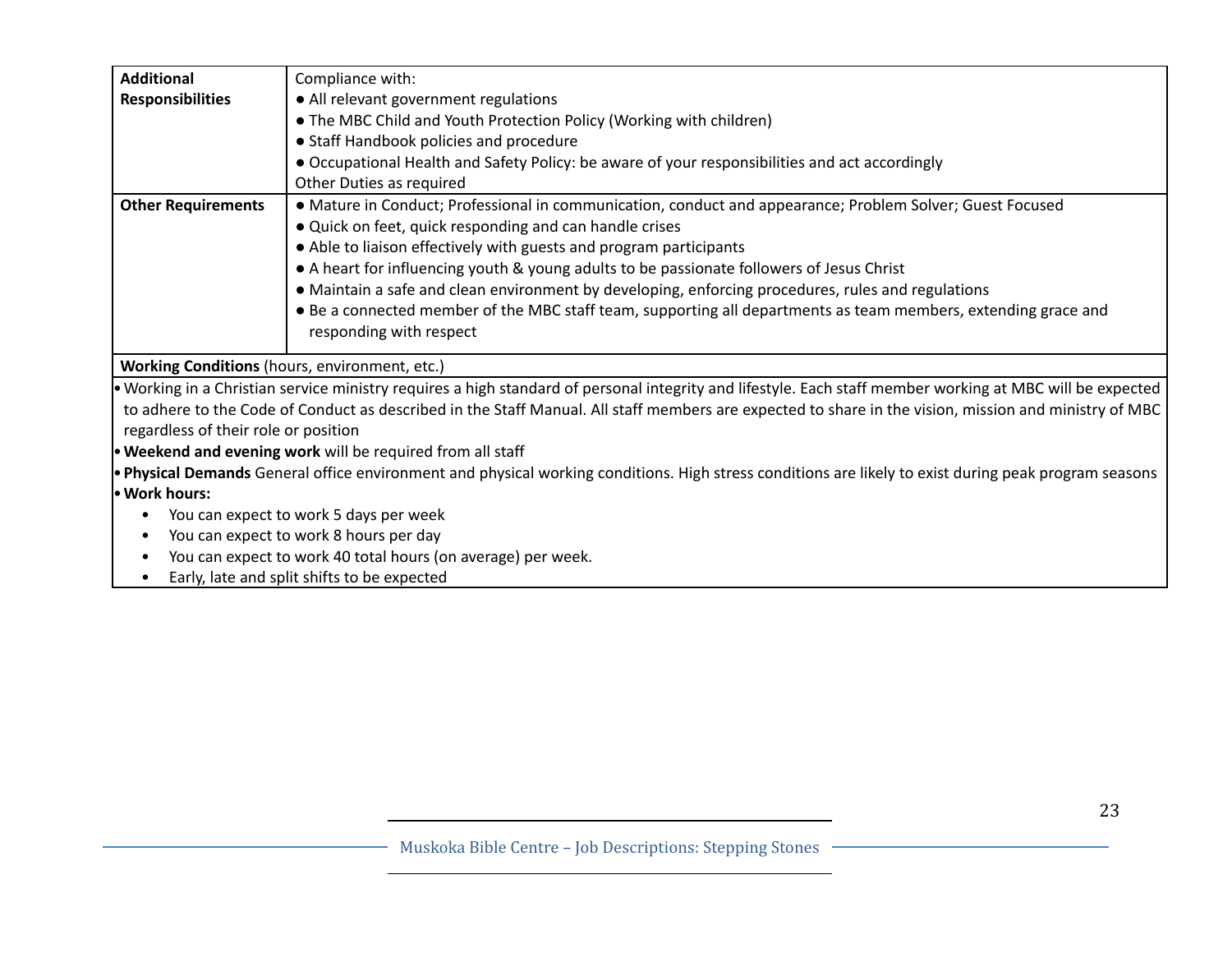| | |
|---|---|
| **Additional Responsibilities** | Compliance with:<br>● All relevant government regulations<br>● The MBC Child and Youth Protection Policy (Working with children)<br>● Staff Handbook policies and procedure<br>● Occupational Health and Safety Policy: be aware of your responsibilities and act accordingly<br>Other Duties as required |
| **Other Requirements** | ● Mature in Conduct; Professional in communication, conduct and appearance; Problem Solver; Guest Focused<br>● Quick on feet, quick responding and can handle crises<br>● Able to liaison effectively with guests and program participants<br>● A heart for influencing youth & young adults to be passionate followers of Jesus Christ<br>● Maintain a safe and clean environment by developing, enforcing procedures, rules and regulations<br>● Be a connected member of the MBC staff team, supporting all departments as team members, extending grace and responding with respect |

**Working Conditions** (hours, environment, etc.)

- Working in a Christian service ministry requires a high standard of personal integrity and lifestyle. Each staff member working at MBC will be expected to adhere to the Code of Conduct as described in the Staff Manual. All staff members are expected to share in the vision, mission and ministry of MBC regardless of their role or position
- **Weekend and evening work** will be required from all staff
- **Physical Demands** General office environment and physical working conditions. High stress conditions are likely to exist during peak program seasons
- **Work hours:**
  - You can expect to work 5 days per week
  - You can expect to work 8 hours per day
  - You can expect to work 40 total hours (on average) per week.
  - Early, late and split shifts to be expected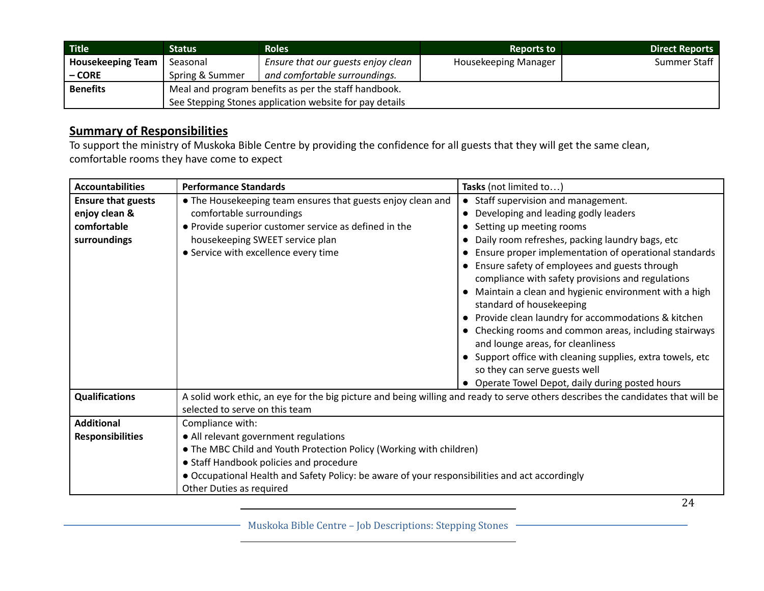| Title | Status | Roles | Reports to | Direct Reports |
|---|---|---|---|---|
| **Housekeeping Team – CORE** | Seasonal<br>Spring & Summer | *Ensure that our guests enjoy clean and comfortable surroundings.* | Housekeeping Manager | Summer Staff |
| **Benefits** | Meal and program benefits as per the staff handbook.<br>See Stepping Stones application website for pay details | | | |

## Summary of Responsibilities

To support the ministry of Muskoka Bible Centre by providing the confidence for all guests that they will get the same clean, comfortable rooms they have come to expect

| Accountabilities | Performance Standards | Tasks (not limited to…) |
|---|---|---|
| **Ensure that guests enjoy clean & comfortable surroundings** | ● The Housekeeping team ensures that guests enjoy clean and comfortable surroundings<br>● Provide superior customer service as defined in the housekeeping SWEET service plan<br>● Service with excellence every time | ● Staff supervision and management.<br>● Developing and leading godly leaders<br>● Setting up meeting rooms<br>● Daily room refreshes, packing laundry bags, etc<br>● Ensure proper implementation of operational standards<br>● Ensure safety of employees and guests through compliance with safety provisions and regulations<br>● Maintain a clean and hygienic environment with a high standard of housekeeping<br>● Provide clean laundry for accommodations & kitchen<br>● Checking rooms and common areas, including stairways and lounge areas, for cleanliness<br>● Support office with cleaning supplies, extra towels, etc so they can serve guests well<br>● Operate Towel Depot, daily during posted hours |
| **Qualifications** | A solid work ethic, an eye for the big picture and being willing and ready to serve others describes the candidates that will be selected to serve on this team | |
| **Additional Responsibilities** | Compliance with:<br>● All relevant government regulations<br>● The MBC Child and Youth Protection Policy (Working with children)<br>● Staff Handbook policies and procedure<br>● Occupational Health and Safety Policy: be aware of your responsibilities and act accordingly<br>Other Duties as required | |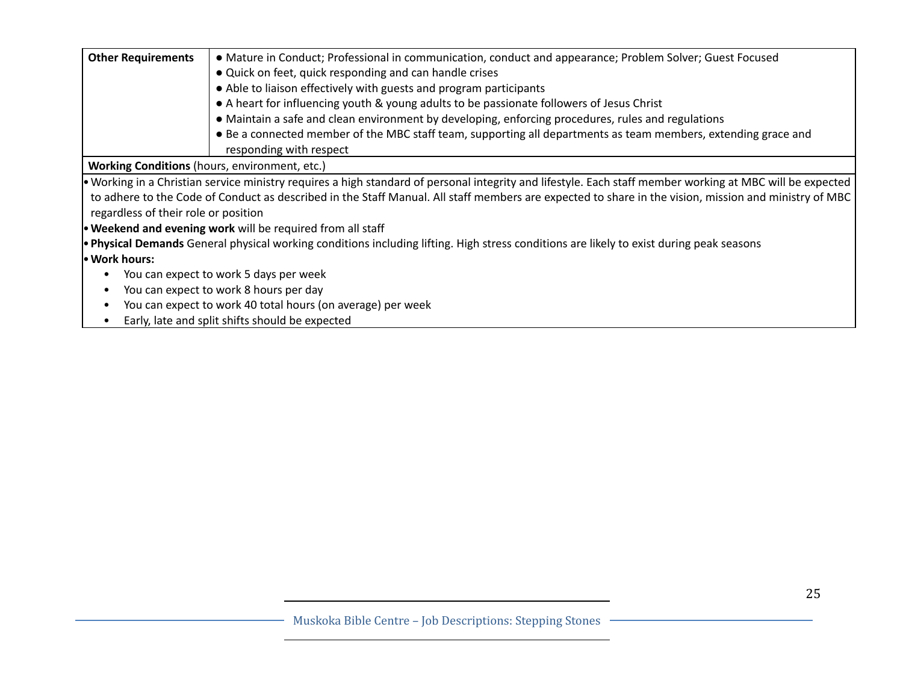| Other Requirements | • Mature in Conduct; Professional in communication, conduct and appearance; Problem Solver; Guest Focused<br>• Quick on feet, quick responding and can handle crises<br>• Able to liaison effectively with guests and program participants<br>• A heart for influencing youth & young adults to be passionate followers of Jesus Christ<br>• Maintain a safe and clean environment by developing, enforcing procedures, rules and regulations<br>• Be a connected member of the MBC staff team, supporting all departments as team members, extending grace and responding with respect |
|---|---|

**Working Conditions** (hours, environment, etc.)

- Working in a Christian service ministry requires a high standard of personal integrity and lifestyle. Each staff member working at MBC will be expected to adhere to the Code of Conduct as described in the Staff Manual. All staff members are expected to share in the vision, mission and ministry of MBC regardless of their role or position
- **Weekend and evening work** will be required from all staff
- **Physical Demands** General physical working conditions including lifting. High stress conditions are likely to exist during peak seasons
- **Work hours:**
  - You can expect to work 5 days per week
  - You can expect to work 8 hours per day
  - You can expect to work 40 total hours (on average) per week
  - Early, late and split shifts should be expected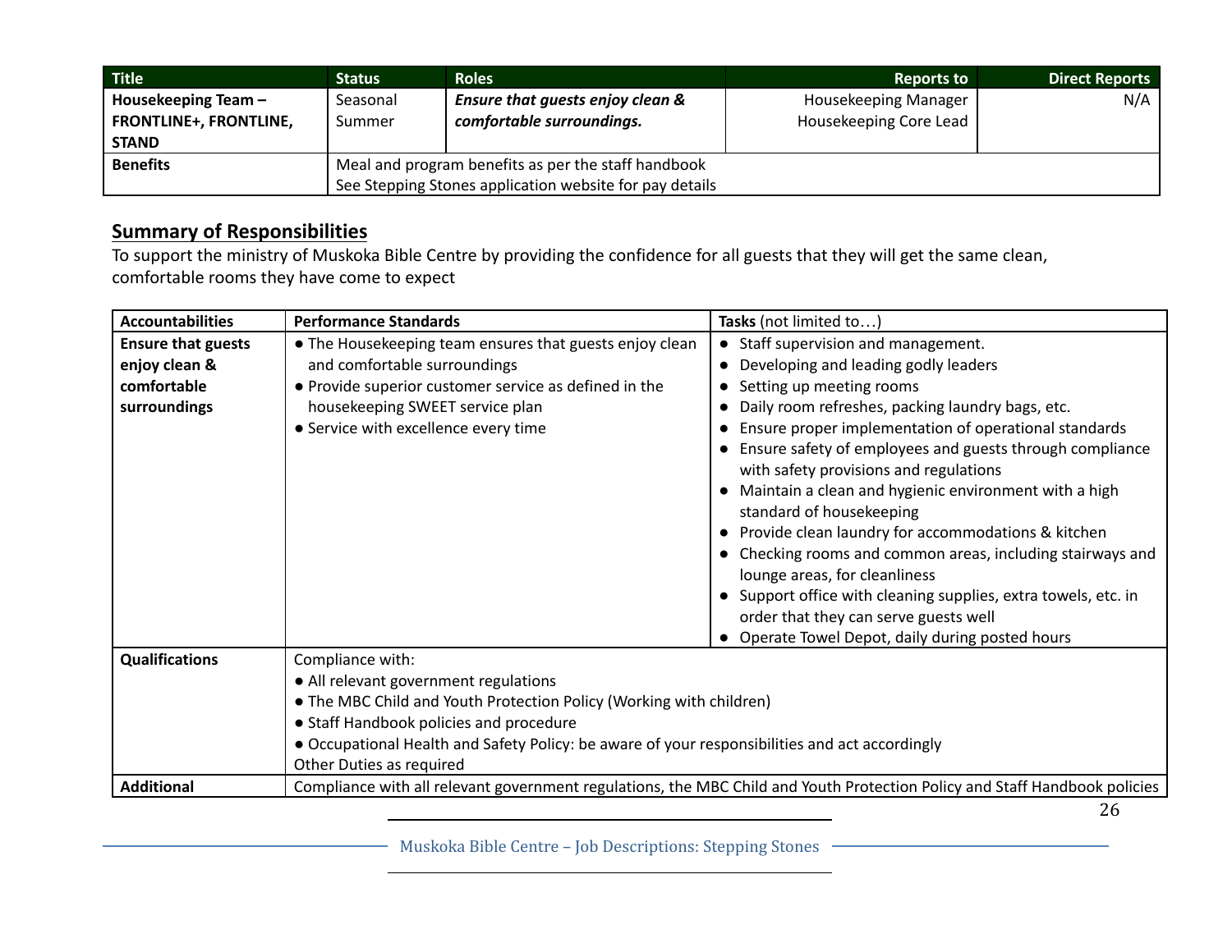| Title | Status | Roles | Reports to | Direct Reports |
|---|---|---|---|---|
| **Housekeeping Team – FRONTLINE+, FRONTLINE, STAND** | Seasonal Summer | ***Ensure that guests enjoy clean & comfortable surroundings.*** | Housekeeping Manager Housekeeping Core Lead | N/A |
| **Benefits** | Meal and program benefits as per the staff handbook<br>See Stepping Stones application website for pay details | | | |

## Summary of Responsibilities

To support the ministry of Muskoka Bible Centre by providing the confidence for all guests that they will get the same clean, comfortable rooms they have come to expect

| Accountabilities | Performance Standards | Tasks (not limited to…) |
|---|---|---|
| **Ensure that guests enjoy clean & comfortable surroundings** | ● The Housekeeping team ensures that guests enjoy clean and comfortable surroundings<br>● Provide superior customer service as defined in the housekeeping SWEET service plan<br>● Service with excellence every time | ● Staff supervision and management.<br>● Developing and leading godly leaders<br>● Setting up meeting rooms<br>● Daily room refreshes, packing laundry bags, etc.<br>● Ensure proper implementation of operational standards<br>● Ensure safety of employees and guests through compliance with safety provisions and regulations<br>● Maintain a clean and hygienic environment with a high standard of housekeeping<br>● Provide clean laundry for accommodations & kitchen<br>● Checking rooms and common areas, including stairways and lounge areas, for cleanliness<br>● Support office with cleaning supplies, extra towels, etc. in order that they can serve guests well<br>● Operate Towel Depot, daily during posted hours |
| **Qualifications** | Compliance with:<br>● All relevant government regulations<br>● The MBC Child and Youth Protection Policy (Working with children)<br>● Staff Handbook policies and procedure<br>● Occupational Health and Safety Policy: be aware of your responsibilities and act accordingly<br>Other Duties as required | |
| **Additional** | Compliance with all relevant government regulations, the MBC Child and Youth Protection Policy and Staff Handbook policies | |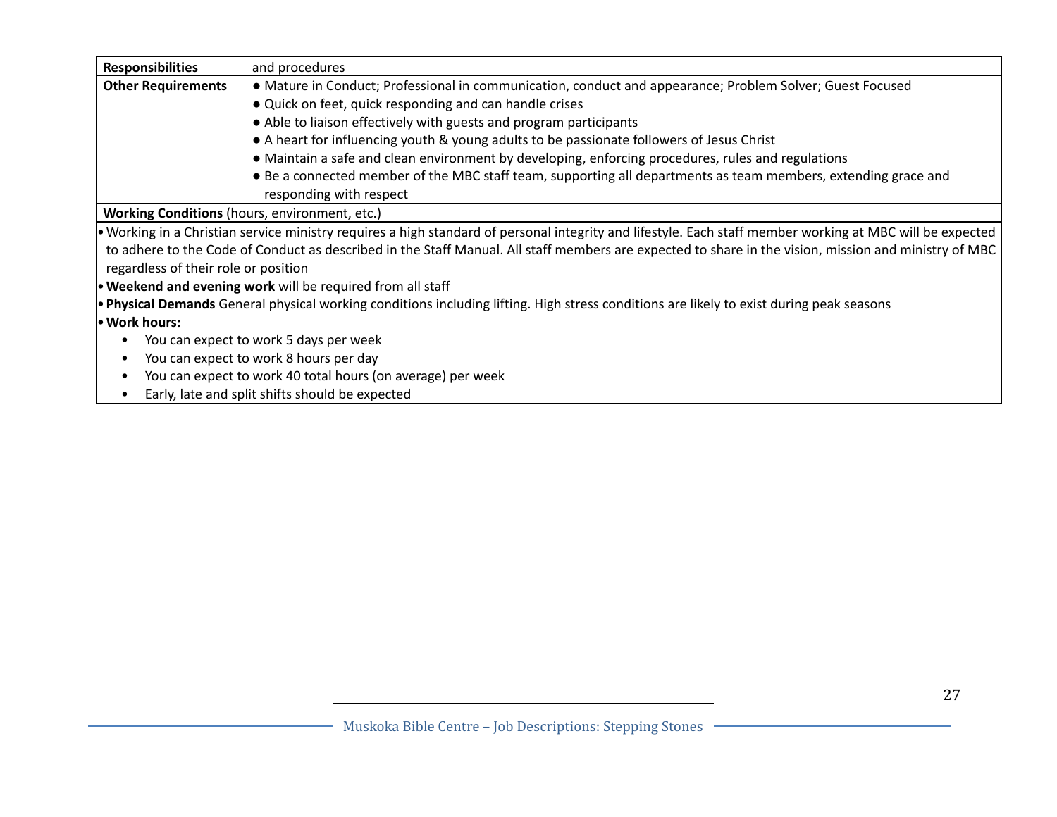| Responsibilities | and procedures |
|---|---|
| **Other Requirements** | ● Mature in Conduct; Professional in communication, conduct and appearance; Problem Solver; Guest Focused<br>● Quick on feet, quick responding and can handle crises<br>● Able to liaison effectively with guests and program participants<br>● A heart for influencing youth & young adults to be passionate followers of Jesus Christ<br>● Maintain a safe and clean environment by developing, enforcing procedures, rules and regulations<br>● Be a connected member of the MBC staff team, supporting all departments as team members, extending grace and responding with respect |

**Working Conditions** (hours, environment, etc.)

- Working in a Christian service ministry requires a high standard of personal integrity and lifestyle. Each staff member working at MBC will be expected to adhere to the Code of Conduct as described in the Staff Manual. All staff members are expected to share in the vision, mission and ministry of MBC regardless of their role or position
- **Weekend and evening work** will be required from all staff
- **Physical Demands** General physical working conditions including lifting. High stress conditions are likely to exist during peak seasons
- **Work hours:**
  - You can expect to work 5 days per week
  - You can expect to work 8 hours per day
  - You can expect to work 40 total hours (on average) per week
  - Early, late and split shifts should be expected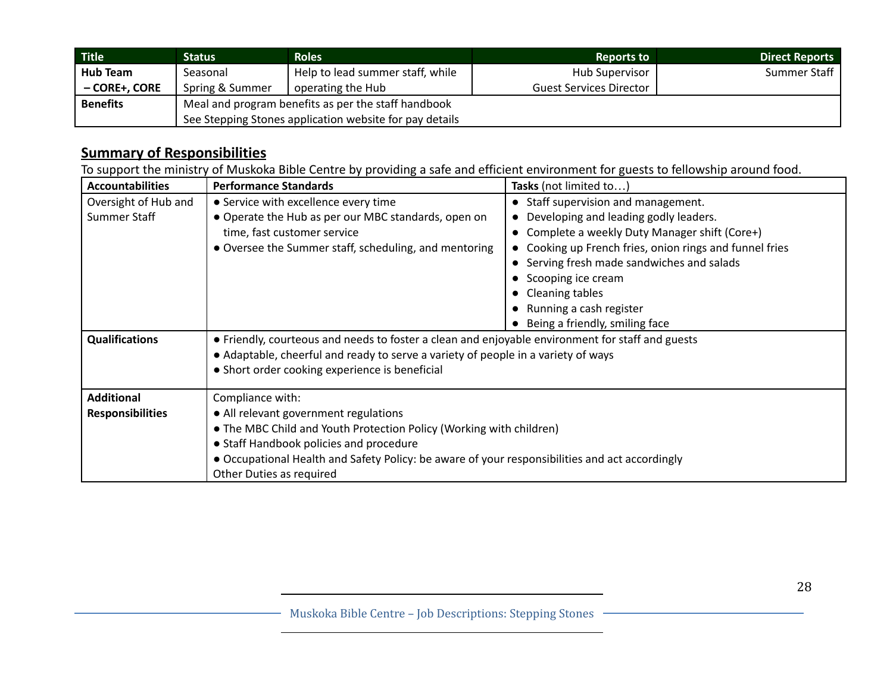| Title | Status | Roles | Reports to | Direct Reports |
|---|---|---|---|---|
| **Hub Team – CORE+, CORE** | Seasonal Spring & Summer | Help to lead summer staff, while operating the Hub | Hub Supervisor Guest Services Director | Summer Staff |
| **Benefits** | Meal and program benefits as per the staff handbook<br>See Stepping Stones application website for pay details | | | |

## Summary of Responsibilities

To support the ministry of Muskoka Bible Centre by providing a safe and efficient environment for guests to fellowship around food.

| Accountabilities | Performance Standards | Tasks (not limited to…) |
|---|---|---|
| Oversight of Hub and Summer Staff | • Service with excellence every time<br>• Operate the Hub as per our MBC standards, open on time, fast customer service<br>• Oversee the Summer staff, scheduling, and mentoring | • Staff supervision and management.<br>• Developing and leading godly leaders.<br>• Complete a weekly Duty Manager shift (Core+)<br>• Cooking up French fries, onion rings and funnel fries<br>• Serving fresh made sandwiches and salads<br>• Scooping ice cream<br>• Cleaning tables<br>• Running a cash register<br>• Being a friendly, smiling face |
| **Qualifications** | • Friendly, courteous and needs to foster a clean and enjoyable environment for staff and guests<br>• Adaptable, cheerful and ready to serve a variety of people in a variety of ways<br>• Short order cooking experience is beneficial | |
| **Additional Responsibilities** | Compliance with:<br>• All relevant government regulations<br>• The MBC Child and Youth Protection Policy (Working with children)<br>• Staff Handbook policies and procedure<br>• Occupational Health and Safety Policy: be aware of your responsibilities and act accordingly<br>Other Duties as required | |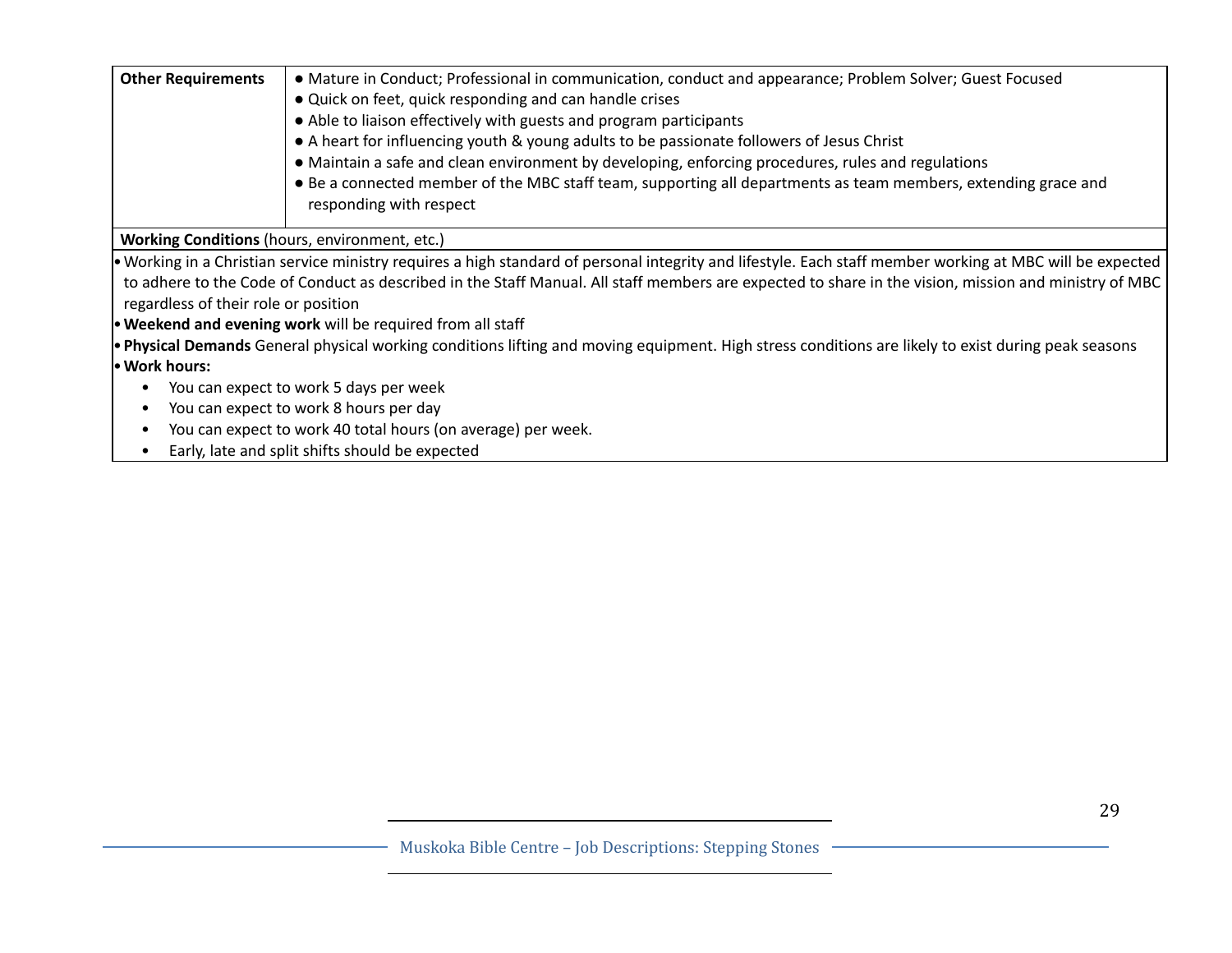| Other Requirements | • Mature in Conduct; Professional in communication, conduct and appearance; Problem Solver; Guest Focused<br>• Quick on feet, quick responding and can handle crises<br>• Able to liaison effectively with guests and program participants<br>• A heart for influencing youth & young adults to be passionate followers of Jesus Christ<br>• Maintain a safe and clean environment by developing, enforcing procedures, rules and regulations<br>• Be a connected member of the MBC staff team, supporting all departments as team members, extending grace and responding with respect |
|---|---|

**Working Conditions** (hours, environment, etc.)

- Working in a Christian service ministry requires a high standard of personal integrity and lifestyle. Each staff member working at MBC will be expected to adhere to the Code of Conduct as described in the Staff Manual. All staff members are expected to share in the vision, mission and ministry of MBC regardless of their role or position
- **Weekend and evening work** will be required from all staff
- **Physical Demands** General physical working conditions lifting and moving equipment. High stress conditions are likely to exist during peak seasons
- **Work hours:**
  - You can expect to work 5 days per week
  - You can expect to work 8 hours per day
  - You can expect to work 40 total hours (on average) per week.
  - Early, late and split shifts should be expected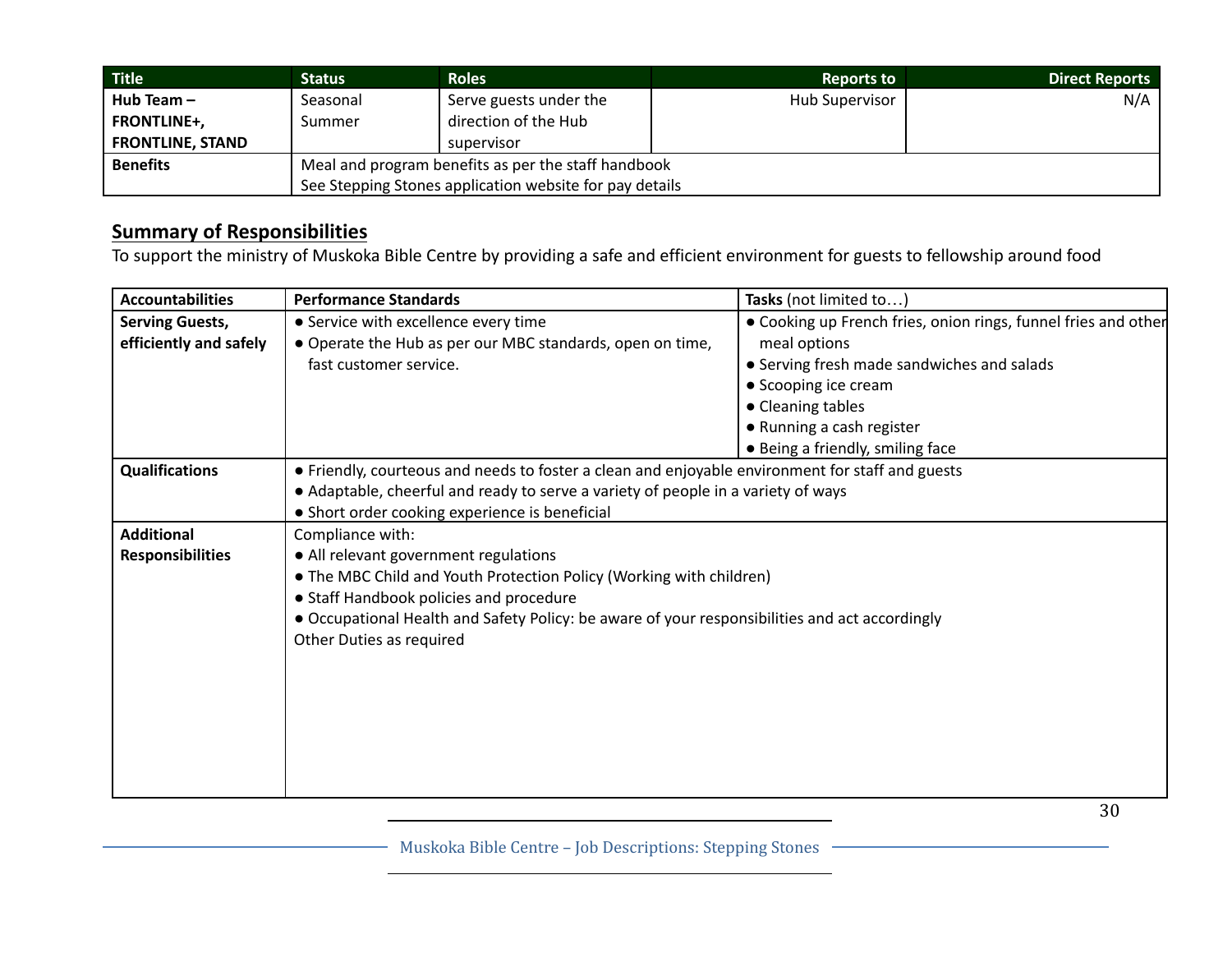| Title | Status | Roles | Reports to | Direct Reports |
| --- | --- | --- | --- | --- |
| **Hub Team – FRONTLINE+, FRONTLINE, STAND** | Seasonal Summer | Serve guests under the direction of the Hub supervisor | Hub Supervisor | N/A |
| **Benefits** | Meal and program benefits as per the staff handbook<br>See Stepping Stones application website for pay details | | | |

## Summary of Responsibilities

To support the ministry of Muskoka Bible Centre by providing a safe and efficient environment for guests to fellowship around food

| Accountabilities | Performance Standards | Tasks (not limited to…) |
| --- | --- | --- |
| **Serving Guests, efficiently and safely** | ● Service with excellence every time<br>● Operate the Hub as per our MBC standards, open on time, fast customer service. | ● Cooking up French fries, onion rings, funnel fries and other meal options<br>● Serving fresh made sandwiches and salads<br>● Scooping ice cream<br>● Cleaning tables<br>● Running a cash register<br>● Being a friendly, smiling face |
| **Qualifications** | ● Friendly, courteous and needs to foster a clean and enjoyable environment for staff and guests<br>● Adaptable, cheerful and ready to serve a variety of people in a variety of ways<br>● Short order cooking experience is beneficial | |
| **Additional Responsibilities** | Compliance with:<br>● All relevant government regulations<br>● The MBC Child and Youth Protection Policy (Working with children)<br>● Staff Handbook policies and procedure<br>● Occupational Health and Safety Policy: be aware of your responsibilities and act accordingly<br>Other Duties as required | |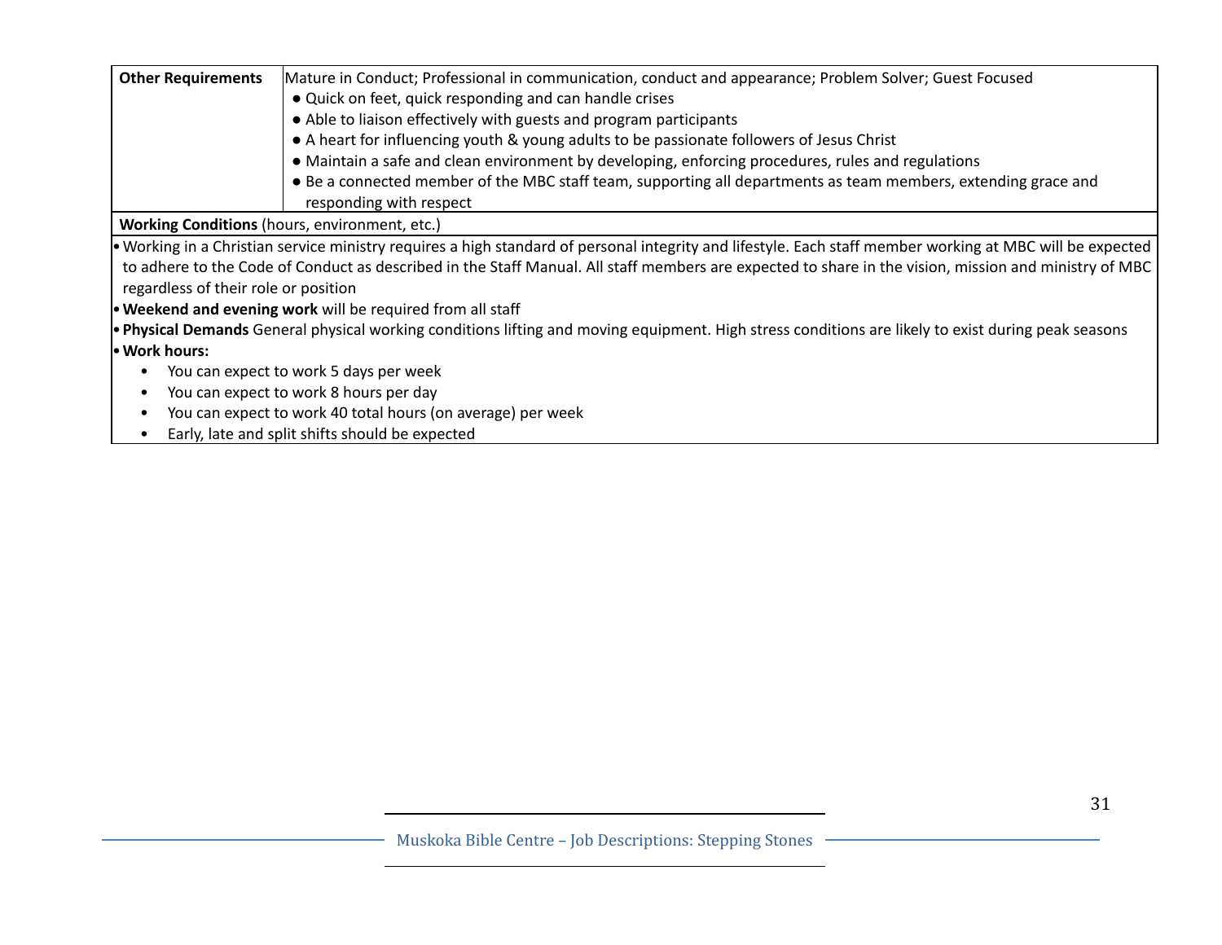| **Other Requirements** | Mature in Conduct; Professional in communication, conduct and appearance; Problem Solver; Guest Focused<br>● Quick on feet, quick responding and can handle crises<br>● Able to liaison effectively with guests and program participants<br>● A heart for influencing youth & young adults to be passionate followers of Jesus Christ<br>● Maintain a safe and clean environment by developing, enforcing procedures, rules and regulations<br>● Be a connected member of the MBC staff team, supporting all departments as team members, extending grace and responding with respect |
|---|---|

**Working Conditions** (hours, environment, etc.)

- Working in a Christian service ministry requires a high standard of personal integrity and lifestyle. Each staff member working at MBC will be expected to adhere to the Code of Conduct as described in the Staff Manual. All staff members are expected to share in the vision, mission and ministry of MBC regardless of their role or position
- **Weekend and evening work** will be required from all staff
- **Physical Demands** General physical working conditions lifting and moving equipment. High stress conditions are likely to exist during peak seasons
- **Work hours:**
  - You can expect to work 5 days per week
  - You can expect to work 8 hours per day
  - You can expect to work 40 total hours (on average) per week
  - Early, late and split shifts should be expected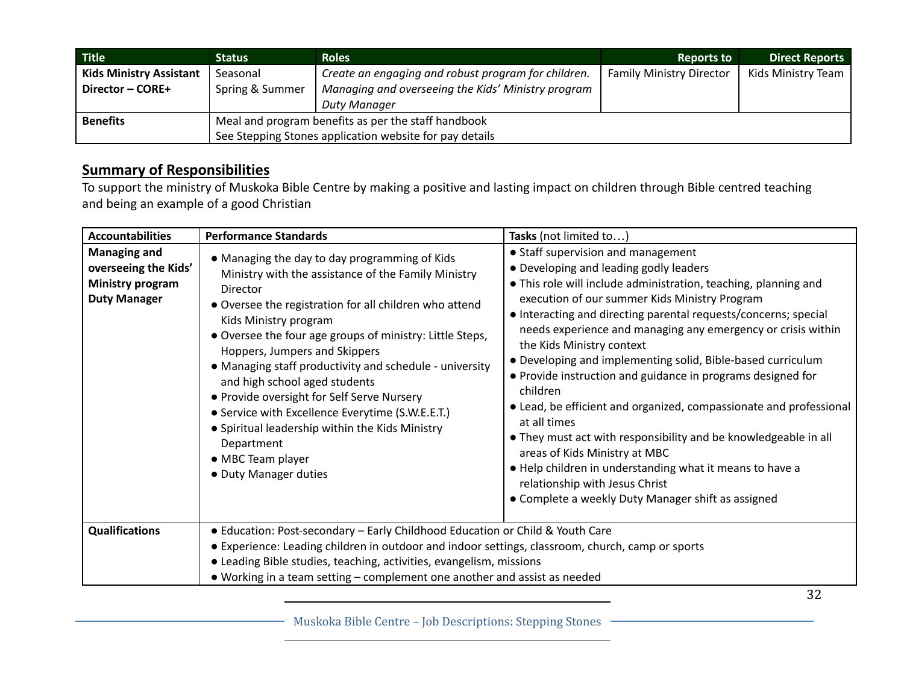| Title | Status | Roles | Reports to | Direct Reports |
|---|---|---|---|---|
| **Kids Ministry Assistant Director – CORE+** | Seasonal<br>Spring & Summer | *Create an engaging and robust program for children.*<br>*Managing and overseeing the Kids' Ministry program*<br>*Duty Manager* | Family Ministry Director | Kids Ministry Team |
| **Benefits** | Meal and program benefits as per the staff handbook<br>See Stepping Stones application website for pay details | | | |

## Summary of Responsibilities

To support the ministry of Muskoka Bible Centre by making a positive and lasting impact on children through Bible centred teaching and being an example of a good Christian

| Accountabilities | Performance Standards | Tasks (not limited to…) |
|---|---|---|
| **Managing and overseeing the Kids' Ministry program**<br>**Duty Manager** | ● Managing the day to day programming of Kids Ministry with the assistance of the Family Ministry Director<br>● Oversee the registration for all children who attend Kids Ministry program<br>● Oversee the four age groups of ministry: Little Steps, Hoppers, Jumpers and Skippers<br>● Managing staff productivity and schedule - university and high school aged students<br>● Provide oversight for Self Serve Nursery<br>● Service with Excellence Everytime (S.W.E.E.T.)<br>● Spiritual leadership within the Kids Ministry Department<br>● MBC Team player<br>● Duty Manager duties | ● Staff supervision and management<br>● Developing and leading godly leaders<br>● This role will include administration, teaching, planning and execution of our summer Kids Ministry Program<br>● Interacting and directing parental requests/concerns; special needs experience and managing any emergency or crisis within the Kids Ministry context<br>● Developing and implementing solid, Bible-based curriculum<br>● Provide instruction and guidance in programs designed for children<br>● Lead, be efficient and organized, compassionate and professional at all times<br>● They must act with responsibility and be knowledgeable in all areas of Kids Ministry at MBC<br>● Help children in understanding what it means to have a relationship with Jesus Christ<br>● Complete a weekly Duty Manager shift as assigned |
| **Qualifications** | ● Education: Post-secondary – Early Childhood Education or Child & Youth Care<br>● Experience: Leading children in outdoor and indoor settings, classroom, church, camp or sports<br>● Leading Bible studies, teaching, activities, evangelism, missions<br>● Working in a team setting – complement one another and assist as needed | |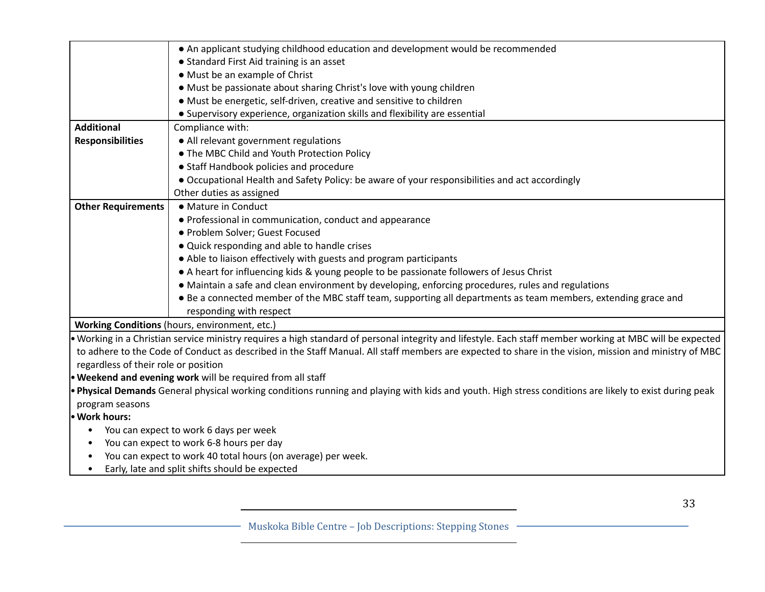| | |
|---|---|
| | • An applicant studying childhood education and development would be recommended<br>• Standard First Aid training is an asset<br>• Must be an example of Christ<br>• Must be passionate about sharing Christ's love with young children<br>• Must be energetic, self-driven, creative and sensitive to children<br>• Supervisory experience, organization skills and flexibility are essential |
| **Additional Responsibilities** | Compliance with:<br>• All relevant government regulations<br>• The MBC Child and Youth Protection Policy<br>• Staff Handbook policies and procedure<br>• Occupational Health and Safety Policy: be aware of your responsibilities and act accordingly<br>Other duties as assigned |
| **Other Requirements** | • Mature in Conduct<br>• Professional in communication, conduct and appearance<br>• Problem Solver; Guest Focused<br>• Quick responding and able to handle crises<br>• Able to liaison effectively with guests and program participants<br>• A heart for influencing kids & young people to be passionate followers of Jesus Christ<br>• Maintain a safe and clean environment by developing, enforcing procedures, rules and regulations<br>• Be a connected member of the MBC staff team, supporting all departments as team members, extending grace and responding with respect |

**Working Conditions** (hours, environment, etc.)

- Working in a Christian service ministry requires a high standard of personal integrity and lifestyle. Each staff member working at MBC will be expected to adhere to the Code of Conduct as described in the Staff Manual. All staff members are expected to share in the vision, mission and ministry of MBC regardless of their role or position
- **Weekend and evening work** will be required from all staff
- **Physical Demands** General physical working conditions running and playing with kids and youth. High stress conditions are likely to exist during peak program seasons
- **Work hours:**
  - You can expect to work 6 days per week
  - You can expect to work 6-8 hours per day
  - You can expect to work 40 total hours (on average) per week.
  - Early, late and split shifts should be expected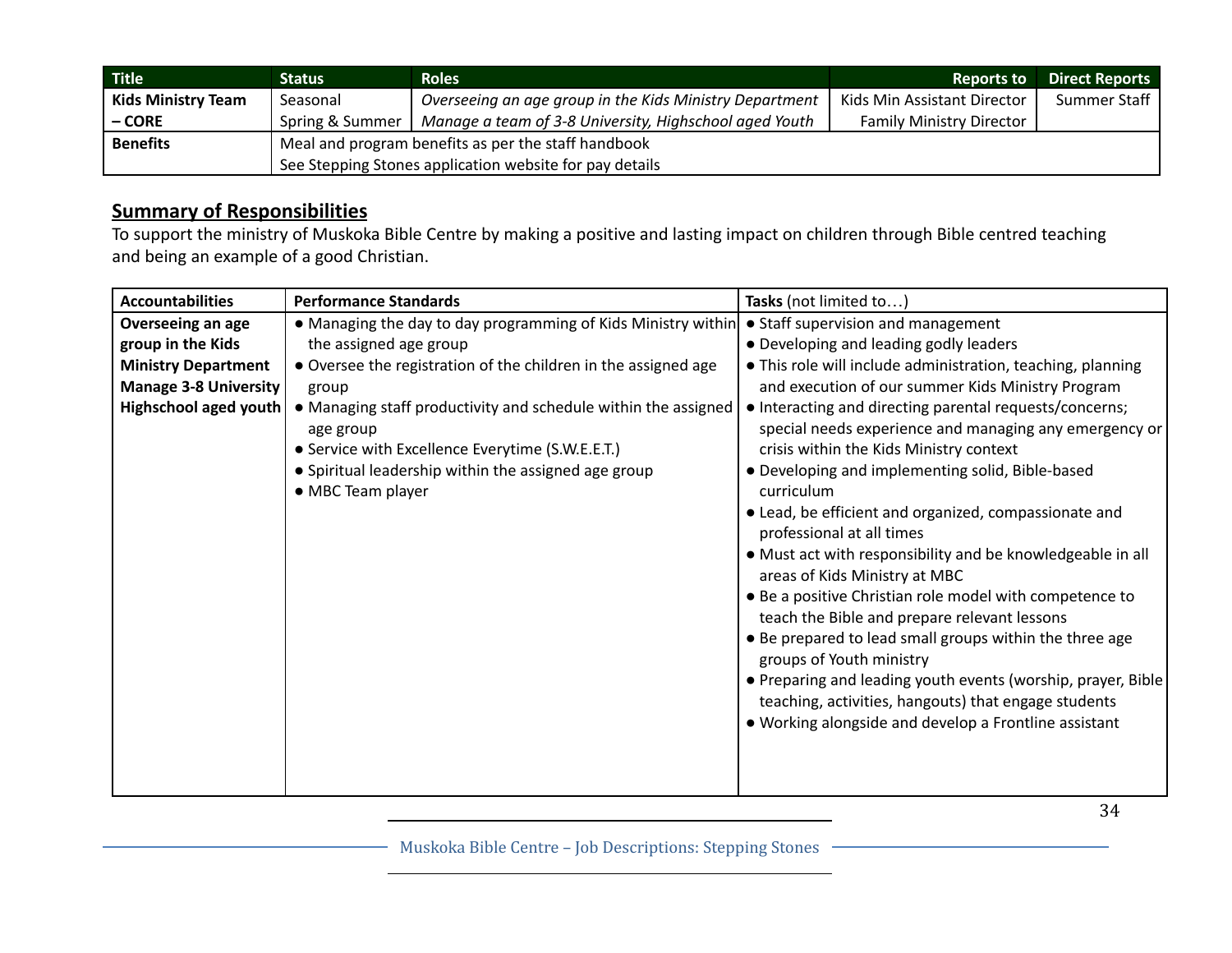| Title | Status | Roles | Reports to | Direct Reports |
|---|---|---|---|---|
| **Kids Ministry Team – CORE** | Seasonal<br>Spring & Summer | *Overseeing an age group in the Kids Ministry Department*<br>*Manage a team of 3-8 University, Highschool aged Youth* | Kids Min Assistant Director<br>Family Ministry Director | Summer Staff |
| **Benefits** | Meal and program benefits as per the staff handbook<br>See Stepping Stones application website for pay details | | | |

## Summary of Responsibilities

To support the ministry of Muskoka Bible Centre by making a positive and lasting impact on children through Bible centred teaching and being an example of a good Christian.

| Accountabilities | Performance Standards | Tasks (not limited to…) |
|---|---|---|
| **Overseeing an age group in the Kids Ministry Department**<br>**Manage 3-8 University Highschool aged youth** | ● Managing the day to day programming of Kids Ministry within the assigned age group<br>● Oversee the registration of the children in the assigned age group<br>● Managing staff productivity and schedule within the assigned age group<br>● Service with Excellence Everytime (S.W.E.E.T.)<br>● Spiritual leadership within the assigned age group<br>● MBC Team player | ● Staff supervision and management<br>● Developing and leading godly leaders<br>● This role will include administration, teaching, planning and execution of our summer Kids Ministry Program<br>● Interacting and directing parental requests/concerns; special needs experience and managing any emergency or crisis within the Kids Ministry context<br>● Developing and implementing solid, Bible-based curriculum<br>● Lead, be efficient and organized, compassionate and professional at all times<br>● Must act with responsibility and be knowledgeable in all areas of Kids Ministry at MBC<br>● Be a positive Christian role model with competence to teach the Bible and prepare relevant lessons<br>● Be prepared to lead small groups within the three age groups of Youth ministry<br>● Preparing and leading youth events (worship, prayer, Bible teaching, activities, hangouts) that engage students<br>● Working alongside and develop a Frontline assistant |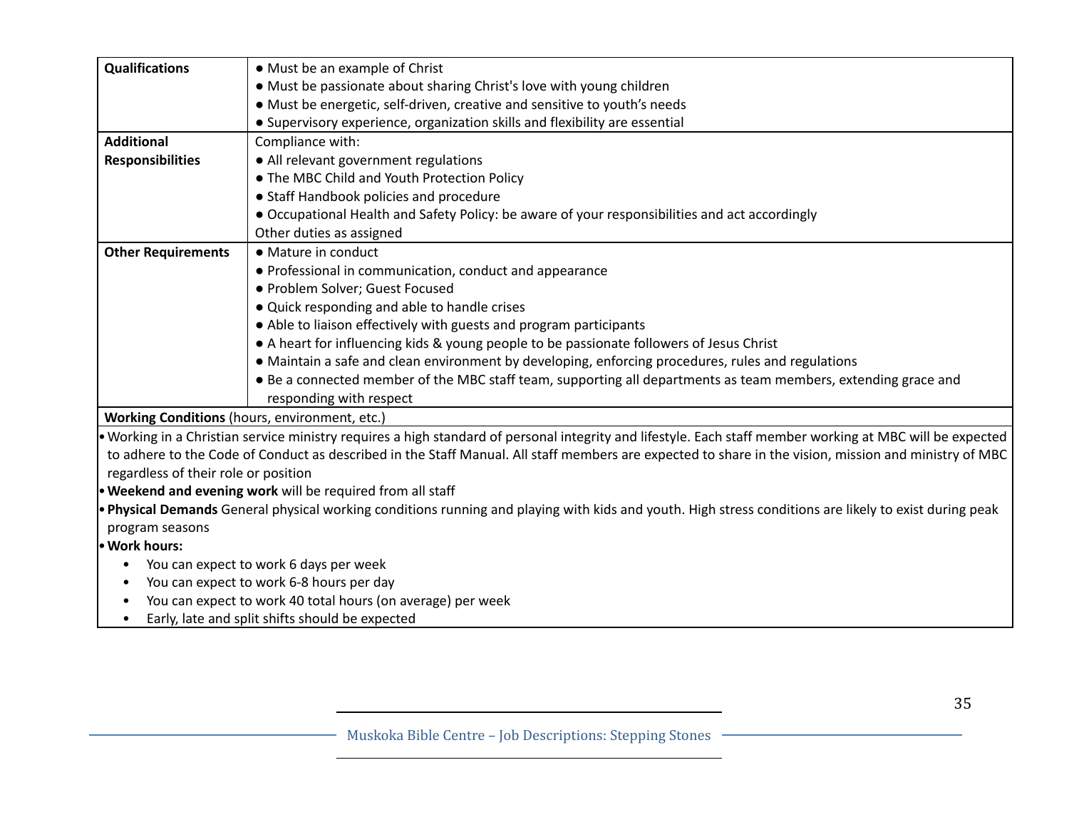| | |
|---|---|
| **Qualifications** | ● Must be an example of Christ<br>● Must be passionate about sharing Christ's love with young children<br>● Must be energetic, self-driven, creative and sensitive to youth's needs<br>● Supervisory experience, organization skills and flexibility are essential |
| **Additional Responsibilities** | Compliance with:<br>● All relevant government regulations<br>● The MBC Child and Youth Protection Policy<br>● Staff Handbook policies and procedure<br>● Occupational Health and Safety Policy: be aware of your responsibilities and act accordingly<br>Other duties as assigned |
| **Other Requirements** | ● Mature in conduct<br>● Professional in communication, conduct and appearance<br>● Problem Solver; Guest Focused<br>● Quick responding and able to handle crises<br>● Able to liaison effectively with guests and program participants<br>● A heart for influencing kids & young people to be passionate followers of Jesus Christ<br>● Maintain a safe and clean environment by developing, enforcing procedures, rules and regulations<br>● Be a connected member of the MBC staff team, supporting all departments as team members, extending grace and responding with respect |

**Working Conditions** (hours, environment, etc.)

- Working in a Christian service ministry requires a high standard of personal integrity and lifestyle. Each staff member working at MBC will be expected to adhere to the Code of Conduct as described in the Staff Manual. All staff members are expected to share in the vision, mission and ministry of MBC regardless of their role or position
- **Weekend and evening work** will be required from all staff
- **Physical Demands** General physical working conditions running and playing with kids and youth. High stress conditions are likely to exist during peak program seasons
- **Work hours:**
  - You can expect to work 6 days per week
  - You can expect to work 6-8 hours per day
  - You can expect to work 40 total hours (on average) per week
  - Early, late and split shifts should be expected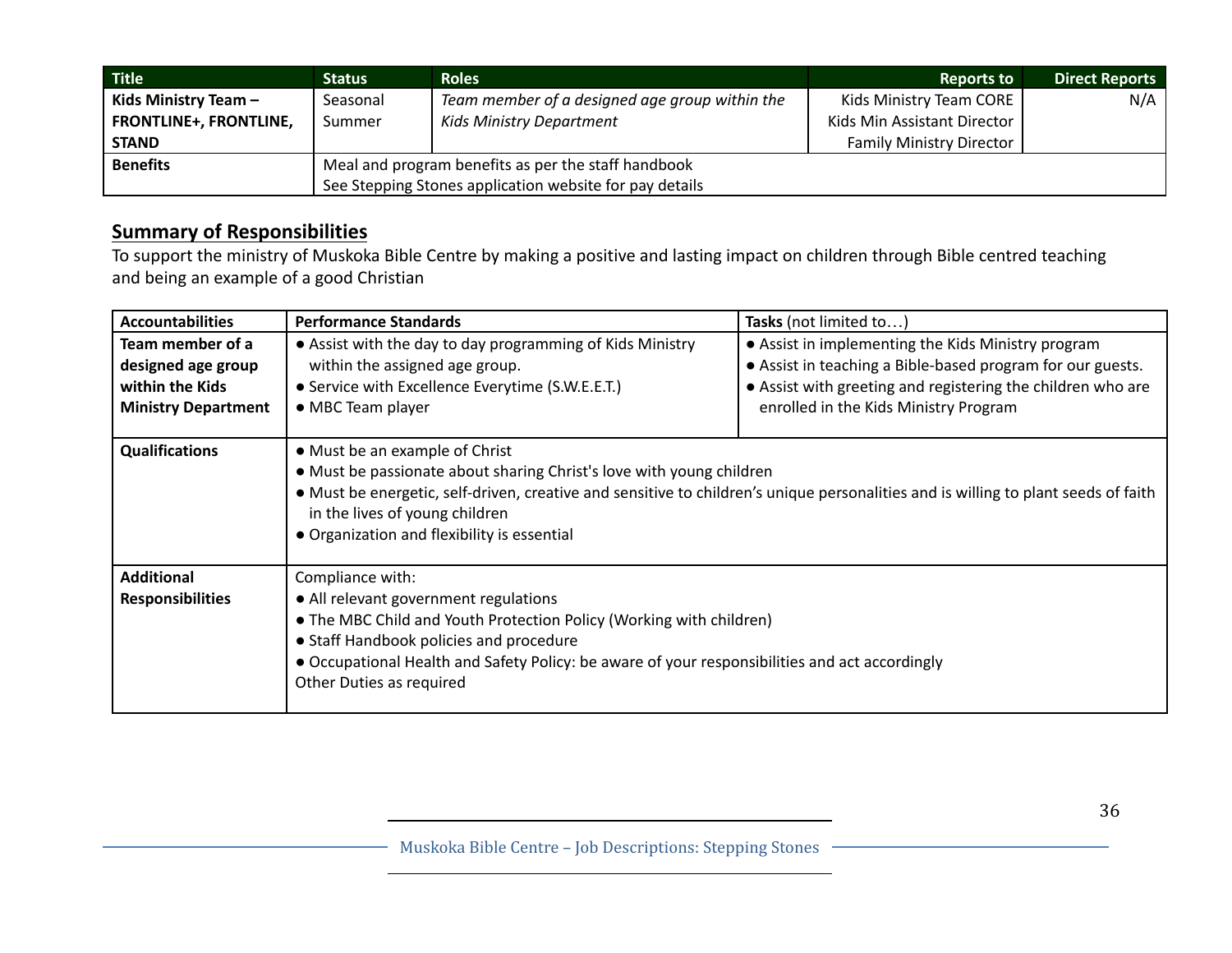| Title | Status | Roles | Reports to | Direct Reports |
|---|---|---|---|---|
| **Kids Ministry Team – FRONTLINE+, FRONTLINE, STAND** | Seasonal Summer | *Team member of a designed age group within the Kids Ministry Department* | Kids Ministry Team CORE<br>Kids Min Assistant Director<br>Family Ministry Director | N/A |
| **Benefits** | Meal and program benefits as per the staff handbook<br>See Stepping Stones application website for pay details | | | |

## Summary of Responsibilities

To support the ministry of Muskoka Bible Centre by making a positive and lasting impact on children through Bible centred teaching and being an example of a good Christian

| Accountabilities | Performance Standards | Tasks (not limited to…) |
|---|---|---|
| **Team member of a designed age group within the Kids Ministry Department** | ● Assist with the day to day programming of Kids Ministry within the assigned age group.<br>● Service with Excellence Everytime (S.W.E.E.T.)<br>● MBC Team player | ● Assist in implementing the Kids Ministry program<br>● Assist in teaching a Bible-based program for our guests.<br>● Assist with greeting and registering the children who are enrolled in the Kids Ministry Program |
| **Qualifications** | ● Must be an example of Christ<br>● Must be passionate about sharing Christ's love with young children<br>● Must be energetic, self-driven, creative and sensitive to children's unique personalities and is willing to plant seeds of faith in the lives of young children<br>● Organization and flexibility is essential | |
| **Additional Responsibilities** | Compliance with:<br>● All relevant government regulations<br>● The MBC Child and Youth Protection Policy (Working with children)<br>● Staff Handbook policies and procedure<br>● Occupational Health and Safety Policy: be aware of your responsibilities and act accordingly<br>Other Duties as required | |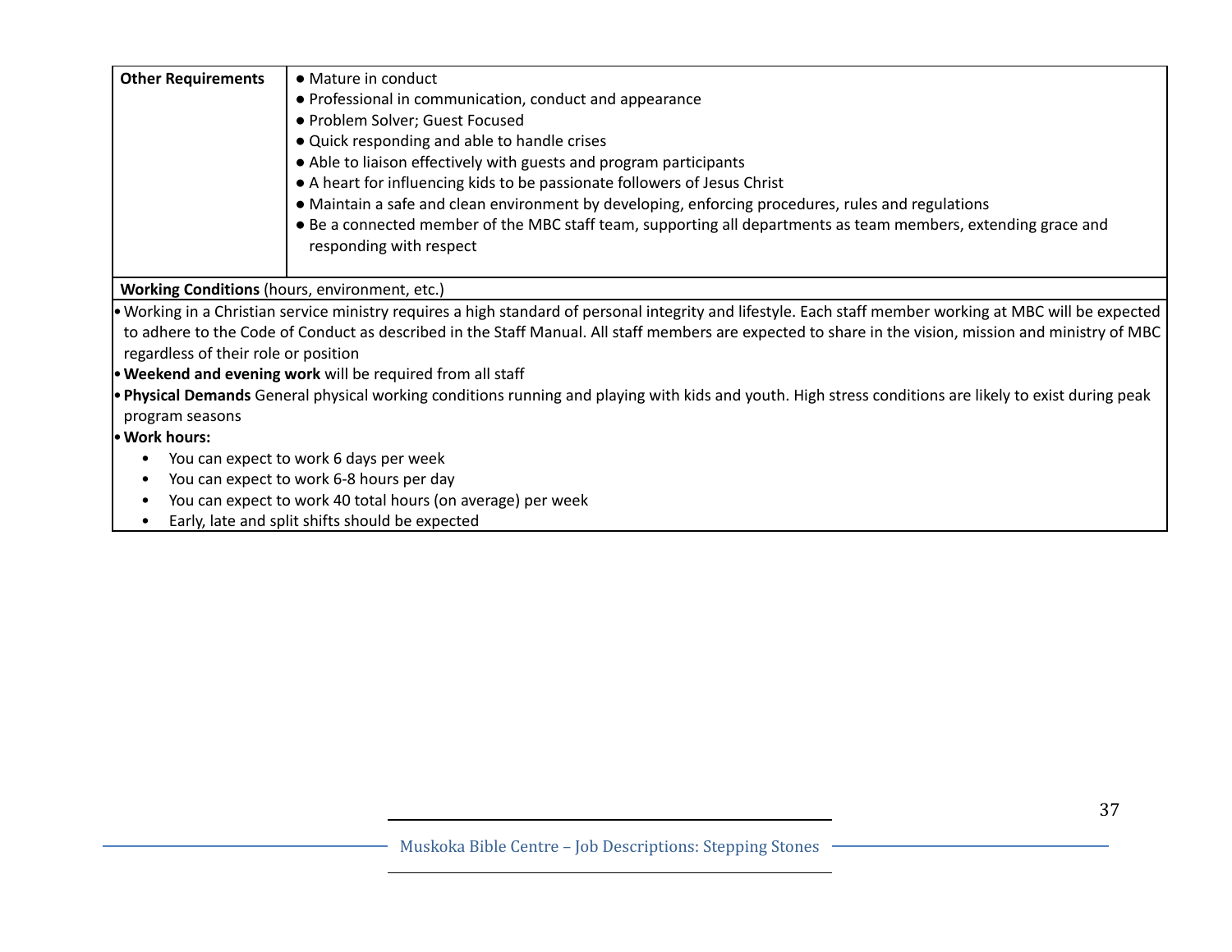| Other Requirements | ● Mature in conduct<br>● Professional in communication, conduct and appearance<br>● Problem Solver; Guest Focused<br>● Quick responding and able to handle crises<br>● Able to liaison effectively with guests and program participants<br>● A heart for influencing kids to be passionate followers of Jesus Christ<br>● Maintain a safe and clean environment by developing, enforcing procedures, rules and regulations<br>● Be a connected member of the MBC staff team, supporting all departments as team members, extending grace and responding with respect |
|---|---|

**Working Conditions** (hours, environment, etc.)

- Working in a Christian service ministry requires a high standard of personal integrity and lifestyle. Each staff member working at MBC will be expected to adhere to the Code of Conduct as described in the Staff Manual. All staff members are expected to share in the vision, mission and ministry of MBC regardless of their role or position
- **Weekend and evening work** will be required from all staff
- **Physical Demands** General physical working conditions running and playing with kids and youth. High stress conditions are likely to exist during peak program seasons
- **Work hours:**
  - You can expect to work 6 days per week
  - You can expect to work 6-8 hours per day
  - You can expect to work 40 total hours (on average) per week
  - Early, late and split shifts should be expected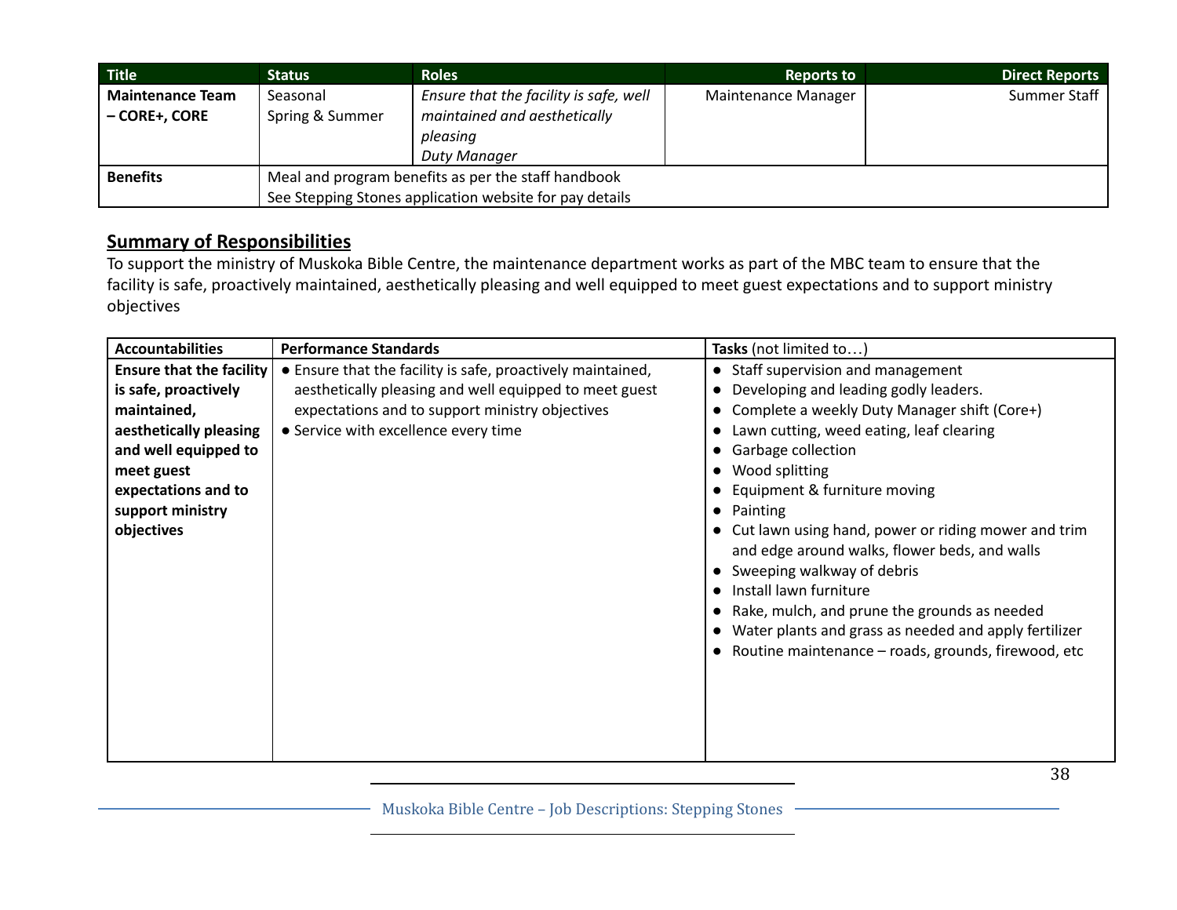| Title | Status | Roles | Reports to | Direct Reports |
|---|---|---|---|---|
| **Maintenance Team – CORE+, CORE** | Seasonal<br>Spring & Summer | *Ensure that the facility is safe, well maintained and aesthetically pleasing*<br>*Duty Manager* | Maintenance Manager | Summer Staff |
| **Benefits** | Meal and program benefits as per the staff handbook<br>See Stepping Stones application website for pay details | | | |

## Summary of Responsibilities

To support the ministry of Muskoka Bible Centre, the maintenance department works as part of the MBC team to ensure that the facility is safe, proactively maintained, aesthetically pleasing and well equipped to meet guest expectations and to support ministry objectives

| Accountabilities | Performance Standards | Tasks (not limited to…) |
|---|---|---|
| **Ensure that the facility is safe, proactively maintained, aesthetically pleasing and well equipped to meet guest expectations and to support ministry objectives** | • Ensure that the facility is safe, proactively maintained, aesthetically pleasing and well equipped to meet guest expectations and to support ministry objectives<br>• Service with excellence every time | • Staff supervision and management<br>• Developing and leading godly leaders.<br>• Complete a weekly Duty Manager shift (Core+)<br>• Lawn cutting, weed eating, leaf clearing<br>• Garbage collection<br>• Wood splitting<br>• Equipment & furniture moving<br>• Painting<br>• Cut lawn using hand, power or riding mower and trim and edge around walks, flower beds, and walls<br>• Sweeping walkway of debris<br>• Install lawn furniture<br>• Rake, mulch, and prune the grounds as needed<br>• Water plants and grass as needed and apply fertilizer<br>• Routine maintenance – roads, grounds, firewood, etc |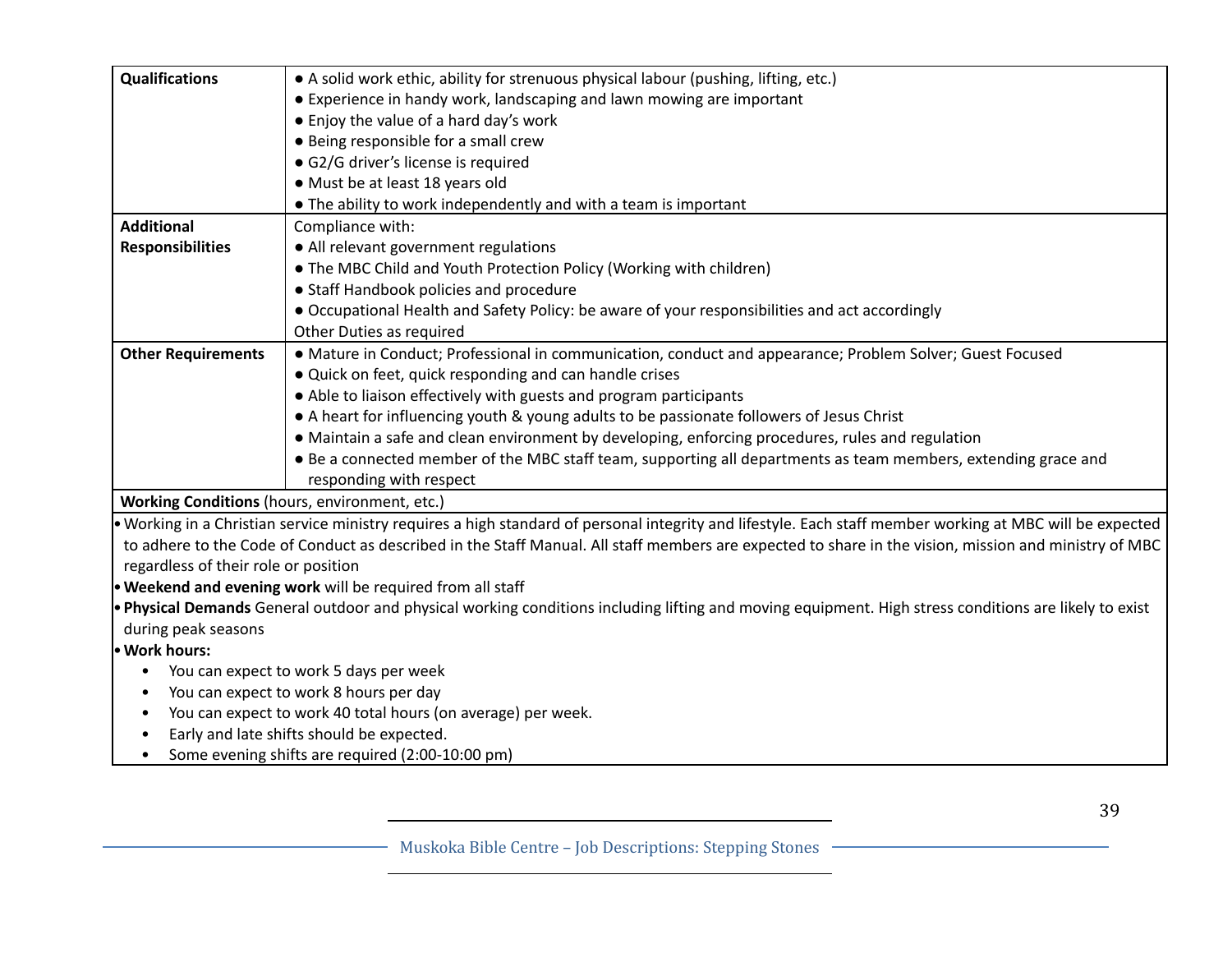| Qualifications | ● A solid work ethic, ability for strenuous physical labour (pushing, lifting, etc.)<br>● Experience in handy work, landscaping and lawn mowing are important<br>● Enjoy the value of a hard day's work<br>● Being responsible for a small crew<br>● G2/G driver's license is required<br>● Must be at least 18 years old<br>● The ability to work independently and with a team is important |
|---|---|
| **Additional Responsibilities** | Compliance with:<br>● All relevant government regulations<br>● The MBC Child and Youth Protection Policy (Working with children)<br>● Staff Handbook policies and procedure<br>● Occupational Health and Safety Policy: be aware of your responsibilities and act accordingly<br>Other Duties as required |
| **Other Requirements** | ● Mature in Conduct; Professional in communication, conduct and appearance; Problem Solver; Guest Focused<br>● Quick on feet, quick responding and can handle crises<br>● Able to liaison effectively with guests and program participants<br>● A heart for influencing youth & young adults to be passionate followers of Jesus Christ<br>● Maintain a safe and clean environment by developing, enforcing procedures, rules and regulation<br>● Be a connected member of the MBC staff team, supporting all departments as team members, extending grace and responding with respect |

**Working Conditions** (hours, environment, etc.)

- Working in a Christian service ministry requires a high standard of personal integrity and lifestyle. Each staff member working at MBC will be expected to adhere to the Code of Conduct as described in the Staff Manual. All staff members are expected to share in the vision, mission and ministry of MBC regardless of their role or position
- **Weekend and evening work** will be required from all staff
- **Physical Demands** General outdoor and physical working conditions including lifting and moving equipment. High stress conditions are likely to exist during peak seasons
- **Work hours:**
  - You can expect to work 5 days per week
  - You can expect to work 8 hours per day
  - You can expect to work 40 total hours (on average) per week.
  - Early and late shifts should be expected.
  - Some evening shifts are required (2:00-10:00 pm)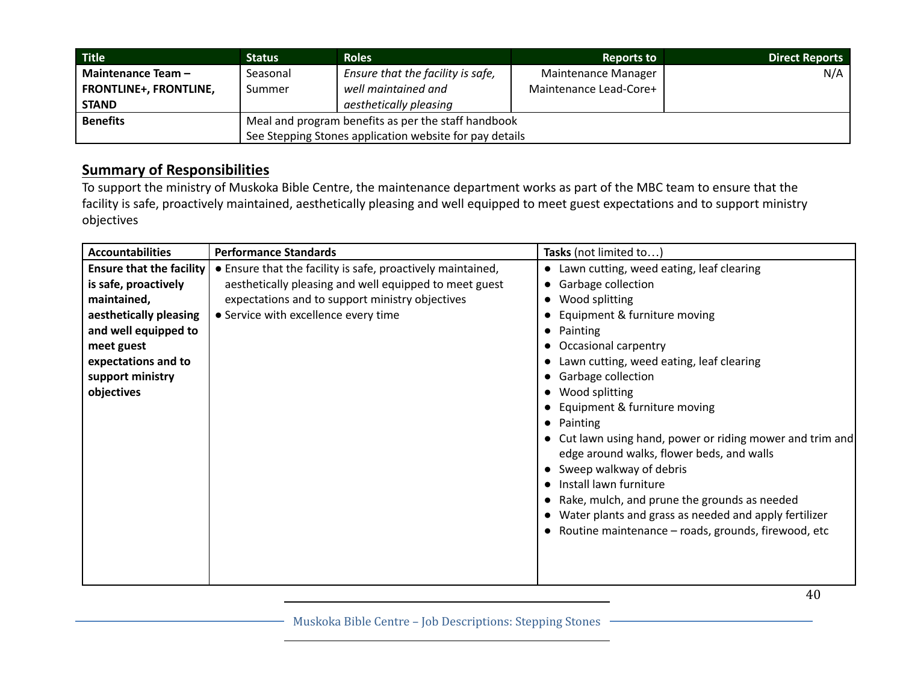| Title | Status | Roles | Reports to | Direct Reports |
| --- | --- | --- | --- | --- |
| **Maintenance Team – FRONTLINE+, FRONTLINE, STAND** | Seasonal Summer | *Ensure that the facility is safe, well maintained and aesthetically pleasing* | Maintenance Manager<br>Maintenance Lead-Core+ | N/A |
| **Benefits** | Meal and program benefits as per the staff handbook<br>See Stepping Stones application website for pay details | | | |

## Summary of Responsibilities

To support the ministry of Muskoka Bible Centre, the maintenance department works as part of the MBC team to ensure that the facility is safe, proactively maintained, aesthetically pleasing and well equipped to meet guest expectations and to support ministry objectives

| Accountabilities | Performance Standards | Tasks (not limited to…) |
| --- | --- | --- |
| **Ensure that the facility is safe, proactively maintained, aesthetically pleasing and well equipped to meet guest expectations and to support ministry objectives** | • Ensure that the facility is safe, proactively maintained, aesthetically pleasing and well equipped to meet guest expectations and to support ministry objectives<br>• Service with excellence every time | • Lawn cutting, weed eating, leaf clearing<br>• Garbage collection<br>• Wood splitting<br>• Equipment & furniture moving<br>• Painting<br>• Occasional carpentry<br>• Lawn cutting, weed eating, leaf clearing<br>• Garbage collection<br>• Wood splitting<br>• Equipment & furniture moving<br>• Painting<br>• Cut lawn using hand, power or riding mower and trim and edge around walks, flower beds, and walls<br>• Sweep walkway of debris<br>• Install lawn furniture<br>• Rake, mulch, and prune the grounds as needed<br>• Water plants and grass as needed and apply fertilizer<br>• Routine maintenance – roads, grounds, firewood, etc |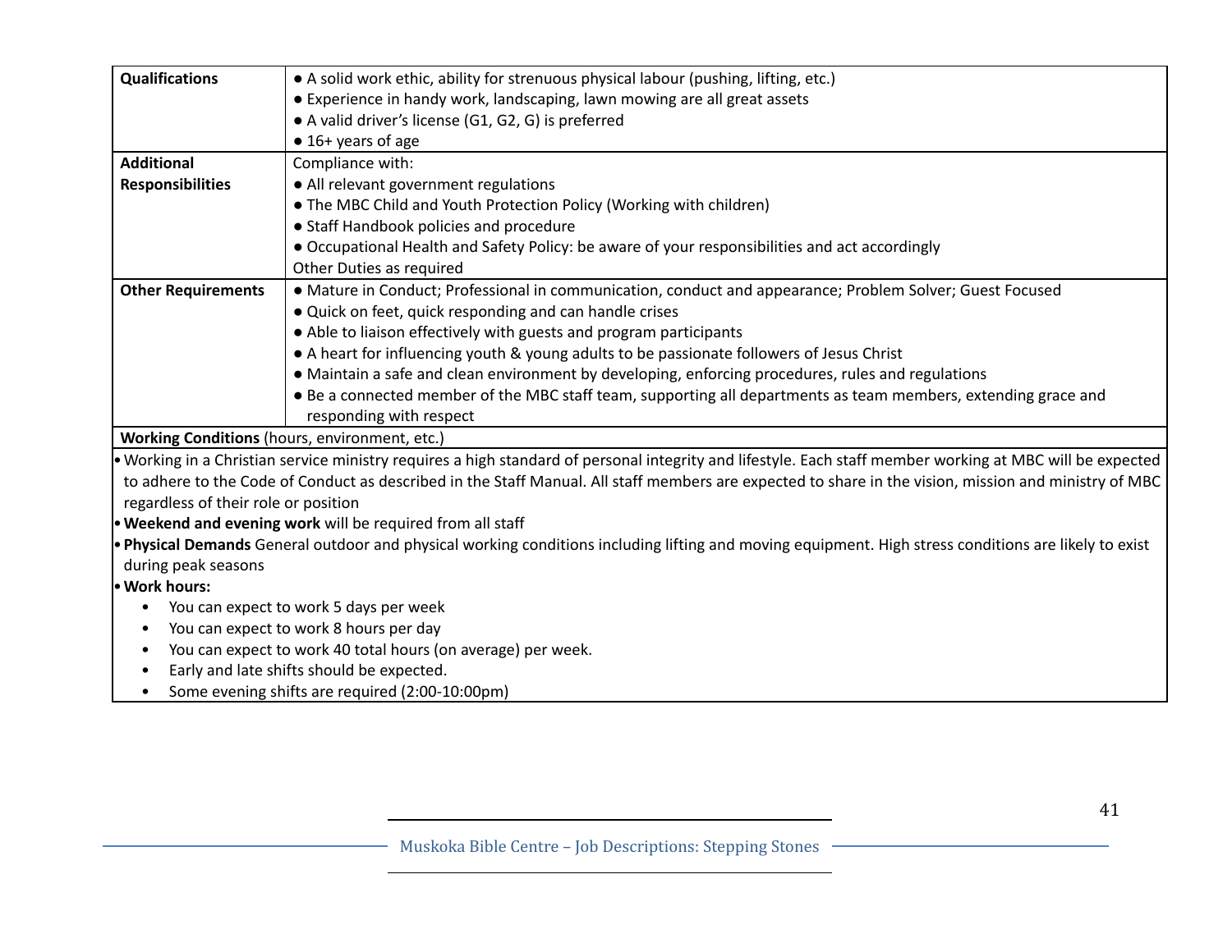| Qualifications | ● A solid work ethic, ability for strenuous physical labour (pushing, lifting, etc.)<br>● Experience in handy work, landscaping, lawn mowing are all great assets<br>● A valid driver's license (G1, G2, G) is preferred<br>● 16+ years of age |
|---|---|
| **Additional Responsibilities** | Compliance with:<br>● All relevant government regulations<br>● The MBC Child and Youth Protection Policy (Working with children)<br>● Staff Handbook policies and procedure<br>● Occupational Health and Safety Policy: be aware of your responsibilities and act accordingly<br>Other Duties as required |
| **Other Requirements** | ● Mature in Conduct; Professional in communication, conduct and appearance; Problem Solver; Guest Focused<br>● Quick on feet, quick responding and can handle crises<br>● Able to liaison effectively with guests and program participants<br>● A heart for influencing youth & young adults to be passionate followers of Jesus Christ<br>● Maintain a safe and clean environment by developing, enforcing procedures, rules and regulations<br>● Be a connected member of the MBC staff team, supporting all departments as team members, extending grace and responding with respect |

**Working Conditions** (hours, environment, etc.)

- Working in a Christian service ministry requires a high standard of personal integrity and lifestyle. Each staff member working at MBC will be expected to adhere to the Code of Conduct as described in the Staff Manual. All staff members are expected to share in the vision, mission and ministry of MBC regardless of their role or position
- **Weekend and evening work** will be required from all staff
- **Physical Demands** General outdoor and physical working conditions including lifting and moving equipment. High stress conditions are likely to exist during peak seasons
- **Work hours:**
  - You can expect to work 5 days per week
  - You can expect to work 8 hours per day
  - You can expect to work 40 total hours (on average) per week.
  - Early and late shifts should be expected.
  - Some evening shifts are required (2:00-10:00pm)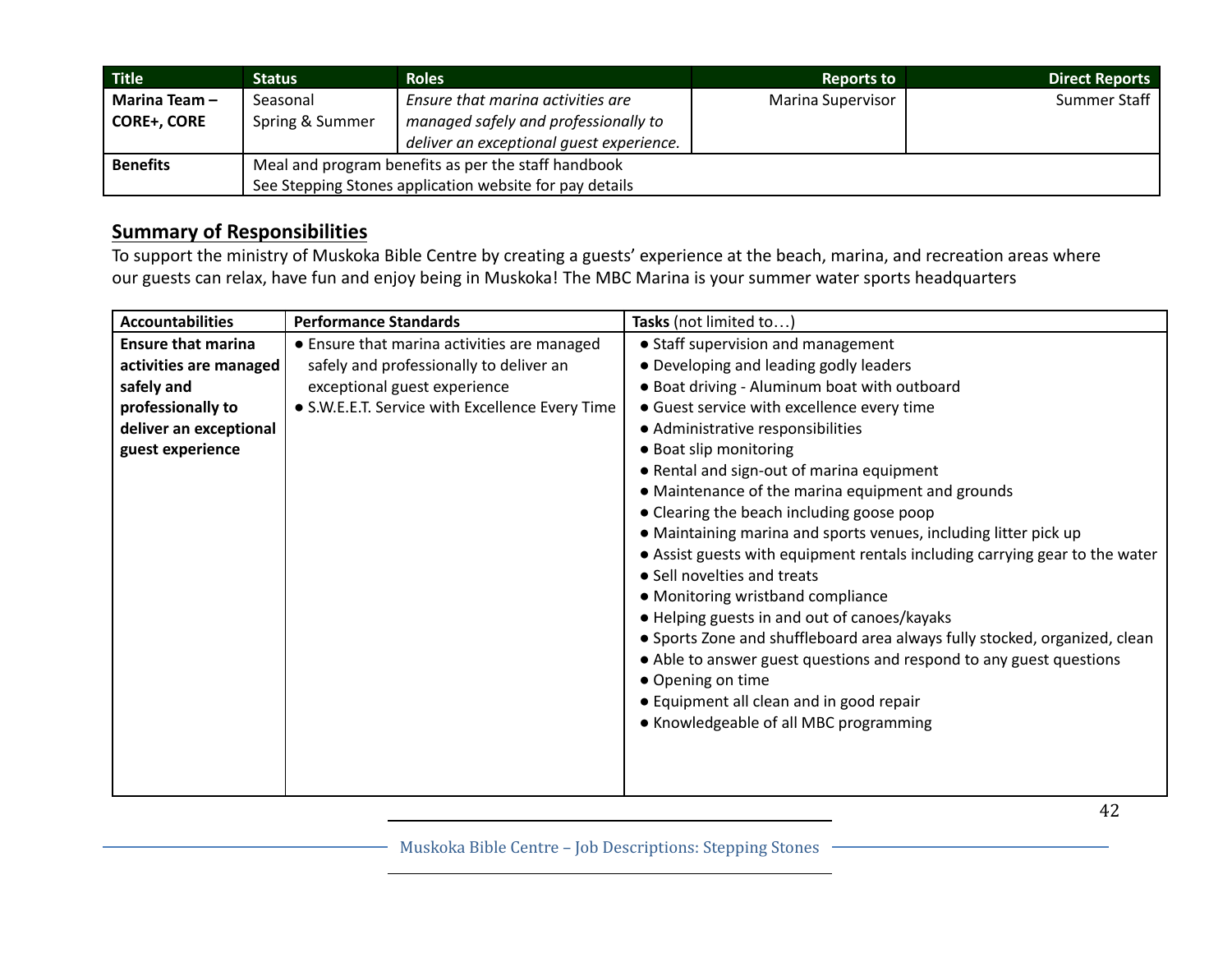| Title | Status | Roles | Reports to | Direct Reports |
|---|---|---|---|---|
| **Marina Team – CORE+, CORE** | Seasonal Spring & Summer | *Ensure that marina activities are managed safely and professionally to deliver an exceptional guest experience.* | Marina Supervisor | Summer Staff |
| **Benefits** | Meal and program benefits as per the staff handbook<br>See Stepping Stones application website for pay details | | | |

## Summary of Responsibilities

To support the ministry of Muskoka Bible Centre by creating a guests' experience at the beach, marina, and recreation areas where our guests can relax, have fun and enjoy being in Muskoka! The MBC Marina is your summer water sports headquarters

| **Accountabilities** | **Performance Standards** | **Tasks** (not limited to…) |
|---|---|---|
| **Ensure that marina activities are managed safely and professionally to deliver an exceptional guest experience** | ● Ensure that marina activities are managed safely and professionally to deliver an exceptional guest experience<br>● S.W.E.E.T. Service with Excellence Every Time | ● Staff supervision and management<br>● Developing and leading godly leaders<br>● Boat driving - Aluminum boat with outboard<br>● Guest service with excellence every time<br>● Administrative responsibilities<br>● Boat slip monitoring<br>● Rental and sign-out of marina equipment<br>● Maintenance of the marina equipment and grounds<br>● Clearing the beach including goose poop<br>● Maintaining marina and sports venues, including litter pick up<br>● Assist guests with equipment rentals including carrying gear to the water<br>● Sell novelties and treats<br>● Monitoring wristband compliance<br>● Helping guests in and out of canoes/kayaks<br>● Sports Zone and shuffleboard area always fully stocked, organized, clean<br>● Able to answer guest questions and respond to any guest questions<br>● Opening on time<br>● Equipment all clean and in good repair<br>● Knowledgeable of all MBC programming |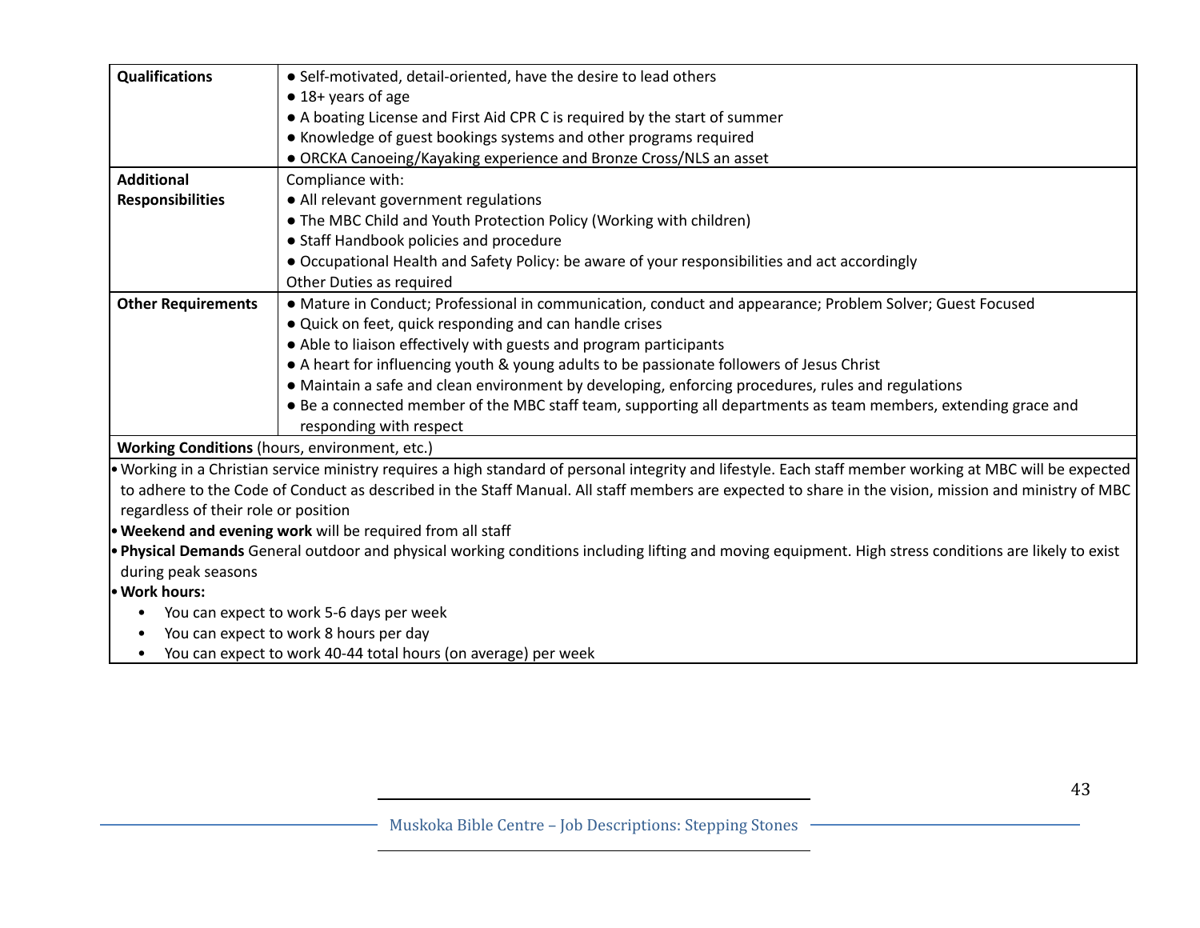| | |
|---|---|
| **Qualifications** | ● Self-motivated, detail-oriented, have the desire to lead others<br>● 18+ years of age<br>● A boating License and First Aid CPR C is required by the start of summer<br>● Knowledge of guest bookings systems and other programs required<br>● ORCKA Canoeing/Kayaking experience and Bronze Cross/NLS an asset |
| **Additional Responsibilities** | Compliance with:<br>● All relevant government regulations<br>● The MBC Child and Youth Protection Policy (Working with children)<br>● Staff Handbook policies and procedure<br>● Occupational Health and Safety Policy: be aware of your responsibilities and act accordingly<br>Other Duties as required |
| **Other Requirements** | ● Mature in Conduct; Professional in communication, conduct and appearance; Problem Solver; Guest Focused<br>● Quick on feet, quick responding and can handle crises<br>● Able to liaison effectively with guests and program participants<br>● A heart for influencing youth & young adults to be passionate followers of Jesus Christ<br>● Maintain a safe and clean environment by developing, enforcing procedures, rules and regulations<br>● Be a connected member of the MBC staff team, supporting all departments as team members, extending grace and responding with respect |

**Working Conditions** (hours, environment, etc.)

- Working in a Christian service ministry requires a high standard of personal integrity and lifestyle. Each staff member working at MBC will be expected to adhere to the Code of Conduct as described in the Staff Manual. All staff members are expected to share in the vision, mission and ministry of MBC regardless of their role or position
- **Weekend and evening work** will be required from all staff
- **Physical Demands** General outdoor and physical working conditions including lifting and moving equipment. High stress conditions are likely to exist during peak seasons
- **Work hours:**
  - You can expect to work 5-6 days per week
  - You can expect to work 8 hours per day
  - You can expect to work 40-44 total hours (on average) per week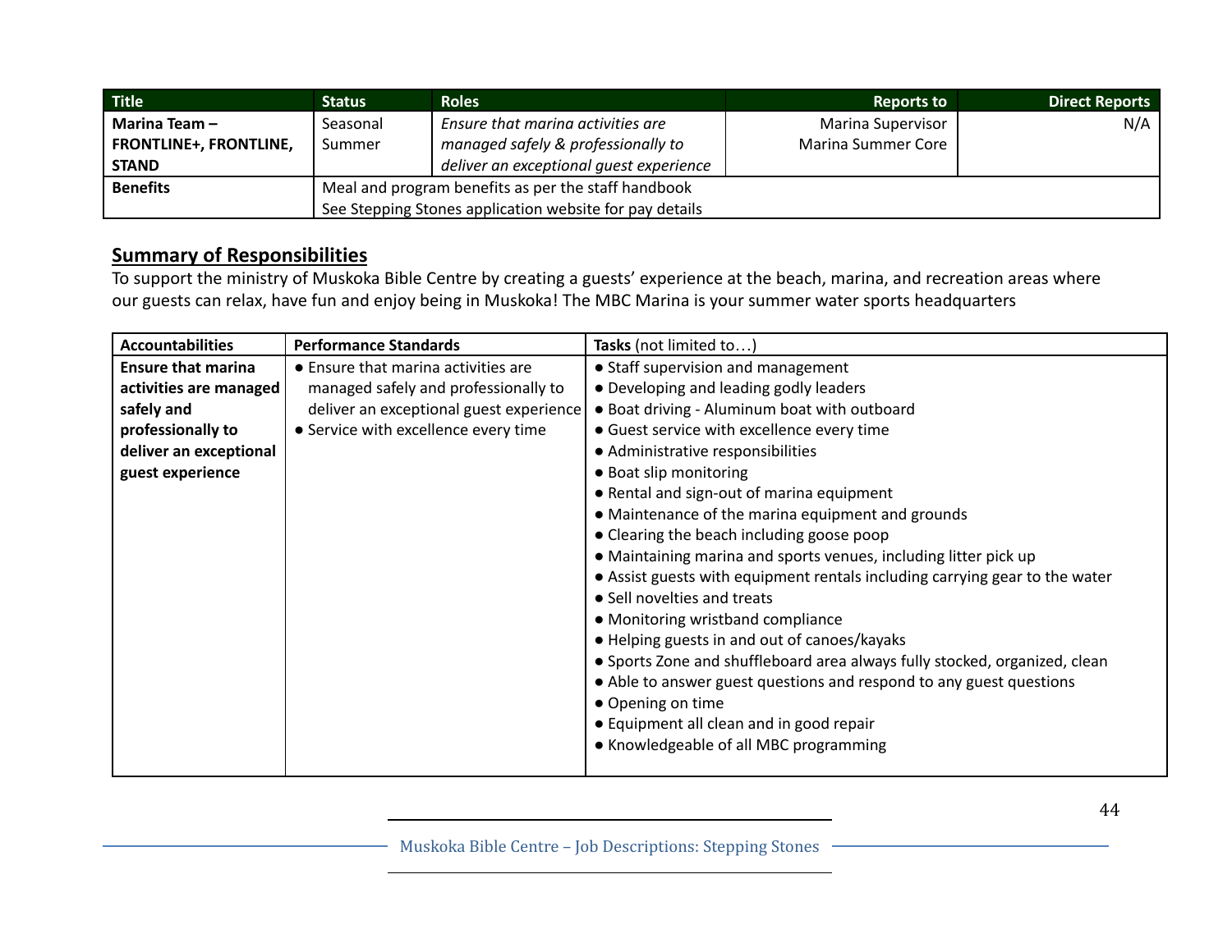| Title | Status | Roles | Reports to | Direct Reports |
|---|---|---|---|---|
| **Marina Team – FRONTLINE+, FRONTLINE, STAND** | Seasonal Summer | *Ensure that marina activities are managed safely & professionally to deliver an exceptional guest experience* | Marina Supervisor<br>Marina Summer Core | N/A |
| **Benefits** | Meal and program benefits as per the staff handbook<br>See Stepping Stones application website for pay details | | | |

## Summary of Responsibilities

To support the ministry of Muskoka Bible Centre by creating a guests' experience at the beach, marina, and recreation areas where our guests can relax, have fun and enjoy being in Muskoka! The MBC Marina is your summer water sports headquarters

| Accountabilities | Performance Standards | **Tasks** (not limited to…) |
|---|---|---|
| **Ensure that marina activities are managed safely and professionally to deliver an exceptional guest experience** | ● Ensure that marina activities are managed safely and professionally to deliver an exceptional guest experience<br>● Service with excellence every time | ● Staff supervision and management<br>● Developing and leading godly leaders<br>● Boat driving - Aluminum boat with outboard<br>● Guest service with excellence every time<br>● Administrative responsibilities<br>● Boat slip monitoring<br>● Rental and sign-out of marina equipment<br>● Maintenance of the marina equipment and grounds<br>● Clearing the beach including goose poop<br>● Maintaining marina and sports venues, including litter pick up<br>● Assist guests with equipment rentals including carrying gear to the water<br>● Sell novelties and treats<br>● Monitoring wristband compliance<br>● Helping guests in and out of canoes/kayaks<br>● Sports Zone and shuffleboard area always fully stocked, organized, clean<br>● Able to answer guest questions and respond to any guest questions<br>● Opening on time<br>● Equipment all clean and in good repair<br>● Knowledgeable of all MBC programming |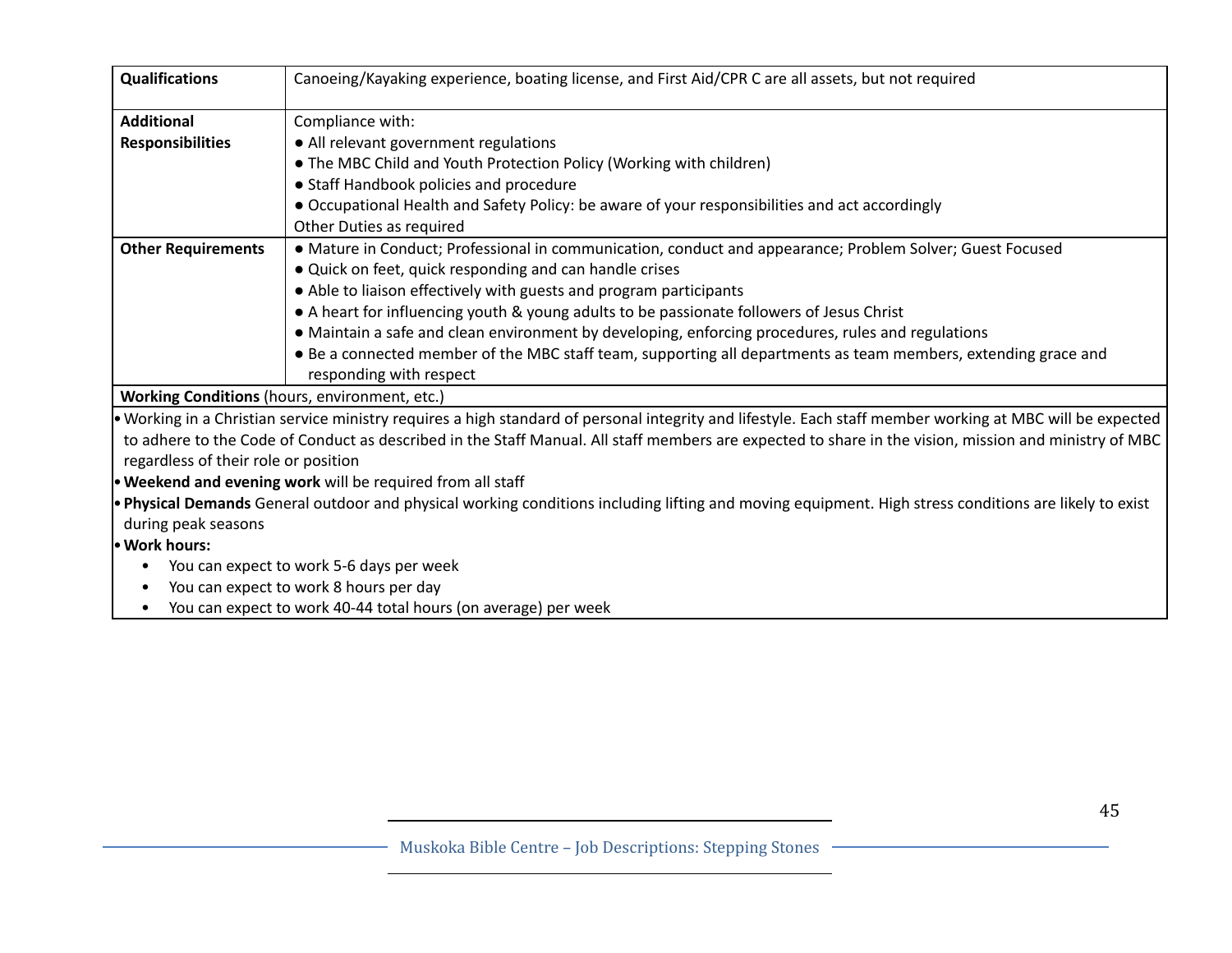| | |
|---|---|
| **Qualifications** | Canoeing/Kayaking experience, boating license, and First Aid/CPR C are all assets, but not required |
| **Additional Responsibilities** | Compliance with:<br>● All relevant government regulations<br>● The MBC Child and Youth Protection Policy (Working with children)<br>● Staff Handbook policies and procedure<br>● Occupational Health and Safety Policy: be aware of your responsibilities and act accordingly<br>Other Duties as required |
| **Other Requirements** | ● Mature in Conduct; Professional in communication, conduct and appearance; Problem Solver; Guest Focused<br>● Quick on feet, quick responding and can handle crises<br>● Able to liaison effectively with guests and program participants<br>● A heart for influencing youth & young adults to be passionate followers of Jesus Christ<br>● Maintain a safe and clean environment by developing, enforcing procedures, rules and regulations<br>● Be a connected member of the MBC staff team, supporting all departments as team members, extending grace and responding with respect |

**Working Conditions** (hours, environment, etc.)

- Working in a Christian service ministry requires a high standard of personal integrity and lifestyle. Each staff member working at MBC will be expected to adhere to the Code of Conduct as described in the Staff Manual. All staff members are expected to share in the vision, mission and ministry of MBC regardless of their role or position
- **Weekend and evening work** will be required from all staff
- **Physical Demands** General outdoor and physical working conditions including lifting and moving equipment. High stress conditions are likely to exist during peak seasons
- **Work hours:**
  - You can expect to work 5-6 days per week
  - You can expect to work 8 hours per day
  - You can expect to work 40-44 total hours (on average) per week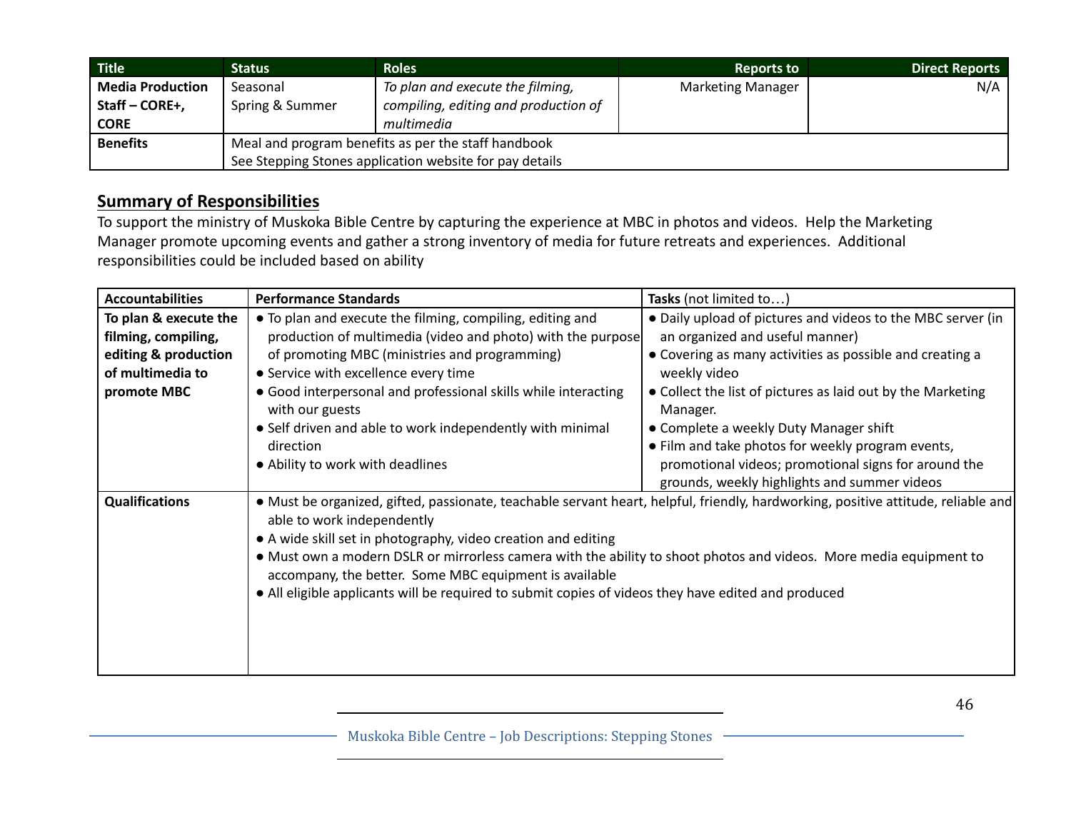| Title | Status | Roles | Reports to | Direct Reports |
|---|---|---|---|---|
| **Media Production Staff – CORE+, CORE** | Seasonal<br>Spring & Summer | *To plan and execute the filming, compiling, editing and production of multimedia* | Marketing Manager | N/A |
| **Benefits** | Meal and program benefits as per the staff handbook<br>See Stepping Stones application website for pay details | | | |

## Summary of Responsibilities

To support the ministry of Muskoka Bible Centre by capturing the experience at MBC in photos and videos. Help the Marketing Manager promote upcoming events and gather a strong inventory of media for future retreats and experiences. Additional responsibilities could be included based on ability

| **Accountabilities** | **Performance Standards** | **Tasks** (not limited to…) |
|---|---|---|
| **To plan & execute the filming, compiling, editing & production of multimedia to promote MBC** | ● To plan and execute the filming, compiling, editing and production of multimedia (video and photo) with the purpose of promoting MBC (ministries and programming)<br>● Service with excellence every time<br>● Good interpersonal and professional skills while interacting with our guests<br>● Self driven and able to work independently with minimal direction<br>● Ability to work with deadlines | ● Daily upload of pictures and videos to the MBC server (in an organized and useful manner)<br>● Covering as many activities as possible and creating a weekly video<br>● Collect the list of pictures as laid out by the Marketing Manager.<br>● Complete a weekly Duty Manager shift<br>● Film and take photos for weekly program events, promotional videos; promotional signs for around the grounds, weekly highlights and summer videos |
| **Qualifications** | ● Must be organized, gifted, passionate, teachable servant heart, helpful, friendly, hardworking, positive attitude, reliable and able to work independently<br>● A wide skill set in photography, video creation and editing<br>● Must own a modern DSLR or mirrorless camera with the ability to shoot photos and videos. More media equipment to accompany, the better. Some MBC equipment is available<br>● All eligible applicants will be required to submit copies of videos they have edited and produced | |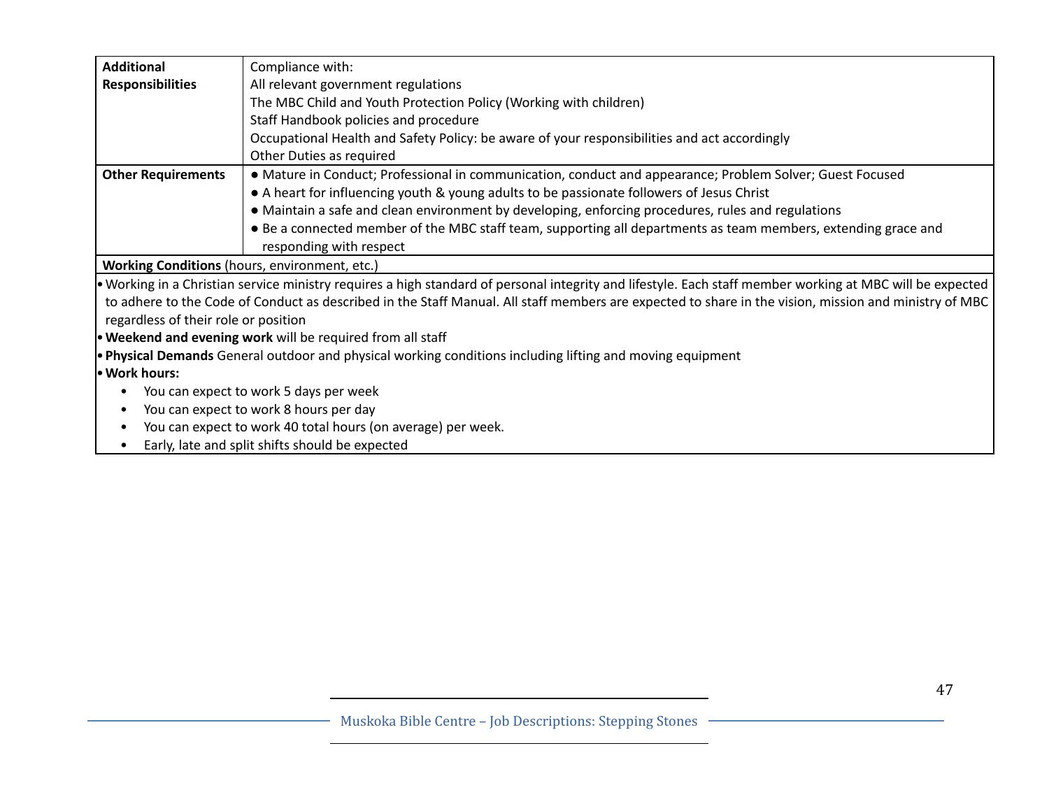| | |
|---|---|
| **Additional Responsibilities** | Compliance with:<br>All relevant government regulations<br>The MBC Child and Youth Protection Policy (Working with children)<br>Staff Handbook policies and procedure<br>Occupational Health and Safety Policy: be aware of your responsibilities and act accordingly<br>Other Duties as required |
| **Other Requirements** | ● Mature in Conduct; Professional in communication, conduct and appearance; Problem Solver; Guest Focused<br>● A heart for influencing youth & young adults to be passionate followers of Jesus Christ<br>● Maintain a safe and clean environment by developing, enforcing procedures, rules and regulations<br>● Be a connected member of the MBC staff team, supporting all departments as team members, extending grace and responding with respect |

**Working Conditions** (hours, environment, etc.)

- Working in a Christian service ministry requires a high standard of personal integrity and lifestyle. Each staff member working at MBC will be expected to adhere to the Code of Conduct as described in the Staff Manual. All staff members are expected to share in the vision, mission and ministry of MBC regardless of their role or position
- **Weekend and evening work** will be required from all staff
- **Physical Demands** General outdoor and physical working conditions including lifting and moving equipment
- **Work hours:**
  - You can expect to work 5 days per week
  - You can expect to work 8 hours per day
  - You can expect to work 40 total hours (on average) per week.
  - Early, late and split shifts should be expected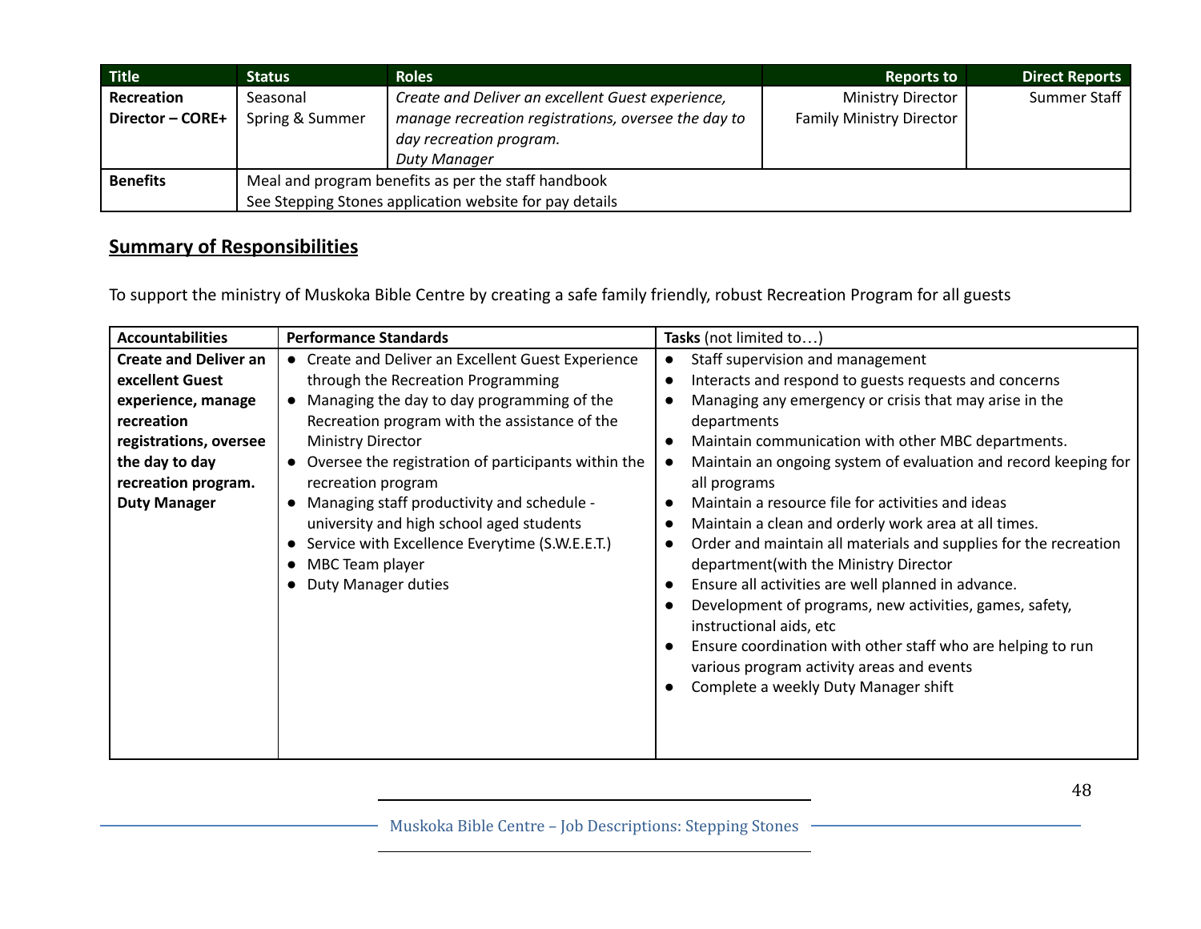| Title | Status | Roles | Reports to | Direct Reports |
|---|---|---|---|---|
| **Recreation Director – CORE+** | Seasonal<br>Spring & Summer | *Create and Deliver an excellent Guest experience, manage recreation registrations, oversee the day to day recreation program.*<br>*Duty Manager* | Ministry Director<br>Family Ministry Director | Summer Staff |
| **Benefits** | Meal and program benefits as per the staff handbook<br>See Stepping Stones application website for pay details | | | |

## Summary of Responsibilities

To support the ministry of Muskoka Bible Centre by creating a safe family friendly, robust Recreation Program for all guests

| Accountabilities | Performance Standards | Tasks (not limited to…) |
|---|---|---|
| **Create and Deliver an excellent Guest experience, manage recreation registrations, oversee the day to day recreation program. Duty Manager** | • Create and Deliver an Excellent Guest Experience through the Recreation Programming<br>• Managing the day to day programming of the Recreation program with the assistance of the Ministry Director<br>• Oversee the registration of participants within the recreation program<br>• Managing staff productivity and schedule - university and high school aged students<br>• Service with Excellence Everytime (S.W.E.E.T.)<br>• MBC Team player<br>• Duty Manager duties | • Staff supervision and management<br>• Interacts and respond to guests requests and concerns<br>• Managing any emergency or crisis that may arise in the departments<br>• Maintain communication with other MBC departments.<br>• Maintain an ongoing system of evaluation and record keeping for all programs<br>• Maintain a resource file for activities and ideas<br>• Maintain a clean and orderly work area at all times.<br>• Order and maintain all materials and supplies for the recreation department(with the Ministry Director<br>• Ensure all activities are well planned in advance.<br>• Development of programs, new activities, games, safety, instructional aids, etc<br>• Ensure coordination with other staff who are helping to run various program activity areas and events<br>• Complete a weekly Duty Manager shift |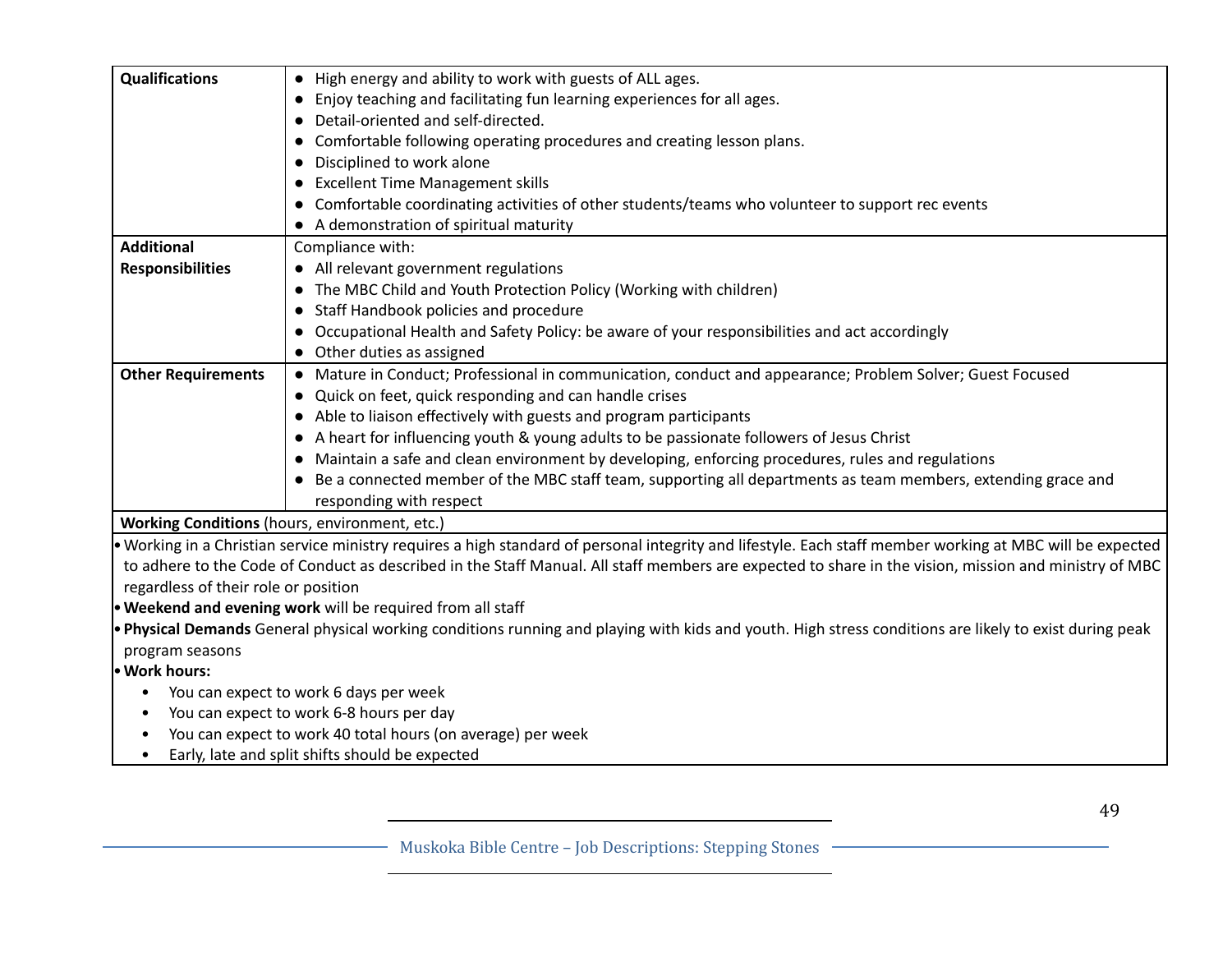| | |
|---|---|
| **Qualifications** | • High energy and ability to work with guests of ALL ages.<br>• Enjoy teaching and facilitating fun learning experiences for all ages.<br>• Detail-oriented and self-directed.<br>• Comfortable following operating procedures and creating lesson plans.<br>• Disciplined to work alone<br>• Excellent Time Management skills<br>• Comfortable coordinating activities of other students/teams who volunteer to support rec events<br>• A demonstration of spiritual maturity |
| **Additional Responsibilities** | Compliance with:<br>• All relevant government regulations<br>• The MBC Child and Youth Protection Policy (Working with children)<br>• Staff Handbook policies and procedure<br>• Occupational Health and Safety Policy: be aware of your responsibilities and act accordingly<br>• Other duties as assigned |
| **Other Requirements** | • Mature in Conduct; Professional in communication, conduct and appearance; Problem Solver; Guest Focused<br>• Quick on feet, quick responding and can handle crises<br>• Able to liaison effectively with guests and program participants<br>• A heart for influencing youth & young adults to be passionate followers of Jesus Christ<br>• Maintain a safe and clean environment by developing, enforcing procedures, rules and regulations<br>• Be a connected member of the MBC staff team, supporting all departments as team members, extending grace and responding with respect |

**Working Conditions** (hours, environment, etc.)

- Working in a Christian service ministry requires a high standard of personal integrity and lifestyle. Each staff member working at MBC will be expected to adhere to the Code of Conduct as described in the Staff Manual. All staff members are expected to share in the vision, mission and ministry of MBC regardless of their role or position
- **Weekend and evening work** will be required from all staff
- **Physical Demands** General physical working conditions running and playing with kids and youth. High stress conditions are likely to exist during peak program seasons
- **Work hours:**
  - You can expect to work 6 days per week
  - You can expect to work 6-8 hours per day
  - You can expect to work 40 total hours (on average) per week
  - Early, late and split shifts should be expected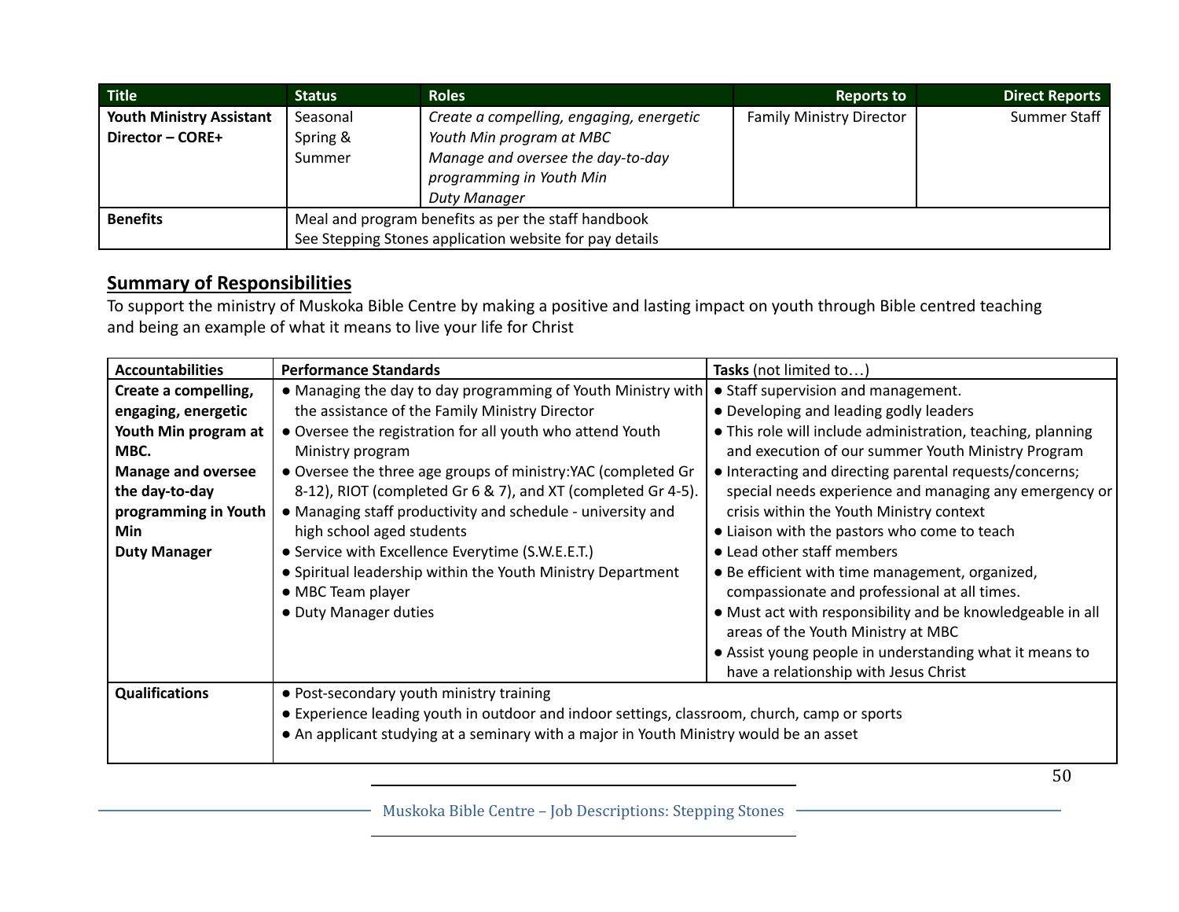| Title | Status | Roles | Reports to | Direct Reports |
|---|---|---|---|---|
| **Youth Ministry Assistant Director – CORE+** | Seasonal Spring & Summer | *Create a compelling, engaging, energetic Youth Min program at MBC*<br>*Manage and oversee the day-to-day programming in Youth Min*<br>*Duty Manager* | Family Ministry Director | Summer Staff |
| **Benefits** | Meal and program benefits as per the staff handbook<br>See Stepping Stones application website for pay details | | | |

## Summary of Responsibilities

To support the ministry of Muskoka Bible Centre by making a positive and lasting impact on youth through Bible centred teaching and being an example of what it means to live your life for Christ

| Accountabilities | Performance Standards | Tasks (not limited to…) |
|---|---|---|
| **Create a compelling, engaging, energetic Youth Min program at MBC.**<br>**Manage and oversee the day-to-day programming in Youth Min**<br>**Duty Manager** | ● Managing the day to day programming of Youth Ministry with the assistance of the Family Ministry Director<br>● Oversee the registration for all youth who attend Youth Ministry program<br>● Oversee the three age groups of ministry:YAC (completed Gr 8-12), RIOT (completed Gr 6 & 7), and XT (completed Gr 4-5).<br>● Managing staff productivity and schedule - university and high school aged students<br>● Service with Excellence Everytime (S.W.E.E.T.)<br>● Spiritual leadership within the Youth Ministry Department<br>● MBC Team player<br>● Duty Manager duties | ● Staff supervision and management.<br>● Developing and leading godly leaders<br>● This role will include administration, teaching, planning and execution of our summer Youth Ministry Program<br>● Interacting and directing parental requests/concerns; special needs experience and managing any emergency or crisis within the Youth Ministry context<br>● Liaison with the pastors who come to teach<br>● Lead other staff members<br>● Be efficient with time management, organized, compassionate and professional at all times.<br>● Must act with responsibility and be knowledgeable in all areas of the Youth Ministry at MBC<br>● Assist young people in understanding what it means to have a relationship with Jesus Christ |
| **Qualifications** | ● Post-secondary youth ministry training<br>● Experience leading youth in outdoor and indoor settings, classroom, church, camp or sports<br>● An applicant studying at a seminary with a major in Youth Ministry would be an asset | |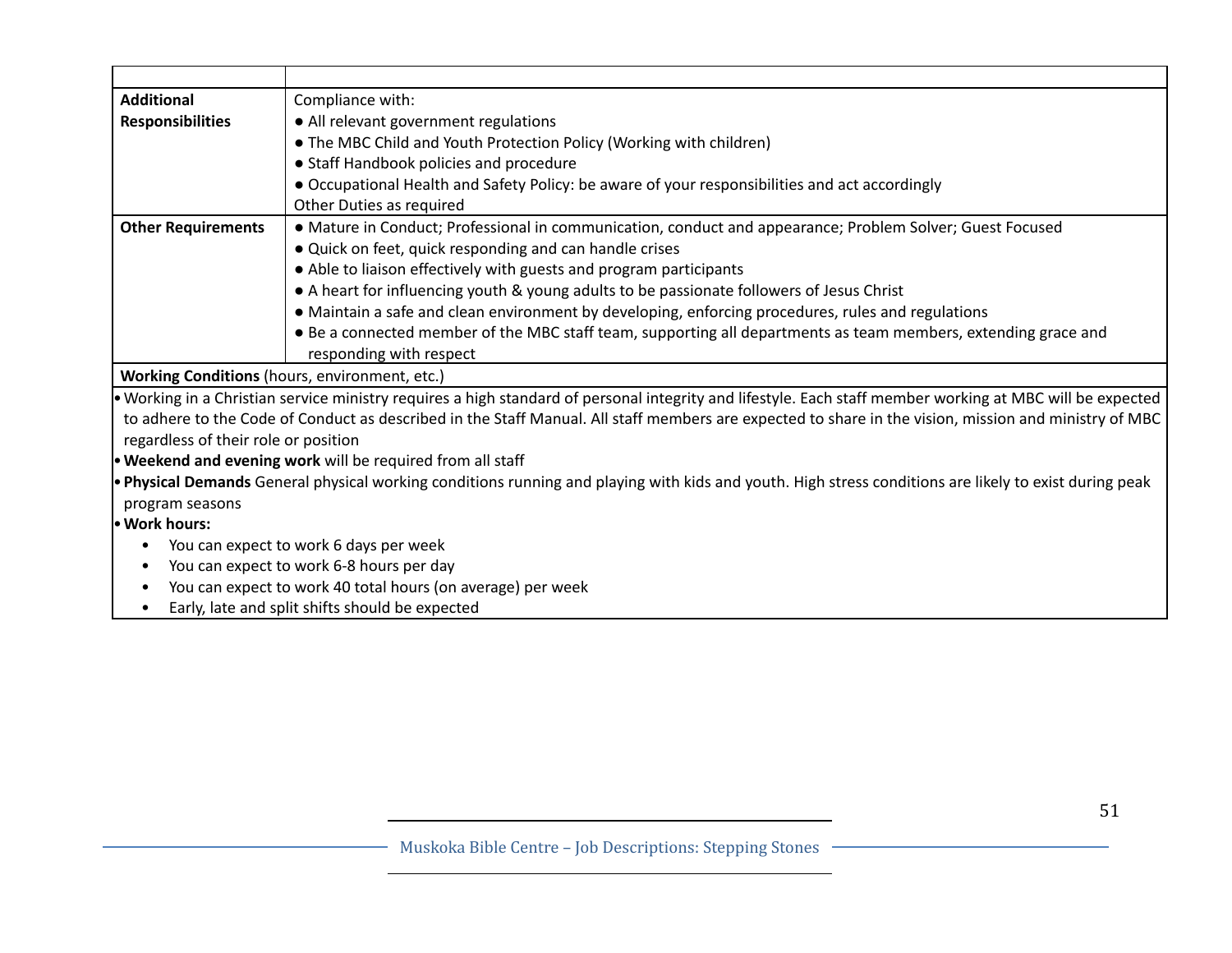| | |
|---|---|
| **Additional Responsibilities** | Compliance with:<br>● All relevant government regulations<br>● The MBC Child and Youth Protection Policy (Working with children)<br>● Staff Handbook policies and procedure<br>● Occupational Health and Safety Policy: be aware of your responsibilities and act accordingly<br>Other Duties as required |
| **Other Requirements** | ● Mature in Conduct; Professional in communication, conduct and appearance; Problem Solver; Guest Focused<br>● Quick on feet, quick responding and can handle crises<br>● Able to liaison effectively with guests and program participants<br>● A heart for influencing youth & young adults to be passionate followers of Jesus Christ<br>● Maintain a safe and clean environment by developing, enforcing procedures, rules and regulations<br>● Be a connected member of the MBC staff team, supporting all departments as team members, extending grace and responding with respect |

**Working Conditions** (hours, environment, etc.)

- Working in a Christian service ministry requires a high standard of personal integrity and lifestyle. Each staff member working at MBC will be expected to adhere to the Code of Conduct as described in the Staff Manual. All staff members are expected to share in the vision, mission and ministry of MBC regardless of their role or position
- **Weekend and evening work** will be required from all staff
- **Physical Demands** General physical working conditions running and playing with kids and youth. High stress conditions are likely to exist during peak program seasons
- **Work hours:**
  - You can expect to work 6 days per week
  - You can expect to work 6-8 hours per day
  - You can expect to work 40 total hours (on average) per week
  - Early, late and split shifts should be expected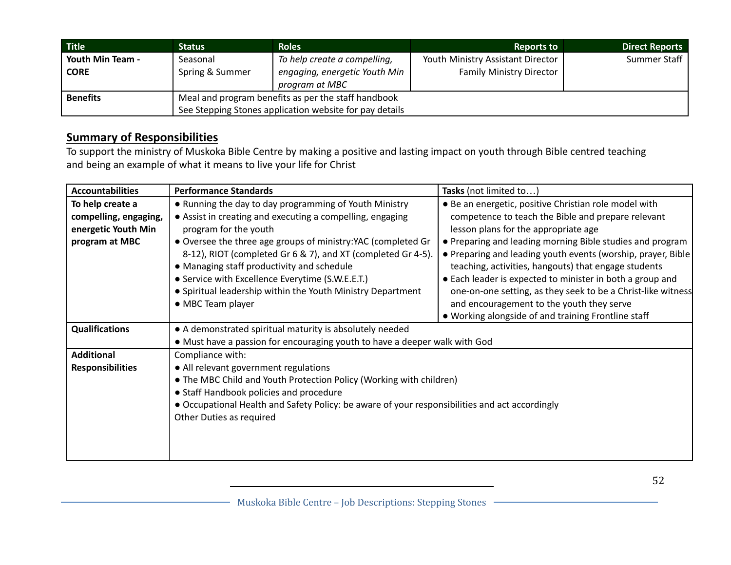| Title | Status | Roles | Reports to | Direct Reports |
|---|---|---|---|---|
| **Youth Min Team - CORE** | Seasonal<br>Spring & Summer | *To help create a compelling, engaging, energetic Youth Min program at MBC* | Youth Ministry Assistant Director<br>Family Ministry Director | Summer Staff |
| **Benefits** | Meal and program benefits as per the staff handbook<br>See Stepping Stones application website for pay details | | | |

## Summary of Responsibilities

To support the ministry of Muskoka Bible Centre by making a positive and lasting impact on youth through Bible centred teaching and being an example of what it means to live your life for Christ

| Accountabilities | Performance Standards | Tasks (not limited to…) |
|---|---|---|
| **To help create a compelling, engaging, energetic Youth Min program at MBC** | ● Running the day to day programming of Youth Ministry<br>● Assist in creating and executing a compelling, engaging program for the youth<br>● Oversee the three age groups of ministry:YAC (completed Gr 8-12), RIOT (completed Gr 6 & 7), and XT (completed Gr 4-5).<br>● Managing staff productivity and schedule<br>● Service with Excellence Everytime (S.W.E.E.T.)<br>● Spiritual leadership within the Youth Ministry Department<br>● MBC Team player | ● Be an energetic, positive Christian role model with competence to teach the Bible and prepare relevant lesson plans for the appropriate age<br>● Preparing and leading morning Bible studies and program<br>● Preparing and leading youth events (worship, prayer, Bible teaching, activities, hangouts) that engage students<br>● Each leader is expected to minister in both a group and one-on-one setting, as they seek to be a Christ-like witness and encouragement to the youth they serve<br>● Working alongside of and training Frontline staff |
| **Qualifications** | ● A demonstrated spiritual maturity is absolutely needed<br>● Must have a passion for encouraging youth to have a deeper walk with God | |
| **Additional Responsibilities** | Compliance with:<br>● All relevant government regulations<br>● The MBC Child and Youth Protection Policy (Working with children)<br>● Staff Handbook policies and procedure<br>● Occupational Health and Safety Policy: be aware of your responsibilities and act accordingly<br>Other Duties as required | |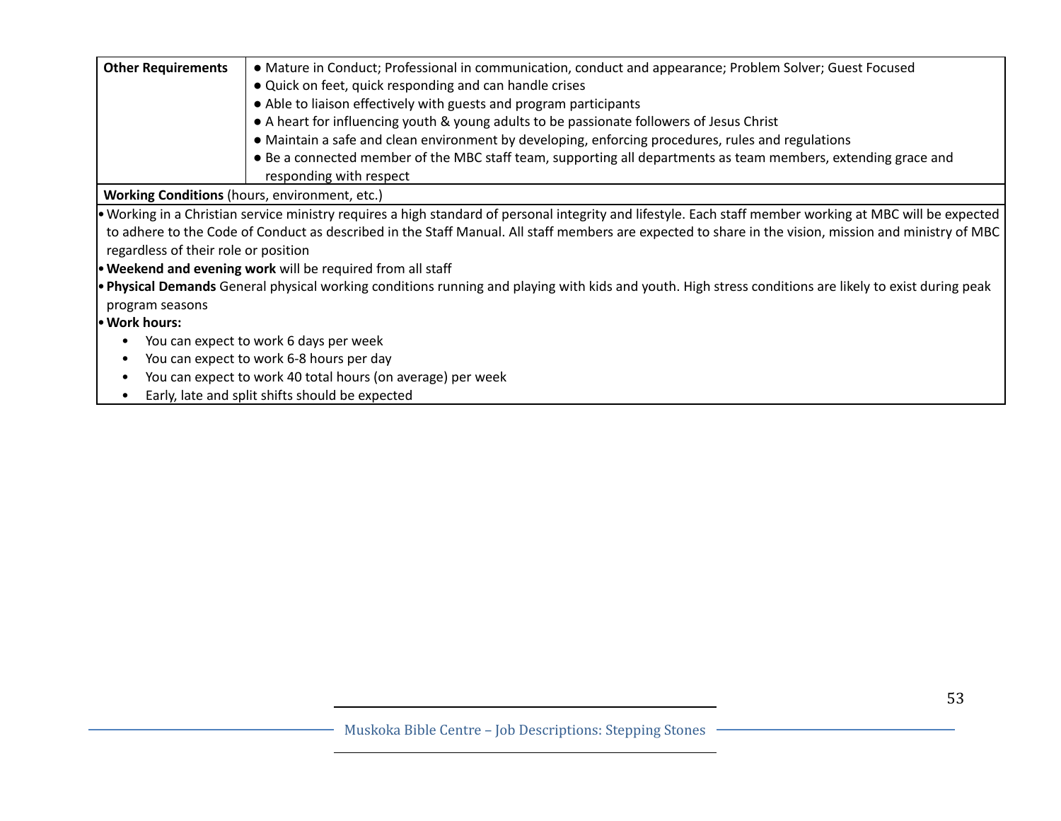| Other Requirements | ● Mature in Conduct; Professional in communication, conduct and appearance; Problem Solver; Guest Focused<br>● Quick on feet, quick responding and can handle crises<br>● Able to liaison effectively with guests and program participants<br>● A heart for influencing youth & young adults to be passionate followers of Jesus Christ<br>● Maintain a safe and clean environment by developing, enforcing procedures, rules and regulations<br>● Be a connected member of the MBC staff team, supporting all departments as team members, extending grace and responding with respect |
|---|---|

**Working Conditions** (hours, environment, etc.)

- Working in a Christian service ministry requires a high standard of personal integrity and lifestyle. Each staff member working at MBC will be expected to adhere to the Code of Conduct as described in the Staff Manual. All staff members are expected to share in the vision, mission and ministry of MBC regardless of their role or position
- **Weekend and evening work** will be required from all staff
- **Physical Demands** General physical working conditions running and playing with kids and youth. High stress conditions are likely to exist during peak program seasons
- **Work hours:**
  - You can expect to work 6 days per week
  - You can expect to work 6-8 hours per day
  - You can expect to work 40 total hours (on average) per week
  - Early, late and split shifts should be expected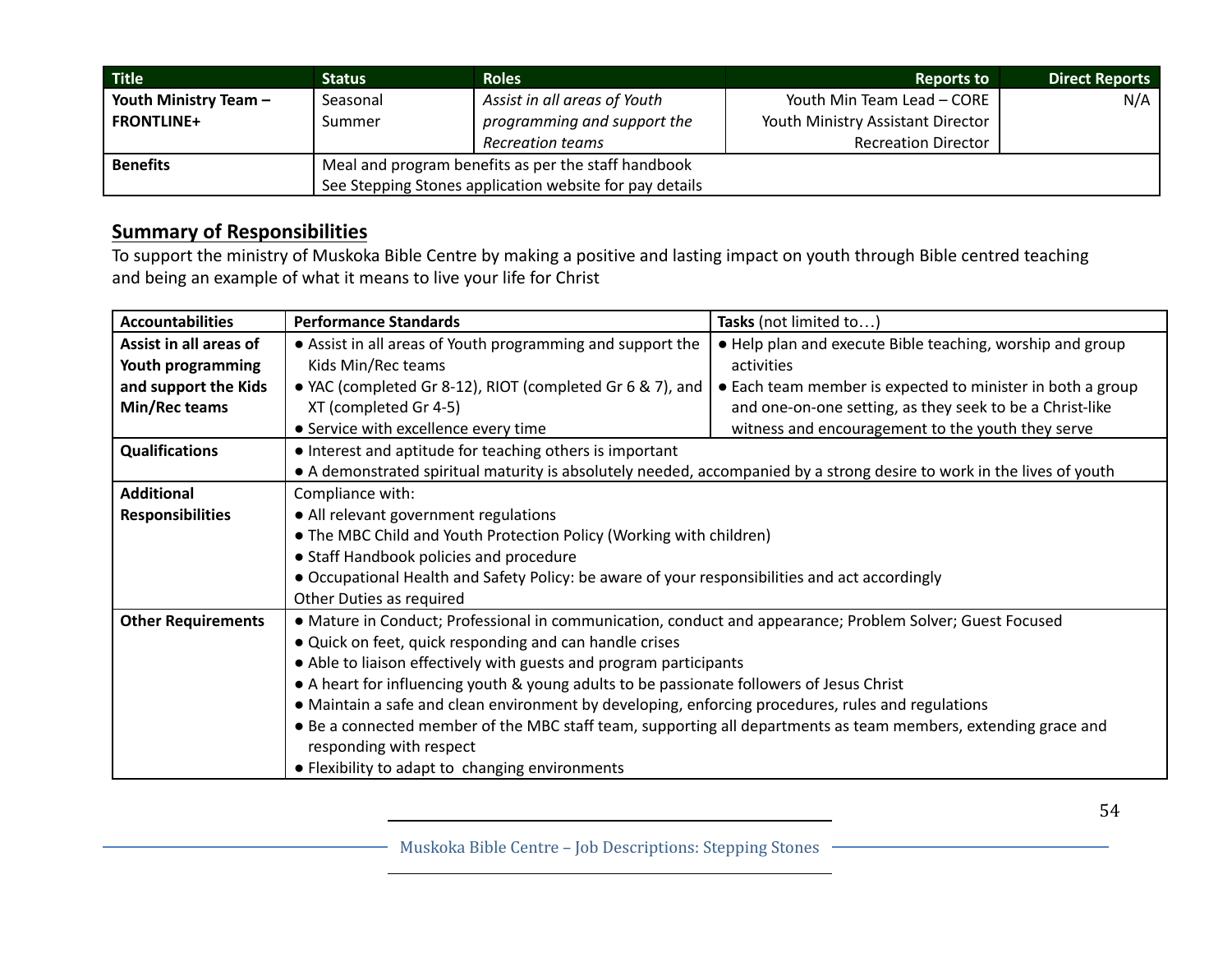| Title | Status | Roles | Reports to | Direct Reports |
|---|---|---|---|---|
| **Youth Ministry Team – FRONTLINE+** | Seasonal Summer | *Assist in all areas of Youth programming and support the Recreation teams* | Youth Min Team Lead – CORE<br>Youth Ministry Assistant Director<br>Recreation Director | N/A |
| **Benefits** | Meal and program benefits as per the staff handbook<br>See Stepping Stones application website for pay details | | | |

## Summary of Responsibilities

To support the ministry of Muskoka Bible Centre by making a positive and lasting impact on youth through Bible centred teaching and being an example of what it means to live your life for Christ

| Accountabilities | Performance Standards | Tasks (not limited to…) |
|---|---|---|
| **Assist in all areas of Youth programming and support the Kids Min/Rec teams** | ● Assist in all areas of Youth programming and support the Kids Min/Rec teams<br>● YAC (completed Gr 8-12), RIOT (completed Gr 6 & 7), and XT (completed Gr 4-5)<br>● Service with excellence every time | ● Help plan and execute Bible teaching, worship and group activities<br>● Each team member is expected to minister in both a group and one-on-one setting, as they seek to be a Christ-like witness and encouragement to the youth they serve |
| **Qualifications** | ● Interest and aptitude for teaching others is important<br>● A demonstrated spiritual maturity is absolutely needed, accompanied by a strong desire to work in the lives of youth | |
| **Additional Responsibilities** | Compliance with:<br>● All relevant government regulations<br>● The MBC Child and Youth Protection Policy (Working with children)<br>● Staff Handbook policies and procedure<br>● Occupational Health and Safety Policy: be aware of your responsibilities and act accordingly<br>Other Duties as required | |
| **Other Requirements** | ● Mature in Conduct; Professional in communication, conduct and appearance; Problem Solver; Guest Focused<br>● Quick on feet, quick responding and can handle crises<br>● Able to liaison effectively with guests and program participants<br>● A heart for influencing youth & young adults to be passionate followers of Jesus Christ<br>● Maintain a safe and clean environment by developing, enforcing procedures, rules and regulations<br>● Be a connected member of the MBC staff team, supporting all departments as team members, extending grace and responding with respect<br>● Flexibility to adapt to changing environments | |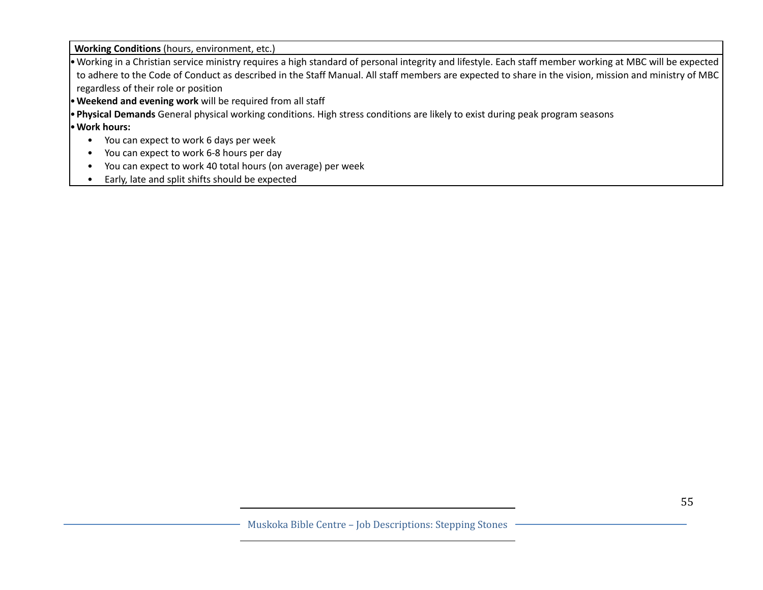**Working Conditions** (hours, environment, etc.)

- Working in a Christian service ministry requires a high standard of personal integrity and lifestyle. Each staff member working at MBC will be expected to adhere to the Code of Conduct as described in the Staff Manual. All staff members are expected to share in the vision, mission and ministry of MBC regardless of their role or position
- **Weekend and evening work** will be required from all staff
- **Physical Demands** General physical working conditions. High stress conditions are likely to exist during peak program seasons
- **Work hours:**
    - You can expect to work 6 days per week
    - You can expect to work 6-8 hours per day
    - You can expect to work 40 total hours (on average) per week
    - Early, late and split shifts should be expected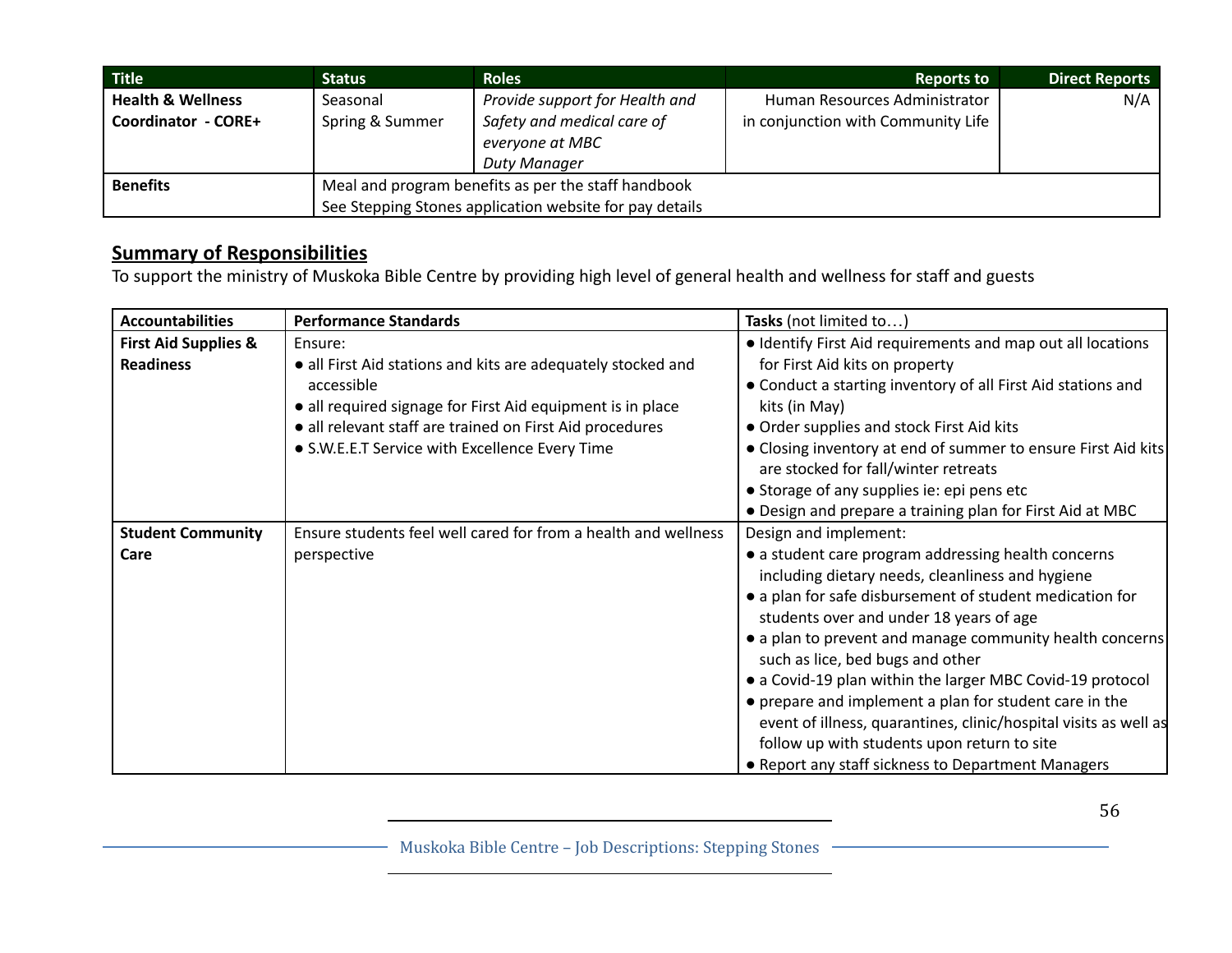| Title | Status | Roles | Reports to | Direct Reports |
|---|---|---|---|---|
| **Health & Wellness Coordinator - CORE+** | Seasonal<br>Spring & Summer | *Provide support for Health and Safety and medical care of everyone at MBC*<br>*Duty Manager* | Human Resources Administrator in conjunction with Community Life | N/A |
| **Benefits** | Meal and program benefits as per the staff handbook<br>See Stepping Stones application website for pay details | | | |

## Summary of Responsibilities

To support the ministry of Muskoka Bible Centre by providing high level of general health and wellness for staff and guests

| Accountabilities | Performance Standards | Tasks (not limited to…) |
|---|---|---|
| **First Aid Supplies & Readiness** | Ensure:<br>● all First Aid stations and kits are adequately stocked and accessible<br>● all required signage for First Aid equipment is in place<br>● all relevant staff are trained on First Aid procedures<br>● S.W.E.E.T Service with Excellence Every Time | ● Identify First Aid requirements and map out all locations for First Aid kits on property<br>● Conduct a starting inventory of all First Aid stations and kits (in May)<br>● Order supplies and stock First Aid kits<br>● Closing inventory at end of summer to ensure First Aid kits are stocked for fall/winter retreats<br>● Storage of any supplies ie: epi pens etc<br>● Design and prepare a training plan for First Aid at MBC |
| **Student Community Care** | Ensure students feel well cared for from a health and wellness perspective | Design and implement:<br>● a student care program addressing health concerns including dietary needs, cleanliness and hygiene<br>● a plan for safe disbursement of student medication for students over and under 18 years of age<br>● a plan to prevent and manage community health concerns such as lice, bed bugs and other<br>● a Covid-19 plan within the larger MBC Covid-19 protocol<br>● prepare and implement a plan for student care in the event of illness, quarantines, clinic/hospital visits as well as follow up with students upon return to site<br>● Report any staff sickness to Department Managers |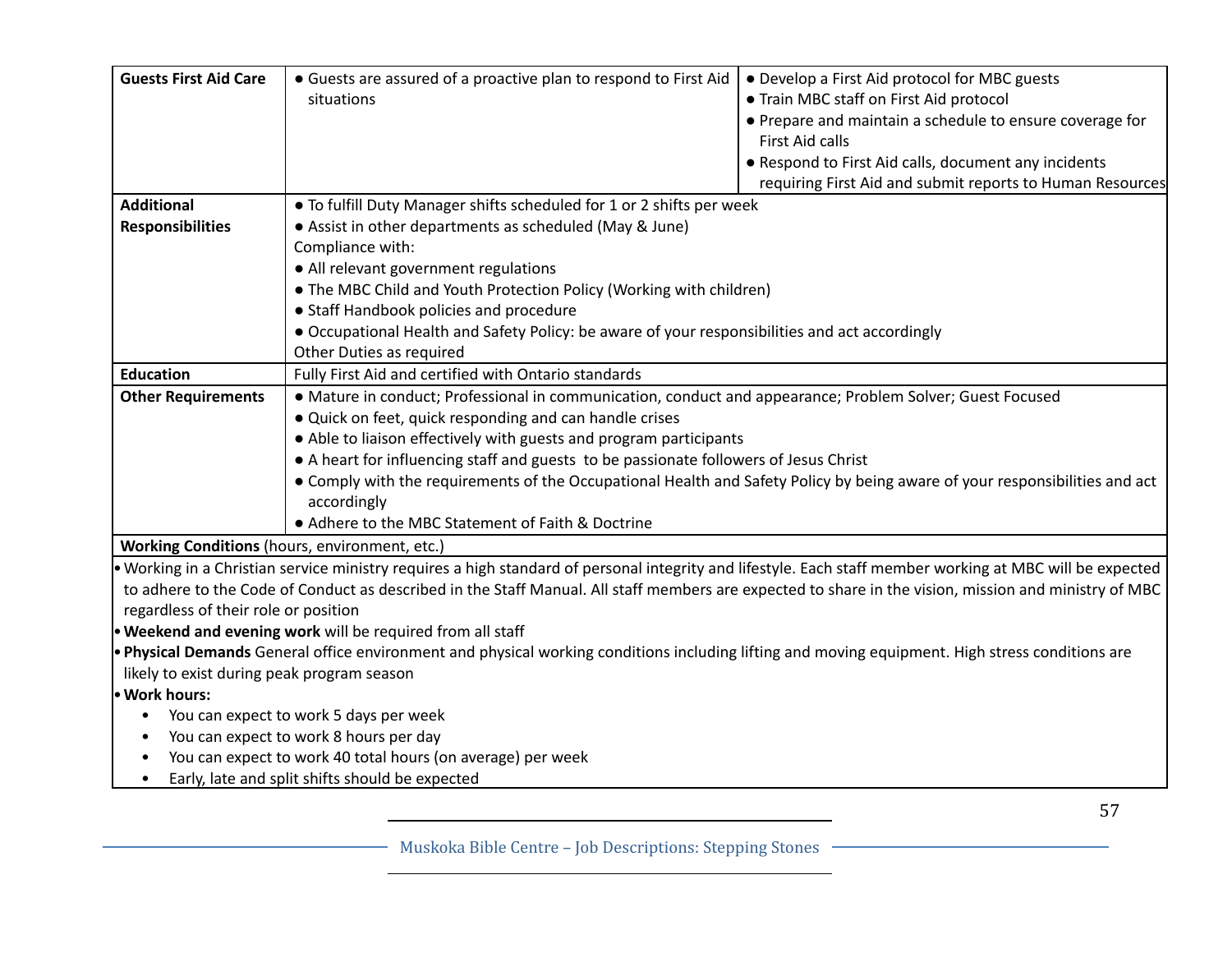| | | |
|---|---|---|
| **Guests First Aid Care** | • Guests are assured of a proactive plan to respond to First Aid situations | • Develop a First Aid protocol for MBC guests<br>• Train MBC staff on First Aid protocol<br>• Prepare and maintain a schedule to ensure coverage for First Aid calls<br>• Respond to First Aid calls, document any incidents requiring First Aid and submit reports to Human Resources |
| **Additional Responsibilities** | • To fulfill Duty Manager shifts scheduled for 1 or 2 shifts per week<br>• Assist in other departments as scheduled (May & June)<br>Compliance with:<br>• All relevant government regulations<br>• The MBC Child and Youth Protection Policy (Working with children)<br>• Staff Handbook policies and procedure<br>• Occupational Health and Safety Policy: be aware of your responsibilities and act accordingly<br>Other Duties as required | |
| **Education** | Fully First Aid and certified with Ontario standards | |
| **Other Requirements** | • Mature in conduct; Professional in communication, conduct and appearance; Problem Solver; Guest Focused<br>• Quick on feet, quick responding and can handle crises<br>• Able to liaison effectively with guests and program participants<br>• A heart for influencing staff and guests to be passionate followers of Jesus Christ<br>• Comply with the requirements of the Occupational Health and Safety Policy by being aware of your responsibilities and act accordingly<br>• Adhere to the MBC Statement of Faith & Doctrine | |

**Working Conditions** (hours, environment, etc.)

- Working in a Christian service ministry requires a high standard of personal integrity and lifestyle. Each staff member working at MBC will be expected to adhere to the Code of Conduct as described in the Staff Manual. All staff members are expected to share in the vision, mission and ministry of MBC regardless of their role or position
- **Weekend and evening work** will be required from all staff
- **Physical Demands** General office environment and physical working conditions including lifting and moving equipment. High stress conditions are likely to exist during peak program season
- **Work hours:**
  - You can expect to work 5 days per week
  - You can expect to work 8 hours per day
  - You can expect to work 40 total hours (on average) per week
  - Early, late and split shifts should be expected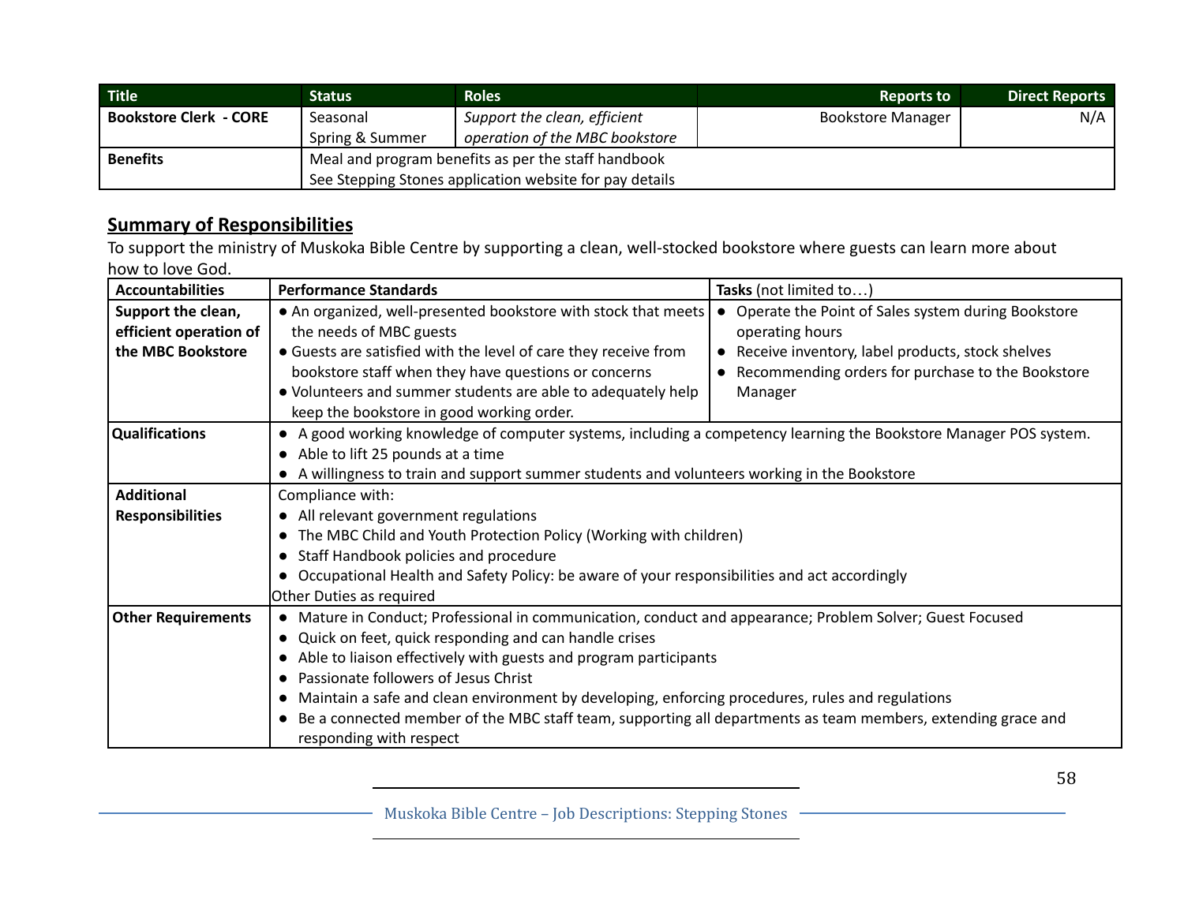| Title | Status | Roles | Reports to | Direct Reports |
|---|---|---|---|---|
| **Bookstore Clerk - CORE** | Seasonal<br>Spring & Summer | *Support the clean, efficient operation of the MBC bookstore* | Bookstore Manager | N/A |
| **Benefits** | Meal and program benefits as per the staff handbook<br>See Stepping Stones application website for pay details | | | |

## Summary of Responsibilities

To support the ministry of Muskoka Bible Centre by supporting a clean, well-stocked bookstore where guests can learn more about how to love God.

| Accountabilities | Performance Standards | Tasks (not limited to…) |
|---|---|---|
| **Support the clean, efficient operation of the MBC Bookstore** | • An organized, well-presented bookstore with stock that meets the needs of MBC guests<br>• Guests are satisfied with the level of care they receive from bookstore staff when they have questions or concerns<br>• Volunteers and summer students are able to adequately help keep the bookstore in good working order. | • Operate the Point of Sales system during Bookstore operating hours<br>• Receive inventory, label products, stock shelves<br>• Recommending orders for purchase to the Bookstore Manager |
| **Qualifications** | • A good working knowledge of computer systems, including a competency learning the Bookstore Manager POS system.<br>• Able to lift 25 pounds at a time<br>• A willingness to train and support summer students and volunteers working in the Bookstore | |
| **Additional Responsibilities** | Compliance with:<br>• All relevant government regulations<br>• The MBC Child and Youth Protection Policy (Working with children)<br>• Staff Handbook policies and procedure<br>• Occupational Health and Safety Policy: be aware of your responsibilities and act accordingly<br>Other Duties as required | |
| **Other Requirements** | • Mature in Conduct; Professional in communication, conduct and appearance; Problem Solver; Guest Focused<br>• Quick on feet, quick responding and can handle crises<br>• Able to liaison effectively with guests and program participants<br>• Passionate followers of Jesus Christ<br>• Maintain a safe and clean environment by developing, enforcing procedures, rules and regulations<br>• Be a connected member of the MBC staff team, supporting all departments as team members, extending grace and responding with respect | |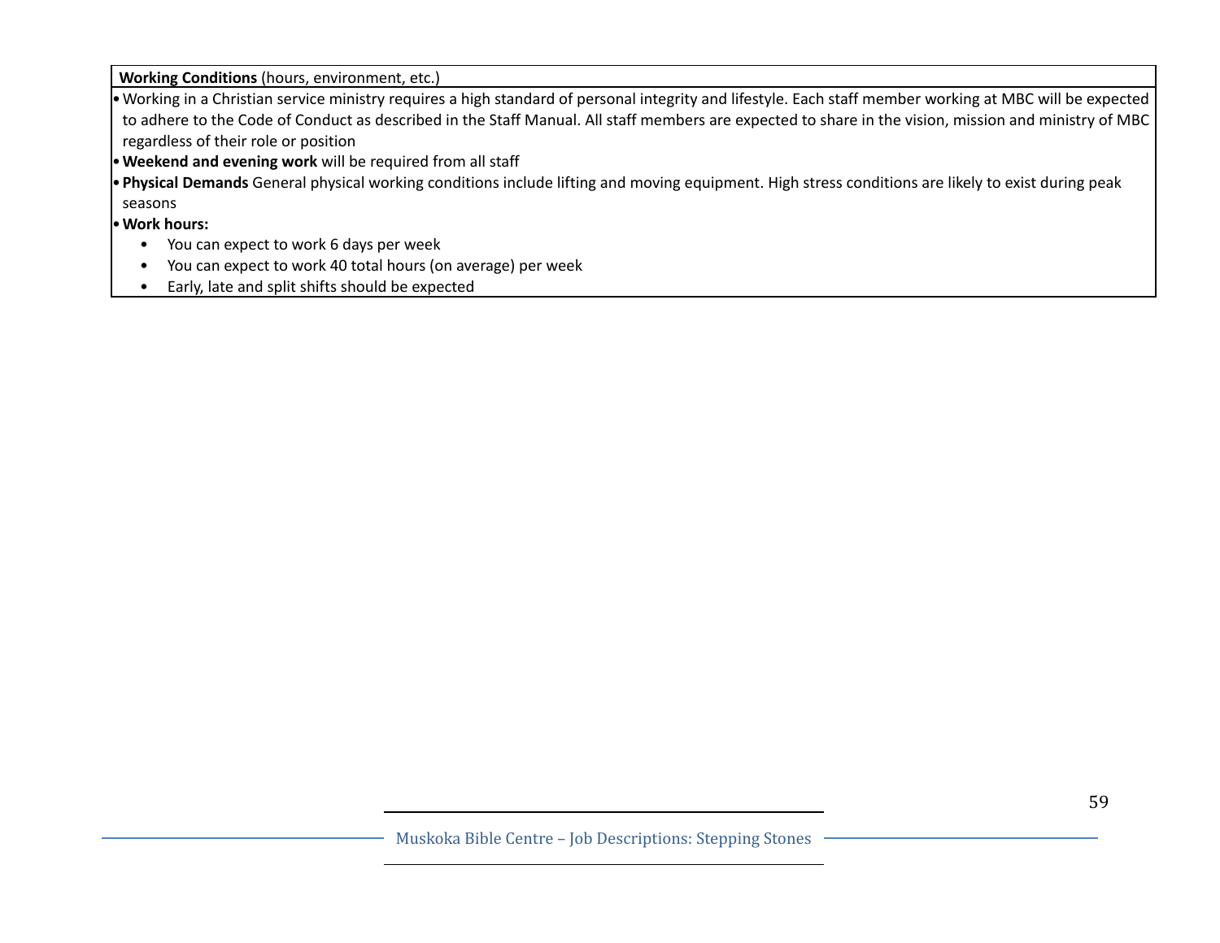**Working Conditions** (hours, environment, etc.)

- Working in a Christian service ministry requires a high standard of personal integrity and lifestyle. Each staff member working at MBC will be expected to adhere to the Code of Conduct as described in the Staff Manual. All staff members are expected to share in the vision, mission and ministry of MBC regardless of their role or position
- **Weekend and evening work** will be required from all staff
- **Physical Demands** General physical working conditions include lifting and moving equipment. High stress conditions are likely to exist during peak seasons
- **Work hours:**
    - You can expect to work 6 days per week
    - You can expect to work 40 total hours (on average) per week
    - Early, late and split shifts should be expected